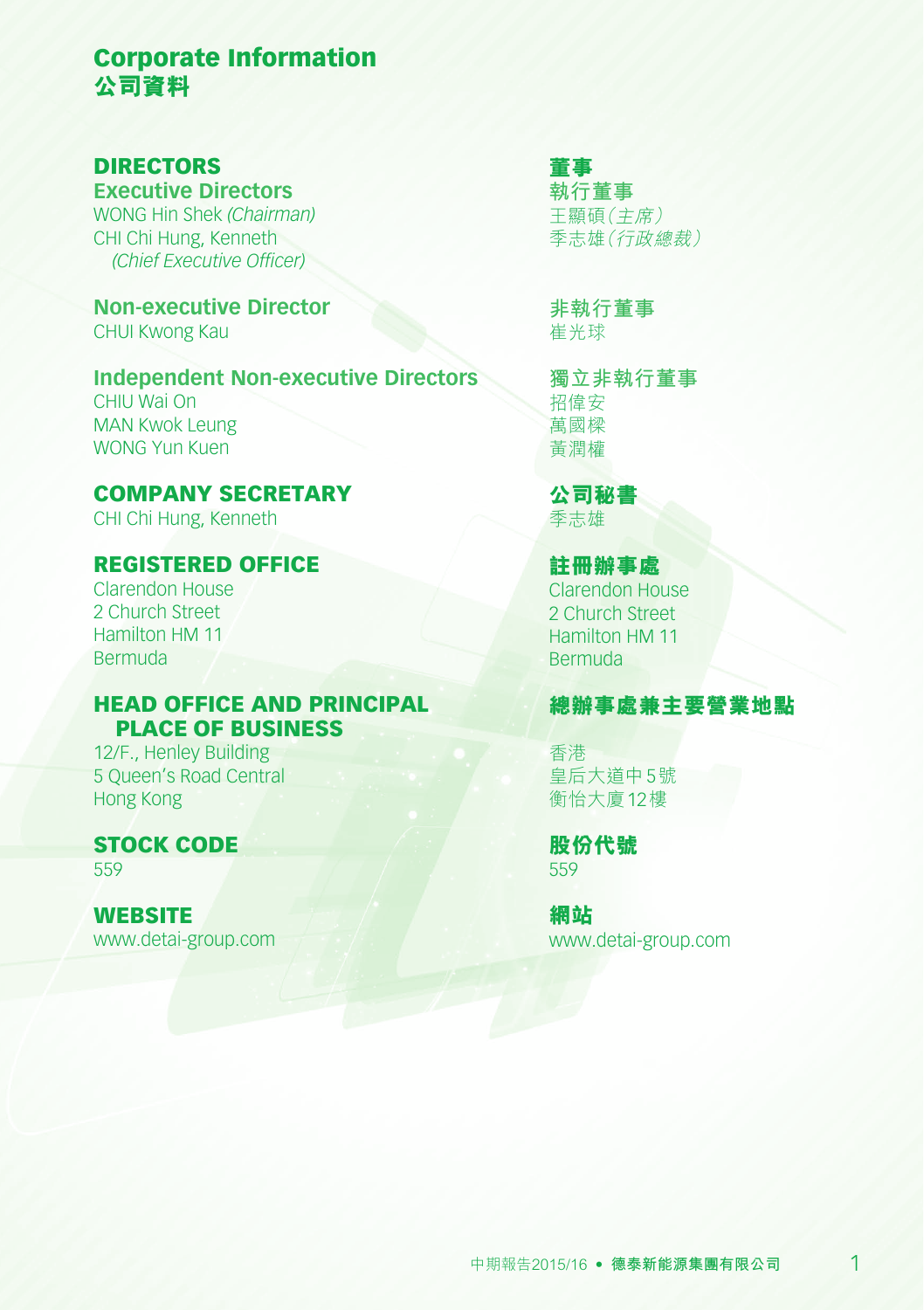# Corporate Information
# 公司資料

## DIRECTORS

### Executive Directors

WONG Hin Shek *(Chairman)*
CHI Chi Hung, Kenneth *(Chief Executive Officer)*

### Non-executive Director

CHUI Kwong Kau

### Independent Non-executive Directors

CHIU Wai On
MAN Kwok Leung
WONG Yun Kuen

## COMPANY SECRETARY

CHI Chi Hung, Kenneth

## REGISTERED OFFICE

Clarendon House
2 Church Street
Hamilton HM 11
Bermuda

## HEAD OFFICE AND PRINCIPAL PLACE OF BUSINESS

12/F., Henley Building
5 Queen's Road Central
Hong Kong

## STOCK CODE

559

## WEBSITE

www.detai-group.com

## 董事

### 執行董事

王顯碩*（主席）*
季志雄*（行政總裁）*

### 非執行董事

崔光球

### 獨立非執行董事

招偉安
萬國樑
黃潤權

## 公司秘書

季志雄

## 註冊辦事處

Clarendon House
2 Church Street
Hamilton HM 11
Bermuda

## 總辦事處兼主要營業地點

香港
皇后大道中5號
衡怡大廈12樓

## 股份代號

559

## 網站

www.detai-group.com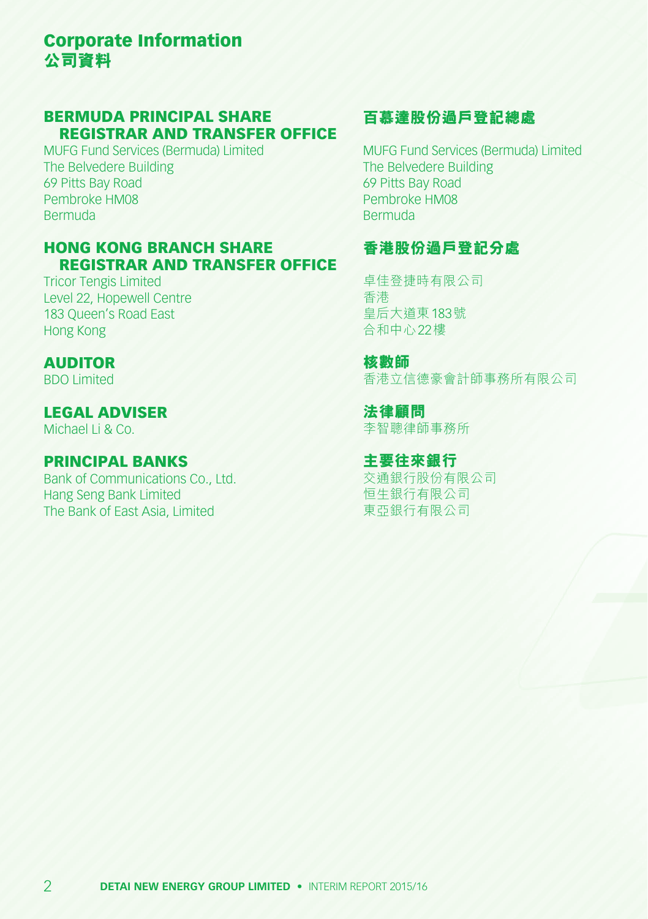# Corporate Information
# 公司資料

## BERMUDA PRINCIPAL SHARE REGISTRAR AND TRANSFER OFFICE

MUFG Fund Services (Bermuda) Limited
The Belvedere Building
69 Pitts Bay Road
Pembroke HM08
Bermuda

## HONG KONG BRANCH SHARE REGISTRAR AND TRANSFER OFFICE

Tricor Tengis Limited
Level 22, Hopewell Centre
183 Queen's Road East
Hong Kong

## AUDITOR

BDO Limited

## LEGAL ADVISER

Michael Li & Co.

## PRINCIPAL BANKS

Bank of Communications Co., Ltd.
Hang Seng Bank Limited
The Bank of East Asia, Limited

## 百慕達股份過戶登記總處

MUFG Fund Services (Bermuda) Limited
The Belvedere Building
69 Pitts Bay Road
Pembroke HM08
Bermuda

## 香港股份過戶登記分處

卓佳登捷時有限公司
香港
皇后大道東183號
合和中心22樓

## 核數師

香港立信德豪會計師事務所有限公司

## 法律顧問

李智聰律師事務所

## 主要往來銀行

交通銀行股份有限公司
恒生銀行有限公司
東亞銀行有限公司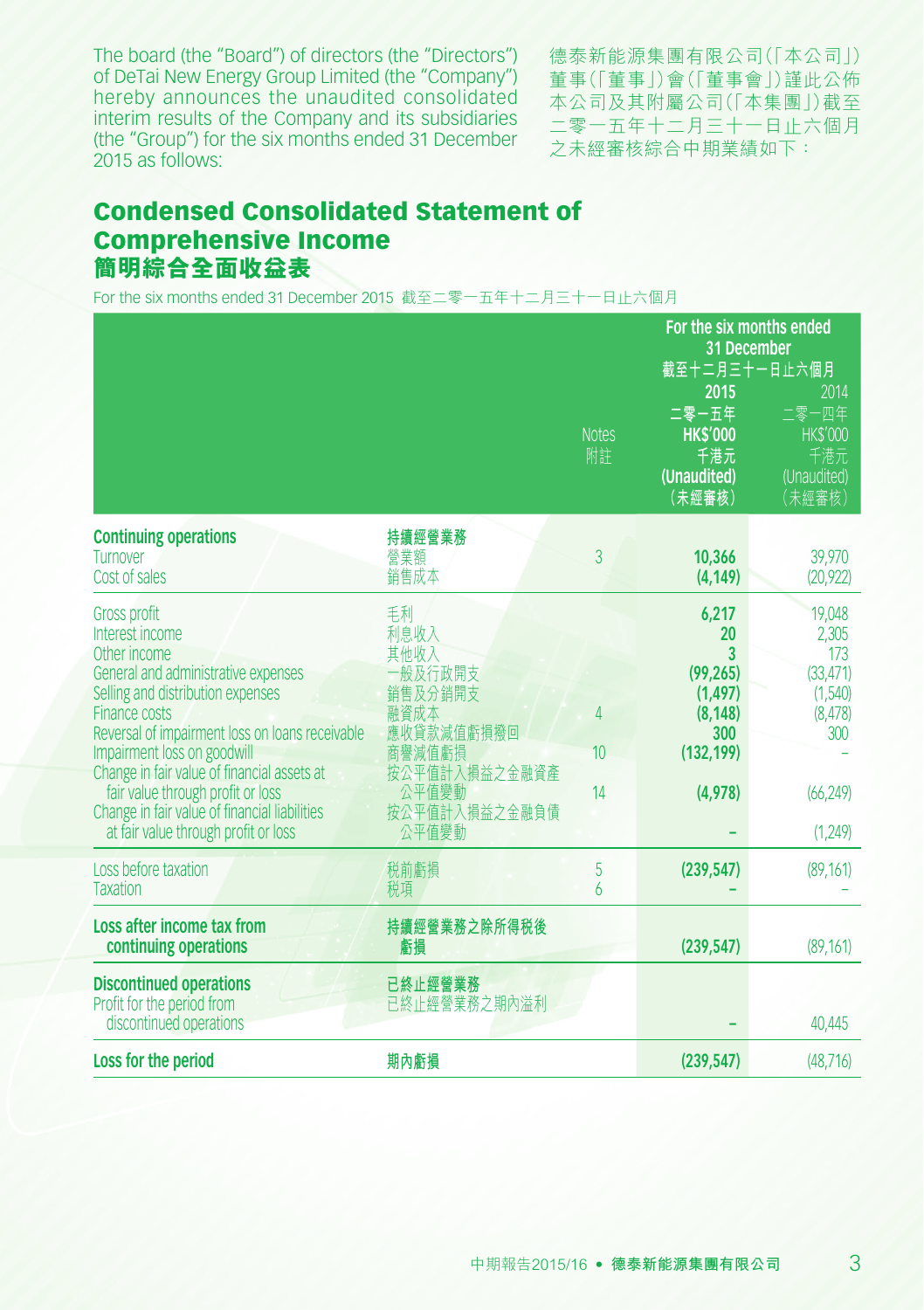The board (the "Board") of directors (the "Directors") of DeTai New Energy Group Limited (the "Company") hereby announces the unaudited consolidated interim results of the Company and its subsidiaries (the "Group") for the six months ended 31 December 2015 as follows:

德泰新能源集團有限公司(「本公司」)董事(「董事」)會(「董事會」)謹此公佈本公司及其附屬公司(「本集團」)截至二零一五年十二月三十一日止六個月之未經審核綜合中期業績如下:

## Condensed Consolidated Statement of Comprehensive Income
## 簡明綜合全面收益表

For the six months ended 31 December 2015 截至二零一五年十二月三十一日止六個月

| | | Notes 附註 | For the six months ended 31 December 截至十二月三十一日止六個月 2015 二零一五年 HK$'000 千港元 (Unaudited) (未經審核) | 2014 二零一四年 HK$'000 千港元 (Unaudited) (未經審核) |
|---|---|---|---|---|
| **Continuing operations** | **持續經營業務** | | | |
| Turnover | 營業額 | 3 | **10,366** | 39,970 |
| Cost of sales | 銷售成本 | | **(4,149)** | (20,922) |
| Gross profit | 毛利 | | **6,217** | 19,048 |
| Interest income | 利息收入 | | **20** | 2,305 |
| Other income | 其他收入 | | **3** | 173 |
| General and administrative expenses | 一般及行政開支 | | **(99,265)** | (33,471) |
| Selling and distribution expenses | 銷售及分銷開支 | | **(1,497)** | (1,540) |
| Finance costs | 融資成本 | 4 | **(8,148)** | (8,478) |
| Reversal of impairment loss on loans receivable | 應收貸款減值虧損撥回 | | **300** | 300 |
| Impairment loss on goodwill | 商譽減值虧損 | 10 | **(132,199)** | – |
| Change in fair value of financial assets at fair value through profit or loss | 按公平值計入損益之金融資產公平值變動 | 14 | **(4,978)** | (66,249) |
| Change in fair value of financial liabilities at fair value through profit or loss | 按公平值計入損益之金融負債公平值變動 | | **–** | (1,249) |
| Loss before taxation | 税前虧損 | 5 | **(239,547)** | (89,161) |
| Taxation | 税項 | 6 | **–** | – |
| **Loss after income tax from continuing operations** | **持續經營業務之除所得税後虧損** | | **(239,547)** | (89,161) |
| **Discontinued operations** | **已終止經營業務** | | | |
| Profit for the period from discontinued operations | 已終止經營業務之期內溢利 | | **–** | 40,445 |
| **Loss for the period** | **期內虧損** | | **(239,547)** | (48,716) |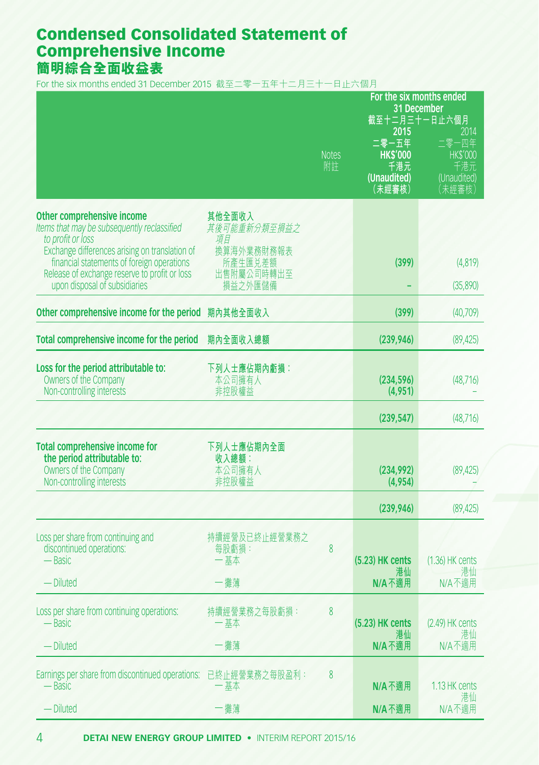# Condensed Consolidated Statement of Comprehensive Income
# 簡明綜合全面收益表

For the six months ended 31 December 2015 截至二零一五年十二月三十一日止六個月

| | | Notes 附註 | For the six months ended 31 December 截至十二月三十一日止六個月 2015 二零一五年 HK$'000 千港元 (Unaudited) (未經審核) | 2014 二零一四年 HK$'000 千港元 (Unaudited) (未經審核) |
|---|---|---|---|---|
| **Other comprehensive income** | **其他全面收入** | | | |
| *Items that may be subsequently reclassified to profit or loss* | *其後可能重新分類至損益之項目* | | | |
| Exchange differences arising on translation of financial statements of foreign operations | 換算海外業務財務報表所產生匯兑差額 | | **(399)** | (4,819) |
| Release of exchange reserve to profit or loss upon disposal of subsidiaries | 出售附屬公司時轉出至損益之外匯儲備 | | **–** | (35,890) |
| **Other comprehensive income for the period** | **期內其他全面收入** | | **(399)** | (40,709) |
| **Total comprehensive income for the period** | **期內全面收入總額** | | **(239,946)** | (89,425) |
| **Loss for the period attributable to:** | **下列人士應佔期內虧損：** | | | |
| Owners of the Company | 本公司擁有人 | | **(234,596)** | (48,716) |
| Non-controlling interests | 非控股權益 | | **(4,951)** | – |
| | | | **(239,547)** | (48,716) |
| **Total comprehensive income for the period attributable to:** | **下列人士應佔期內全面收入總額：** | | | |
| Owners of the Company | 本公司擁有人 | | **(234,992)** | (89,425) |
| Non-controlling interests | 非控股權益 | | **(4,954)** | – |
| | | | **(239,946)** | (89,425) |
| Loss per share from continuing and discontinued operations: | 持續經營及已終止經營業務之每股虧損： | 8 | | |
| — Basic | — 基本 | | **(5.23) HK cents 港仙** | (1.36) HK cents 港仙 |
| — Diluted | — 攤薄 | | **N/A 不適用** | N/A 不適用 |
| Loss per share from continuing operations: | 持續經營業務之每股虧損： | 8 | | |
| — Basic | — 基本 | | **(5.23) HK cents 港仙** | (2.49) HK cents 港仙 |
| — Diluted | — 攤薄 | | **N/A 不適用** | N/A 不適用 |
| Earnings per share from discontinued operations: | 已終止經營業務之每股盈利： | 8 | | |
| — Basic | — 基本 | | **N/A 不適用** | 1.13 HK cents 港仙 |
| — Diluted | — 攤薄 | | **N/A 不適用** | N/A 不適用 |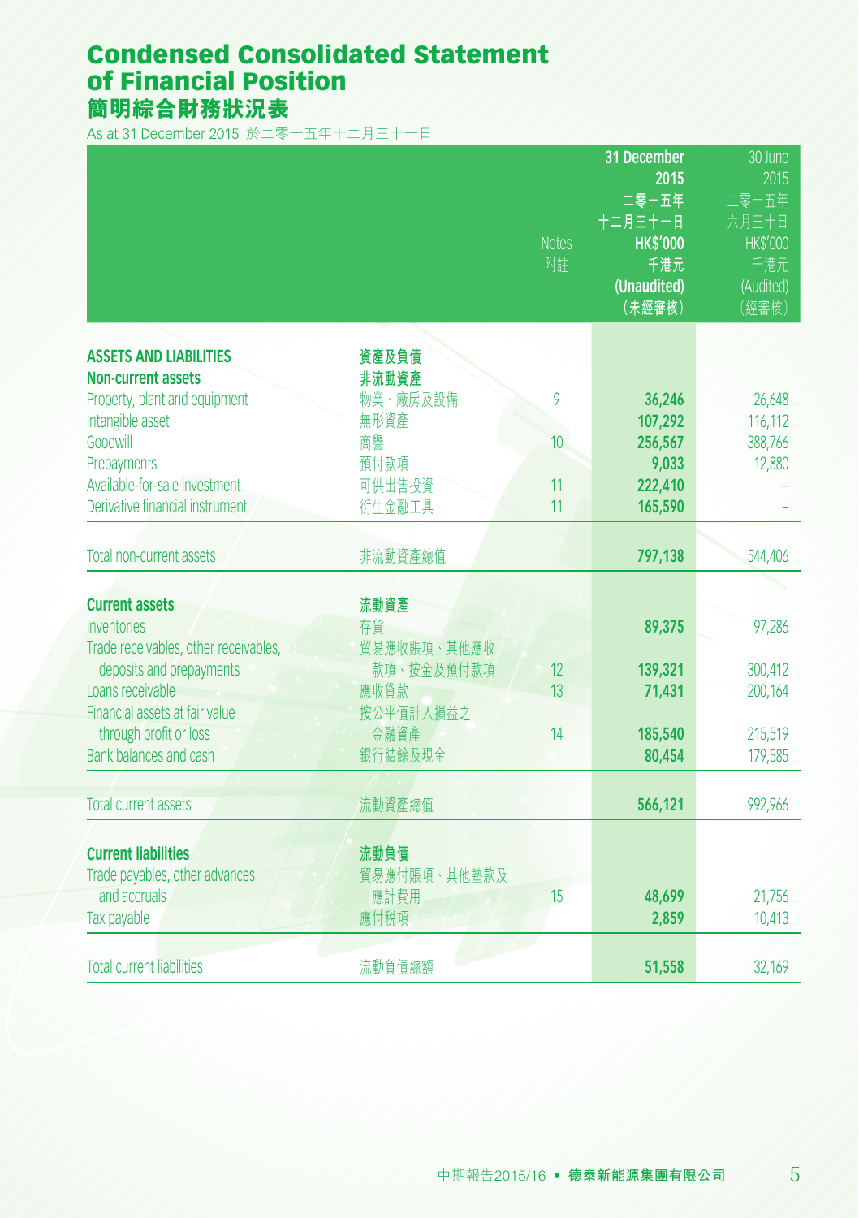# Condensed Consolidated Statement of Financial Position

# 簡明綜合財務狀況表

As at 31 December 2015 於二零一五年十二月三十一日

| | | Notes<br>附註 | **31 December 2015<br>二零一五年十二月三十一日<br>HK$'000<br>千港元<br>(Unaudited)<br>(未經審核)** | 30 June 2015<br>二零一五年六月三十日<br>HK$'000<br>千港元<br>(Audited)<br>(經審核) |
|---|---|---|---|---|
| **ASSETS AND LIABILITIES** | **資產及負債** | | | |
| **Non-current assets** | **非流動資產** | | | |
| Property, plant and equipment | 物業、廠房及設備 | 9 | **36,246** | 26,648 |
| Intangible asset | 無形資產 | | **107,292** | 116,112 |
| Goodwill | 商譽 | 10 | **256,567** | 388,766 |
| Prepayments | 預付款項 | | **9,033** | 12,880 |
| Available-for-sale investment | 可供出售投資 | 11 | **222,410** | – |
| Derivative financial instrument | 衍生金融工具 | 11 | **165,590** | – |
| Total non-current assets | 非流動資產總值 | | **797,138** | 544,406 |
| **Current assets** | **流動資產** | | | |
| Inventories | 存貨 | | **89,375** | 97,286 |
| Trade receivables, other receivables, deposits and prepayments | 貿易應收賬項、其他應收款項、按金及預付款項 | 12 | **139,321** | 300,412 |
| Loans receivable | 應收貸款 | 13 | **71,431** | 200,164 |
| Financial assets at fair value through profit or loss | 按公平值計入損益之金融資產 | 14 | **185,540** | 215,519 |
| Bank balances and cash | 銀行結餘及現金 | | **80,454** | 179,585 |
| Total current assets | 流動資產總值 | | **566,121** | 992,966 |
| **Current liabilities** | **流動負債** | | | |
| Trade payables, other advances and accruals | 貿易應付賬項、其他墊款及應計費用 | 15 | **48,699** | 21,756 |
| Tax payable | 應付稅項 | | **2,859** | 10,413 |
| Total current liabilities | 流動負債總額 | | **51,558** | 32,169 |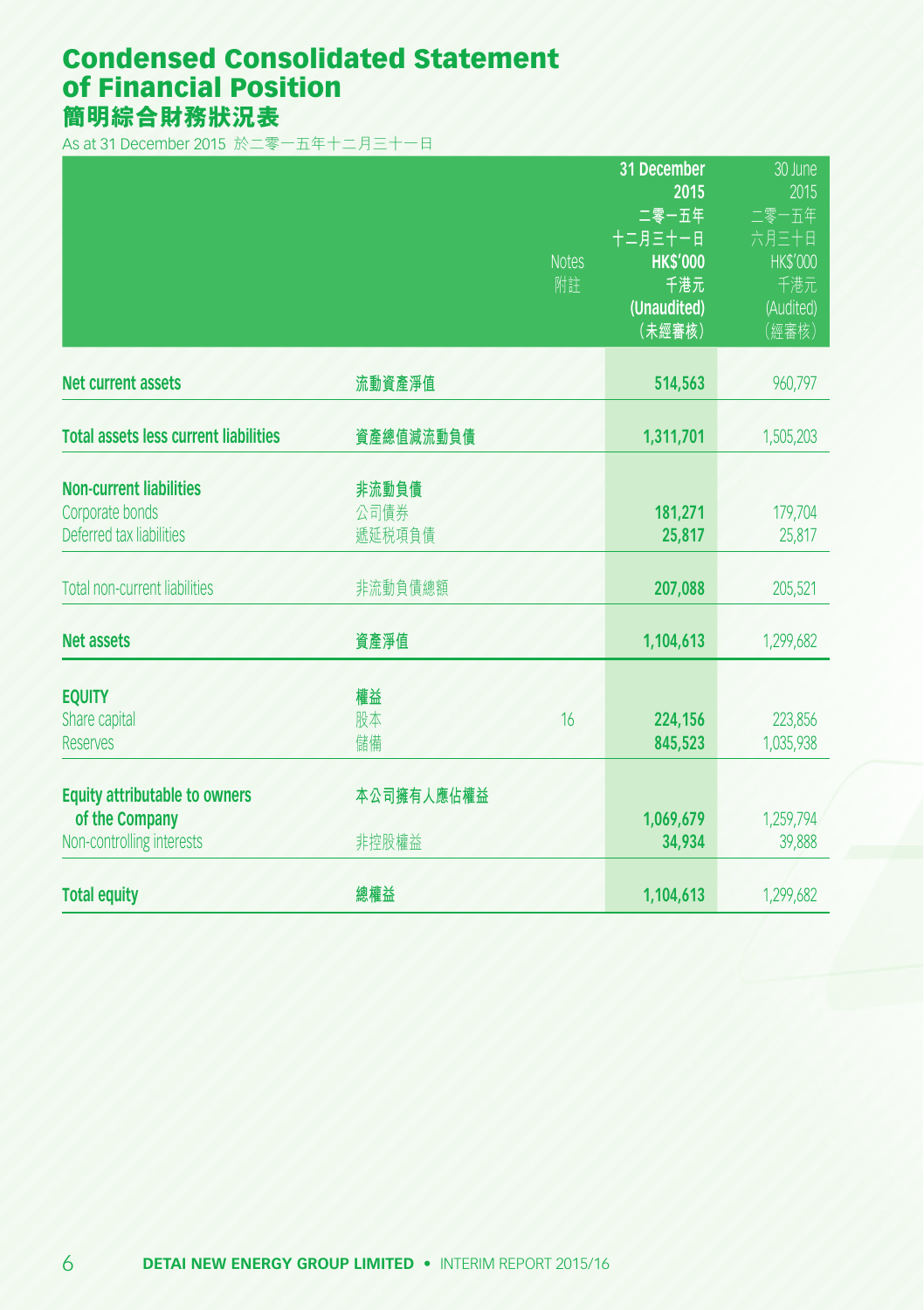# Condensed Consolidated Statement of Financial Position
# 簡明綜合財務狀況表

As at 31 December 2015 於二零一五年十二月三十一日

| | | Notes 附註 | 31 December 2015 二零一五年十二月三十一日 HK$'000 千港元 (Unaudited) (未經審核) | 30 June 2015 二零一五年六月三十日 HK$'000 千港元 (Audited) (經審核) |
|---|---|---|---|---|
| **Net current assets** | **流動資產淨值** | | **514,563** | 960,797 |
| **Total assets less current liabilities** | **資產總值減流動負債** | | **1,311,701** | 1,505,203 |
| **Non-current liabilities** | **非流動負債** | | | |
| Corporate bonds | 公司債券 | | **181,271** | 179,704 |
| Deferred tax liabilities | 遞延税項負債 | | **25,817** | 25,817 |
| Total non-current liabilities | 非流動負債總額 | | **207,088** | 205,521 |
| **Net assets** | **資產淨值** | | **1,104,613** | 1,299,682 |
| **EQUITY** | **權益** | | | |
| Share capital | 股本 | 16 | **224,156** | 223,856 |
| Reserves | 儲備 | | **845,523** | 1,035,938 |
| **Equity attributable to owners of the Company** | **本公司擁有人應佔權益** | | **1,069,679** | 1,259,794 |
| Non-controlling interests | 非控股權益 | | **34,934** | 39,888 |
| **Total equity** | **總權益** | | **1,104,613** | 1,299,682 |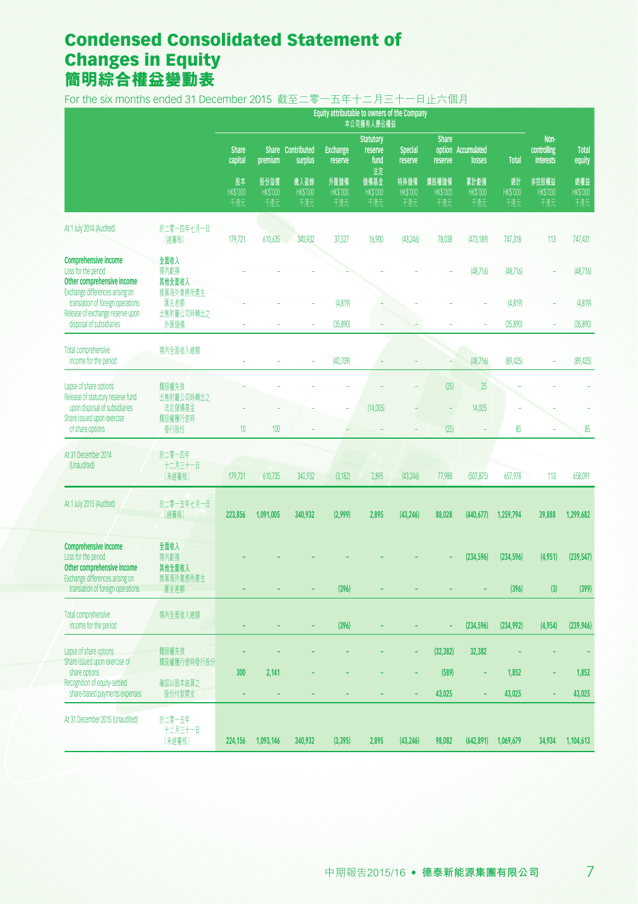# Condensed Consolidated Statement of Changes in Equity
# 簡明綜合權益變動表

For the six months ended 31 December 2015 截至二零一五年十二月三十一日止六個月

| | | Equity attributable to owners of the Company 本公司擁有人應佔權益 | | | | | | | | | | |
|---|---|---|---|---|---|---|---|---|---|---|---|---|
| | | Share capital 股本 HK$'000 千港元 | Share premium 股份溢價 HK$'000 千港元 | Contributed surplus 繳入盈餘 HK$'000 千港元 | Exchange reserve 外匯儲備 HK$'000 千港元 | Statutory reserve fund 法定儲備基金 HK$'000 千港元 | Special reserve 特殊儲備 HK$'000 千港元 | Share option reserve 購股權儲備 HK$'000 千港元 | Accumulated losses 累計虧損 HK$'000 千港元 | Total 總計 HK$'000 千港元 | Non-controlling interests 非控股權益 HK$'000 千港元 | Total equity 總權益 HK$'000 千港元 |
| At 1 July 2014 (Audited) | 於二零一四年七月一日（經審核） | 179,721 | 610,635 | 340,932 | 37,527 | 16,900 | (43,246) | 78,038 | (473,189) | 747,318 | 113 | 747,431 |
| **Comprehensive income** | **全面收入** | | | | | | | | | | | |
| Loss for the period | 期內虧損 | – | – | – | – | – | – | – | (48,716) | (48,716) | – | (48,716) |
| **Other comprehensive income** | **其他全面收入** | | | | | | | | | | | |
| Exchange differences arising on translation of foreign operations | 換算海外業務所產生匯兌差額 | – | – | – | (4,819) | – | – | – | – | (4,819) | – | (4,819) |
| Release of exchange reserve upon disposal of subsidiaries | 出售附屬公司時轉出之外匯儲備 | – | – | – | (35,890) | – | – | – | – | (35,890) | – | (35,890) |
| Total comprehensive income for the period | 期內全面收入總額 | – | – | – | (40,709) | – | – | – | (48,716) | (89,425) | – | (89,425) |
| Lapse of share options | 購股權失效 | – | – | – | – | – | – | (25) | 25 | – | – | – |
| Release of statutory reserve fund upon disposal of subsidiaries | 出售附屬公司時轉出之法定儲備基金 | – | – | – | – | (14,005) | – | – | 14,005 | – | – | – |
| Share issued upon exercise of share options | 購股權獲行使時發行股份 | 10 | 100 | – | – | – | – | (25) | – | 85 | – | 85 |
| At 31 December 2014 (Unaudited) | 於二零一四年十二月三十一日（未經審核） | 179,731 | 610,735 | 340,932 | (3,182) | 2,895 | (43,246) | 77,988 | (507,875) | 657,978 | 113 | 658,091 |
| At 1 July 2015 (Audited) | 於二零一五年七月一日（經審核） | **223,856** | **1,091,005** | **340,932** | **(2,999)** | **2,895** | **(43,246)** | **88,028** | **(440,677)** | **1,259,794** | **39,888** | **1,299,682** |
| **Comprehensive income** | **全面收入** | | | | | | | | | | | |
| Loss for the period | 期內虧損 | **–** | **–** | **–** | **–** | **–** | **–** | **–** | **(234,596)** | **(234,596)** | **(4,951)** | **(239,547)** |
| **Other comprehensive income** | **其他全面收入** | | | | | | | | | | | |
| Exchange differences arising on translation of foreign operations | 換算海外業務所產生匯兌差額 | **–** | **–** | **–** | **(396)** | **–** | **–** | **–** | **–** | **(396)** | **(3)** | **(399)** |
| Total comprehensive income for the period | 期內全面收入總額 | **–** | **–** | **–** | **(396)** | **–** | **–** | **–** | **(234,596)** | **(234,992)** | **(4,954)** | **(239,946)** |
| Lapse of share options | 購股權失效 | **–** | **–** | **–** | **–** | **–** | **–** | **(32,382)** | **32,382** | **–** | **–** | **–** |
| Share issued upon exercise of share options | 購股權獲行使時發行股份 | **300** | **2,141** | **–** | **–** | **–** | **–** | **(589)** | **–** | **1,852** | **–** | **1,852** |
| Recognition of equity-settled share-based payments expenses | 確認以股本結算之股份付款開支 | **–** | **–** | **–** | **–** | **–** | **–** | **43,025** | **–** | **43,025** | **–** | **43,025** |
| At 31 December 2015 (Unaudited) | 於二零一五年十二月三十一日（未經審核） | **224,156** | **1,093,146** | **340,932** | **(3,395)** | **2,895** | **(43,246)** | **98,082** | **(642,891)** | **1,069,679** | **34,934** | **1,104,613** |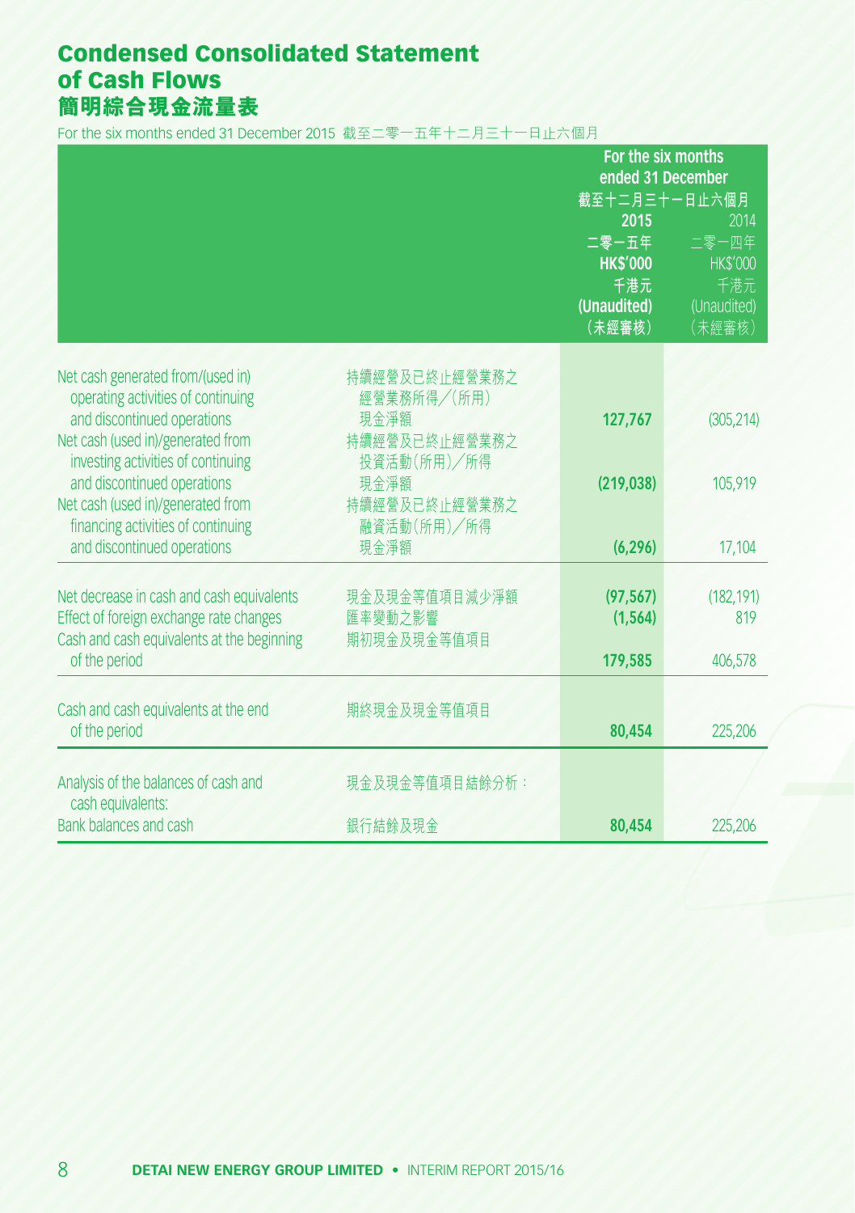# Condensed Consolidated Statement of Cash Flows
# 簡明綜合現金流量表

For the six months ended 31 December 2015 截至二零一五年十二月三十一日止六個月

| | | For the six months ended 31 December 截至十二月三十一日止六個月 | |
|---|---|---|---|
| | | **2015 二零一五年 HK$'000 千港元 (Unaudited) (未經審核)** | 2014 二零一四年 HK$'000 千港元 (Unaudited) (未經審核) |
| Net cash generated from/(used in) operating activities of continuing and discontinued operations | 持續經營及已終止經營業務之經營業務所得/(所用)現金淨額 | **127,767** | (305,214) |
| Net cash (used in)/generated from investing activities of continuing and discontinued operations | 持續經營及已終止經營業務之投資活動(所用)/所得現金淨額 | **(219,038)** | 105,919 |
| Net cash (used in)/generated from financing activities of continuing and discontinued operations | 持續經營及已終止經營業務之融資活動(所用)/所得現金淨額 | **(6,296)** | 17,104 |
| Net decrease in cash and cash equivalents | 現金及現金等值項目減少淨額 | **(97,567)** | (182,191) |
| Effect of foreign exchange rate changes | 匯率變動之影響 | **(1,564)** | 819 |
| Cash and cash equivalents at the beginning of the period | 期初現金及現金等值項目 | **179,585** | 406,578 |
| Cash and cash equivalents at the end of the period | 期終現金及現金等值項目 | **80,454** | 225,206 |
| Analysis of the balances of cash and cash equivalents: | 現金及現金等值項目結餘分析： | | |
| Bank balances and cash | 銀行結餘及現金 | **80,454** | 225,206 |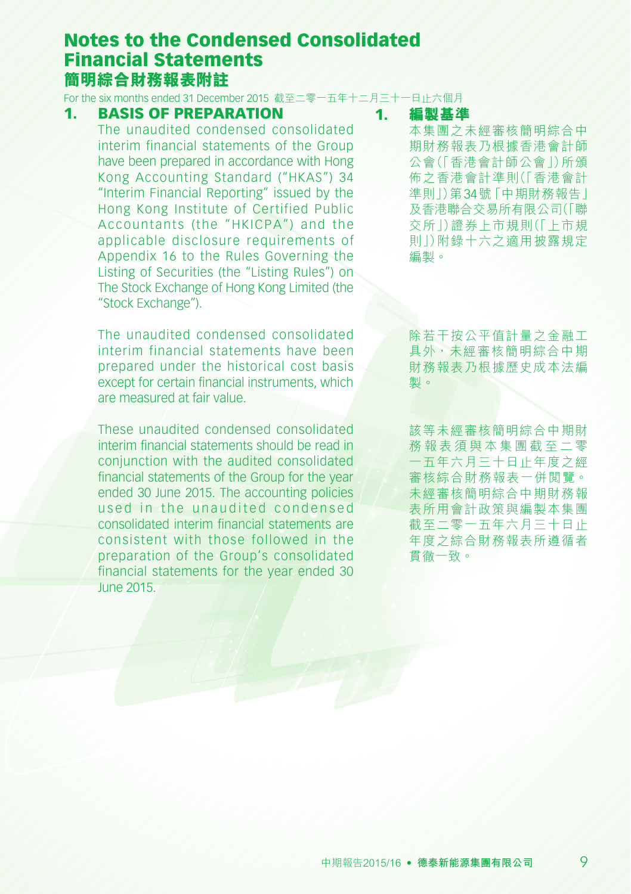# Notes to the Condensed Consolidated Financial Statements
# 簡明綜合財務報表附註

For the six months ended 31 December 2015 截至二零一五年十二月三十一日止六個月

## 1. BASIS OF PREPARATION

The unaudited condensed consolidated interim financial statements of the Group have been prepared in accordance with Hong Kong Accounting Standard ("HKAS") 34 "Interim Financial Reporting" issued by the Hong Kong Institute of Certified Public Accountants (the "HKICPA") and the applicable disclosure requirements of Appendix 16 to the Rules Governing the Listing of Securities (the "Listing Rules") on The Stock Exchange of Hong Kong Limited (the "Stock Exchange").

The unaudited condensed consolidated interim financial statements have been prepared under the historical cost basis except for certain financial instruments, which are measured at fair value.

These unaudited condensed consolidated interim financial statements should be read in conjunction with the audited consolidated financial statements of the Group for the year ended 30 June 2015. The accounting policies used in the unaudited condensed consolidated interim financial statements are consistent with those followed in the preparation of the Group's consolidated financial statements for the year ended 30 June 2015.

## 1. 編製基準

本集團之未經審核簡明綜合中期財務報表乃根據香港會計師公會(「香港會計師公會」)所頒佈之香港會計準則(「香港會計準則」)第34號「中期財務報告」及香港聯合交易所有限公司(「聯交所」)證券上市規則(「上市規則」)附錄十六之適用披露規定編製。

除若干按公平值計量之金融工具外，未經審核簡明綜合中期財務報表乃根據歷史成本法編製。

該等未經審核簡明綜合中期財務報表須與本集團截至二零一五年六月三十日止年度之經審核綜合財務報表一併閱覽。未經審核簡明綜合中期財務報表所用會計政策與編製本集團截至二零一五年六月三十日止年度之綜合財務報表所遵循者貫徹一致。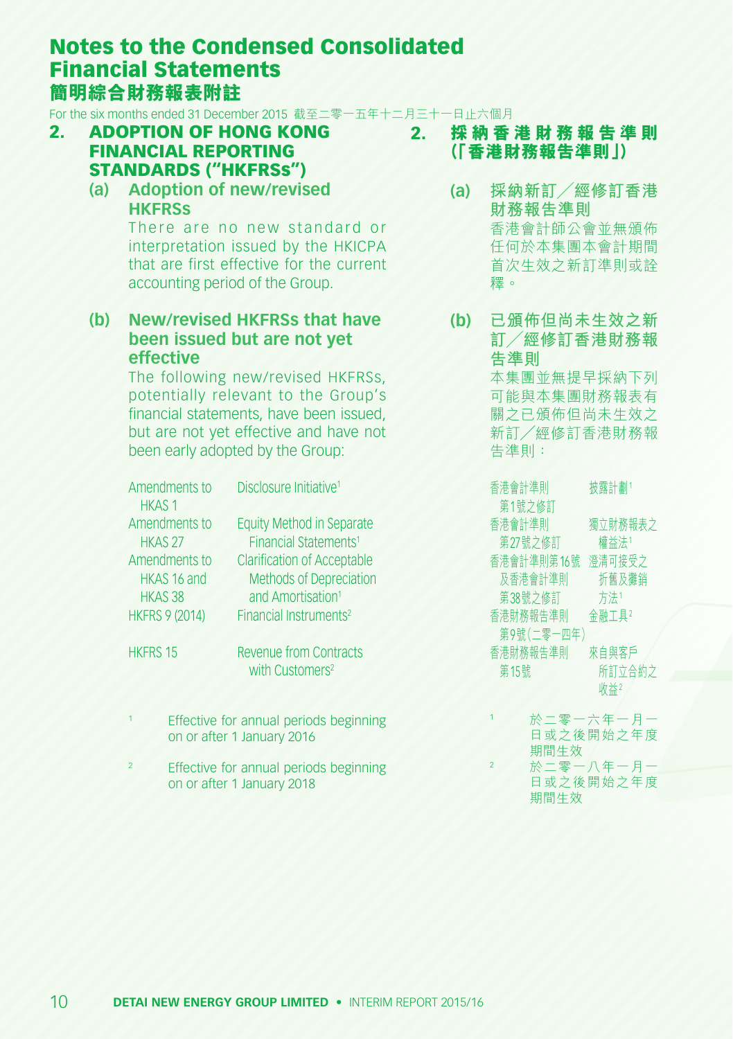# Notes to the Condensed Consolidated Financial Statements
# 簡明綜合財務報表附註

For the six months ended 31 December 2015 截至二零一五年十二月三十一日止六個月

## 2. ADOPTION OF HONG KONG FINANCIAL REPORTING STANDARDS ("HKFRSs")

### (a) Adoption of new/revised HKFRSs

There are no new standard or interpretation issued by the HKICPA that are first effective for the current accounting period of the Group.

### (b) New/revised HKFRSs that have been issued but are not yet effective

The following new/revised HKFRSs, potentially relevant to the Group's financial statements, have been issued, but are not yet effective and have not been early adopted by the Group:

| | |
|---|---|
| Amendments to HKAS 1 | Disclosure Initiative[1] |
| Amendments to HKAS 27 | Equity Method in Separate Financial Statements[1] |
| Amendments to HKAS 16 and HKAS 38 | Clarification of Acceptable Methods of Depreciation and Amortisation[1] |
| HKFRS 9 (2014) | Financial Instruments[2] |
| HKFRS 15 | Revenue from Contracts with Customers[2] |

[1] Effective for annual periods beginning on or after 1 January 2016

[2] Effective for annual periods beginning on or after 1 January 2018

## 2. 採納香港財務報告準則（「香港財務報告準則」）

### (a) 採納新訂／經修訂香港財務報告準則

香港會計師公會並無頒佈任何於本集團本會計期間首次生效之新訂準則或詮釋。

### (b) 已頒佈但尚未生效之新訂／經修訂香港財務報告準則

本集團並無提早採納下列可能與本集團財務報表有關之已頒佈但尚未生效之新訂／經修訂香港財務報告準則：

| | |
|---|---|
| 香港會計準則第1號之修訂 | 披露計劃[1] |
| 香港會計準則第27號之修訂 | 獨立財務報表之權益法[1] |
| 香港會計準則第16號及香港會計準則第38號之修訂 | 澄清可接受之折舊及攤銷方法[1] |
| 香港財務報告準則第9號（二零一四年） | 金融工具[2] |
| 香港財務報告準則第15號 | 來自與客戶所訂立合約之收益[2] |

[1] 於二零一六年一月一日或之後開始之年度期間生效

[2] 於二零一八年一月一日或之後開始之年度期間生效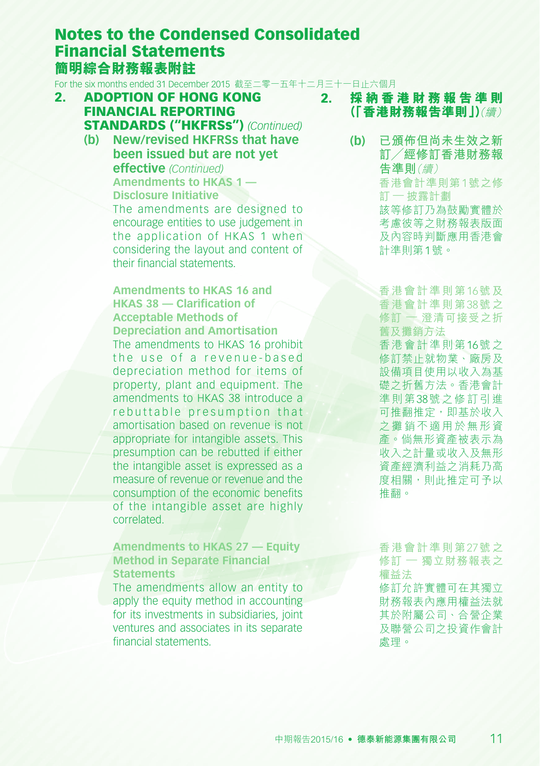# Notes to the Condensed Consolidated Financial Statements
# 簡明綜合財務報表附註

For the six months ended 31 December 2015 截至二零一五年十二月三十一日止六個月

## 2. ADOPTION OF HONG KONG FINANCIAL REPORTING STANDARDS ("HKFRSs") *(Continued)*

### (b) New/revised HKFRSs that have been issued but are not yet effective *(Continued)*

**Amendments to HKAS 1 — Disclosure Initiative**

The amendments are designed to encourage entities to use judgement in the application of HKAS 1 when considering the layout and content of their financial statements.

**Amendments to HKAS 16 and HKAS 38 — Clarification of Acceptable Methods of Depreciation and Amortisation**

The amendments to HKAS 16 prohibit the use of a revenue-based depreciation method for items of property, plant and equipment. The amendments to HKAS 38 introduce a rebuttable presumption that amortisation based on revenue is not appropriate for intangible assets. This presumption can be rebutted if either the intangible asset is expressed as a measure of revenue or revenue and the consumption of the economic benefits of the intangible asset are highly correlated.

**Amendments to HKAS 27 — Equity Method in Separate Financial Statements**

The amendments allow an entity to apply the equity method in accounting for its investments in subsidiaries, joint ventures and associates in its separate financial statements.

## 2. 採納香港財務報告準則(「香港財務報告準則」)*(續)*

### (b) 已頒佈但尚未生效之新訂／經修訂香港財務報告準則*(續)*

**香港會計準則第1號之修訂 — 披露計劃**

該等修訂乃為鼓勵實體於考慮彼等之財務報表版面及內容時判斷應用香港會計準則第1號。

**香港會計準則第16號及香港會計準則第38號之修訂 — 澄清可接受之折舊及攤銷方法**

香港會計準則第16號之修訂禁止就物業、廠房及設備項目使用以收入為基礎之折舊方法。香港會計準則第38號之修訂引進可推翻推定，即基於收入之攤銷不適用於無形資產。倘無形資產被表示為收入之計量或收入及無形資產經濟利益之消耗乃高度相關，則此推定可予以推翻。

**香港會計準則第27號之修訂 — 獨立財務報表之權益法**

修訂允許實體可在其獨立財務報表內應用權益法就其於附屬公司、合營企業及聯營公司之投資作會計處理。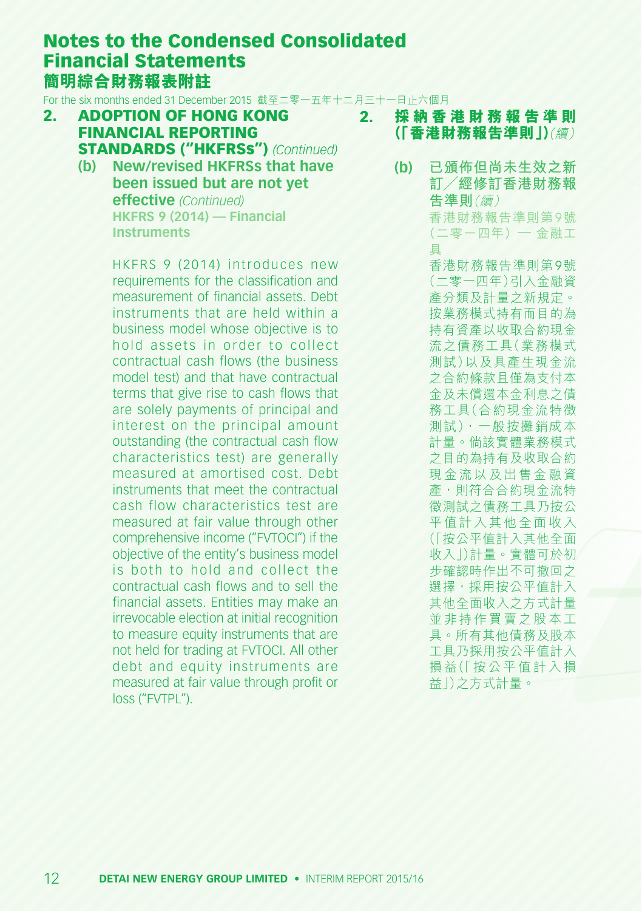## 2. ADOPTION OF HONG KONG FINANCIAL REPORTING STANDARDS (“HKFRSs”) *(Continued)*

### (b) New/revised HKFRSs that have been issued but are not yet effective *(Continued)*

**HKFRS 9 (2014) — Financial Instruments**

HKFRS 9 (2014) introduces new requirements for the classification and measurement of financial assets. Debt instruments that are held within a business model whose objective is to hold assets in order to collect contractual cash flows (the business model test) and that have contractual terms that give rise to cash flows that are solely payments of principal and interest on the principal amount outstanding (the contractual cash flow characteristics test) are generally measured at amortised cost. Debt instruments that meet the contractual cash flow characteristics test are measured at fair value through other comprehensive income (“FVTOCI”) if the objective of the entity’s business model is both to hold and collect the contractual cash flows and to sell the financial assets. Entities may make an irrevocable election at initial recognition to measure equity instruments that are not held for trading at FVTOCI. All other debt and equity instruments are measured at fair value through profit or loss (“FVTPL”).

## 2. 採納香港財務報告準則(「香港財務報告準則」)*(續)*

### (b) 已頒佈但尚未生效之新訂╱經修訂香港財務報告準則*(續)*

**香港財務報告準則第9號(二零一四年)— 金融工具**

香港財務報告準則第9號(二零一四年)引入金融資產分類及計量之新規定。按業務模式持有而目的為持有資產以收取合約現金流之債務工具(業務模式測試)以及具產生現金流之合約條款且僅為支付本金及未償還本金利息之債務工具(合約現金流特徵測試),一般按攤銷成本計量。倘該實體業務模式之目的為持有及收取合約現金流以及出售金融資產,則符合合約現金流特徵測試之債務工具乃按公平值計入其他全面收入(「按公平值計入其他全面收入」)計量。實體可於初步確認時作出不可撤回之選擇,採用按公平值計入其他全面收入之方式計量並非持作買賣之股本工具。所有其他債務及股本工具乃採用按公平值計入損益(「按公平值計入損益」)之方式計量。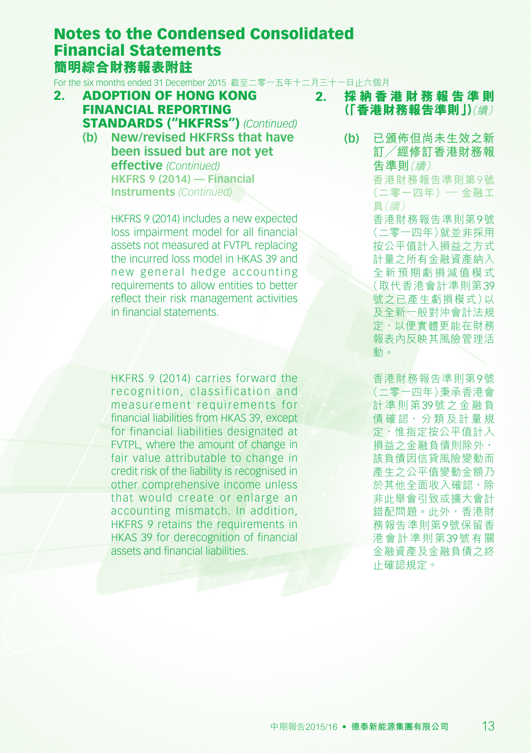# Notes to the Condensed Consolidated Financial Statements
# 簡明綜合財務報表附註

For the six months ended 31 December 2015 截至二零一五年十二月三十一日止六個月

## 2. ADOPTION OF HONG KONG FINANCIAL REPORTING STANDARDS (“HKFRSs”) *(Continued)*

### (b) New/revised HKFRSs that have been issued but are not yet effective *(Continued)*

**HKFRS 9 (2014) — Financial Instruments** *(Continued)*

HKFRS 9 (2014) includes a new expected loss impairment model for all financial assets not measured at FVTPL replacing the incurred loss model in HKAS 39 and new general hedge accounting requirements to allow entities to better reflect their risk management activities in financial statements.

HKFRS 9 (2014) carries forward the recognition, classification and measurement requirements for financial liabilities from HKAS 39, except for financial liabilities designated at FVTPL, where the amount of change in fair value attributable to change in credit risk of the liability is recognised in other comprehensive income unless that would create or enlarge an accounting mismatch. In addition, HKFRS 9 retains the requirements in HKAS 39 for derecognition of financial assets and financial liabilities.

## 2. 採納香港財務報告準則（「香港財務報告準則」）*(續)*

### (b) 已頒佈但尚未生效之新訂／經修訂香港財務報告準則 *(續)*

**香港財務報告準則第9號（二零一四年）— 金融工具** *(續)*

香港財務報告準則第9號（二零一四年）就並非採用按公平值計入損益之方式計量之所有金融資產納入全新預期虧損減值模式（取代香港會計準則第39號之已產生虧損模式）以及全新一般對沖會計法規定，以便實體更能在財務報表內反映其風險管理活動。

香港財務報告準則第9號（二零一四年）秉承香港會計準則第39號之金融負債確認、分類及計量規定，惟指定按公平值計入損益之金融負債則除外，該負債因信貸風險變動而產生之公平值變動金額乃於其他全面收入確認，除非此舉會引致或擴大會計錯配問題。此外，香港財務報告準則第9號保留香港會計準則第39號有關金融資產及金融負債之終止確認規定。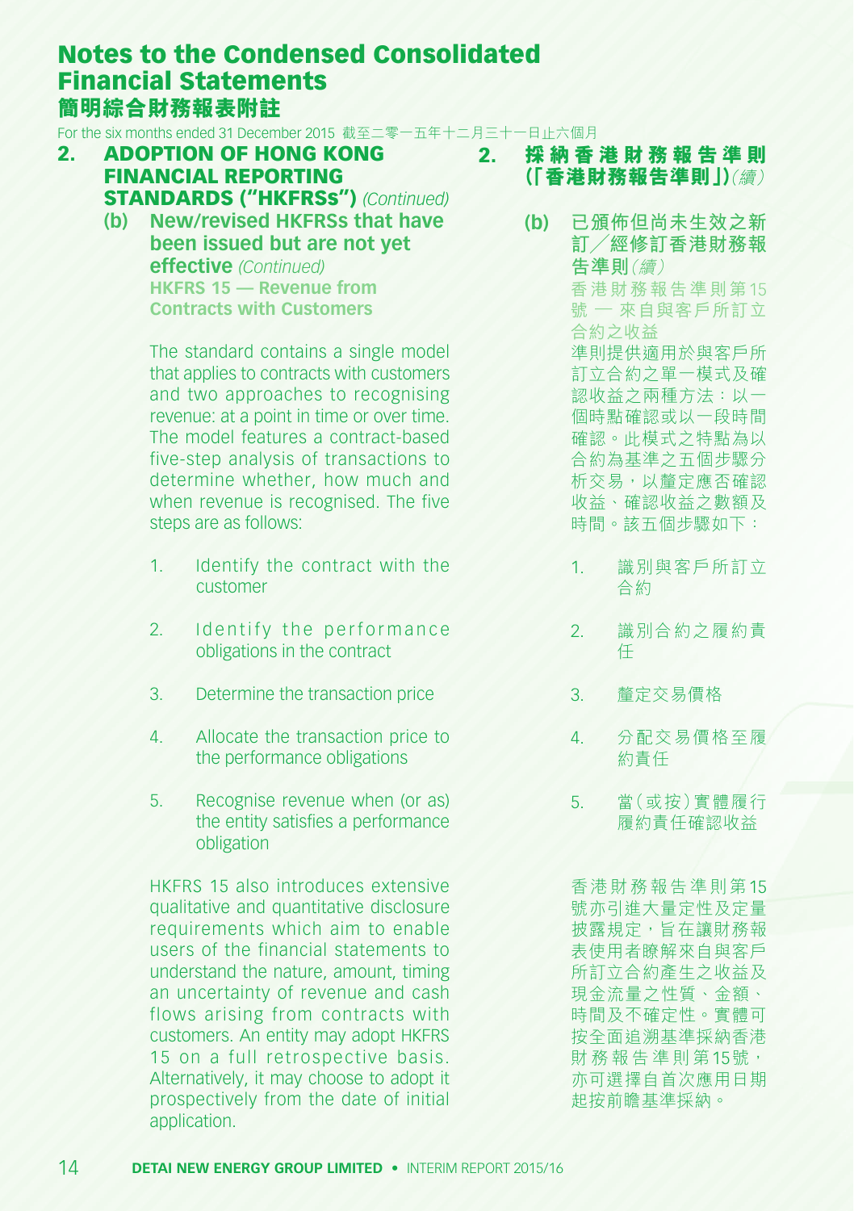# Notes to the Condensed Consolidated Financial Statements
# 簡明綜合財務報表附註

For the six months ended 31 December 2015 截至二零一五年十二月三十一日止六個月

## 2. ADOPTION OF HONG KONG FINANCIAL REPORTING STANDARDS ("HKFRSs") *(Continued)*

### (b) New/revised HKFRSs that have been issued but are not yet effective *(Continued)*

**HKFRS 15 — Revenue from Contracts with Customers**

The standard contains a single model that applies to contracts with customers and two approaches to recognising revenue: at a point in time or over time. The model features a contract-based five-step analysis of transactions to determine whether, how much and when revenue is recognised. The five steps are as follows:

1. Identify the contract with the customer
2. Identify the performance obligations in the contract
3. Determine the transaction price
4. Allocate the transaction price to the performance obligations
5. Recognise revenue when (or as) the entity satisfies a performance obligation

HKFRS 15 also introduces extensive qualitative and quantitative disclosure requirements which aim to enable users of the financial statements to understand the nature, amount, timing an uncertainty of revenue and cash flows arising from contracts with customers. An entity may adopt HKFRS 15 on a full retrospective basis. Alternatively, it may choose to adopt it prospectively from the date of initial application.

## 2. 採納香港財務報告準則(「香港財務報告準則」)*(續)*

### (b) 已頒佈但尚未生效之新訂╱經修訂香港財務報告準則*(續)*

**香港財務報告準則第15號 — 來自與客戶所訂立合約之收益**

準則提供適用於與客戶所訂立合約之單一模式及確認收益之兩種方法:以一個時點確認或以一段時間確認。此模式之特點為以合約為基準之五個步驟分析交易,以釐定應否確認收益、確認收益之數額及時間。該五個步驟如下:

1. 識別與客戶所訂立合約
2. 識別合約之履約責任
3. 釐定交易價格
4. 分配交易價格至履約責任
5. 當(或按)實體履行履約責任確認收益

香港財務報告準則第15號亦引進大量定性及定量披露規定,旨在讓財務報表使用者瞭解來自與客戶所訂立合約產生之收益及現金流量之性質、金額、時間及不確定性。實體可按全面追溯基準採納香港財務報告準則第15號,亦可選擇自首次應用日期起按前瞻基準採納。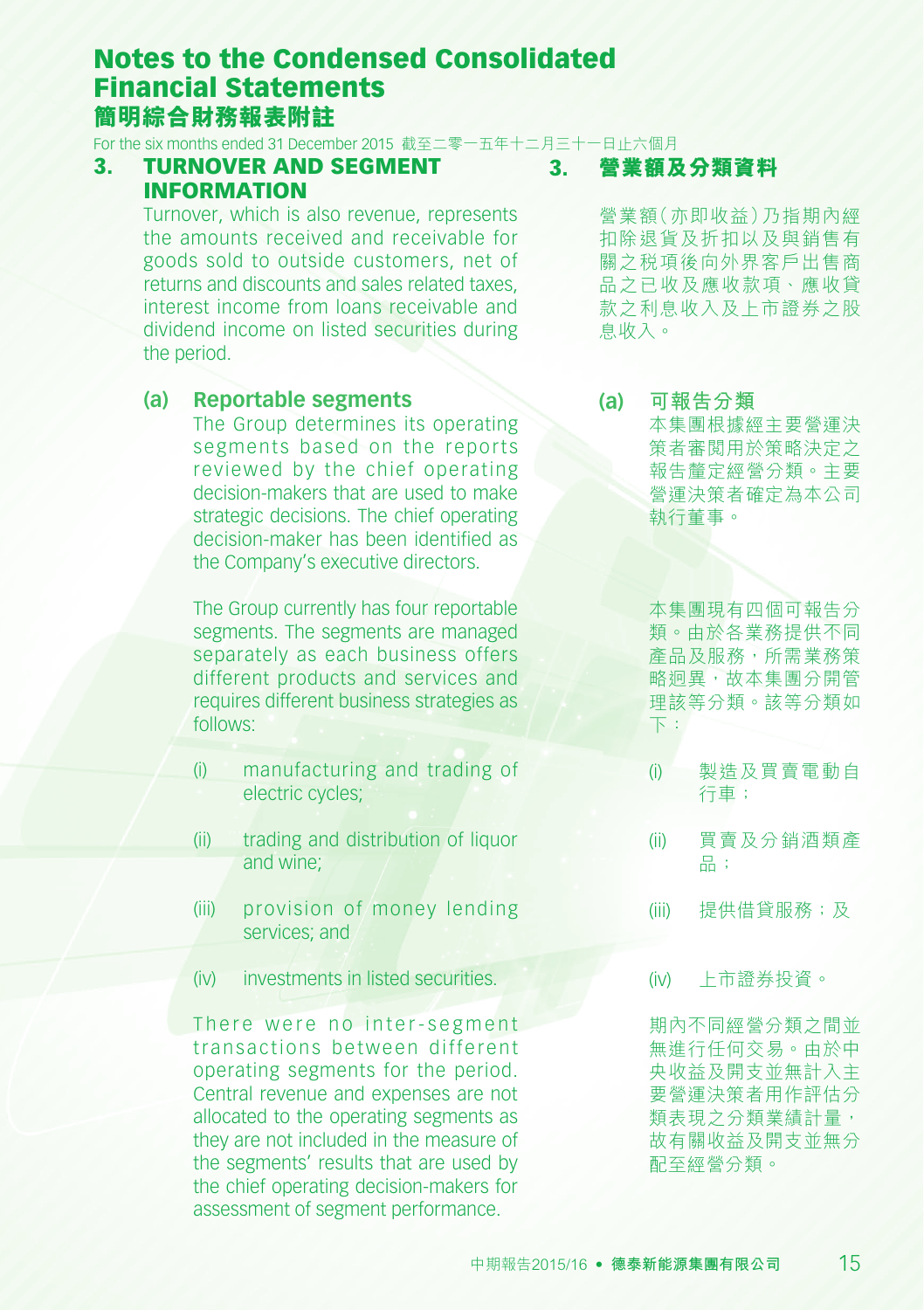# Notes to the Condensed Consolidated Financial Statements
# 簡明綜合財務報表附註

For the six months ended 31 December 2015 截至二零一五年十二月三十一日止六個月

## 3. TURNOVER AND SEGMENT INFORMATION

Turnover, which is also revenue, represents the amounts received and receivable for goods sold to outside customers, net of returns and discounts and sales related taxes, interest income from loans receivable and dividend income on listed securities during the period.

### (a) Reportable segments

The Group determines its operating segments based on the reports reviewed by the chief operating decision-makers that are used to make strategic decisions. The chief operating decision-maker has been identified as the Company's executive directors.

The Group currently has four reportable segments. The segments are managed separately as each business offers different products and services and requires different business strategies as follows:

(i) manufacturing and trading of electric cycles;

(ii) trading and distribution of liquor and wine;

(iii) provision of money lending services; and

(iv) investments in listed securities.

There were no inter-segment transactions between different operating segments for the period. Central revenue and expenses are not allocated to the operating segments as they are not included in the measure of the segments' results that are used by the chief operating decision-makers for assessment of segment performance.

## 3. 營業額及分類資料

營業額（亦即收益）乃指期內經扣除退貨及折扣以及與銷售有關之稅項後向外界客戶出售商品之已收及應收款項、應收貸款之利息收入及上市證券之股息收入。

### (a) 可報告分類

本集團根據經主要營運決策者審閱用於策略決定之報告釐定經營分類。主要營運決策者確定為本公司執行董事。

本集團現有四個可報告分類。由於各業務提供不同產品及服務，所需業務策略迥異，故本集團分開管理該等分類。該等分類如下：

(i) 製造及買賣電動自行車；

(ii) 買賣及分銷酒類產品；

(iii) 提供借貸服務；及

(iv) 上市證券投資。

期內不同經營分類之間並無進行任何交易。由於中央收益及開支並無計入主要營運決策者用作評估分類表現之分類業績計量，故有關收益及開支並無分配至經營分類。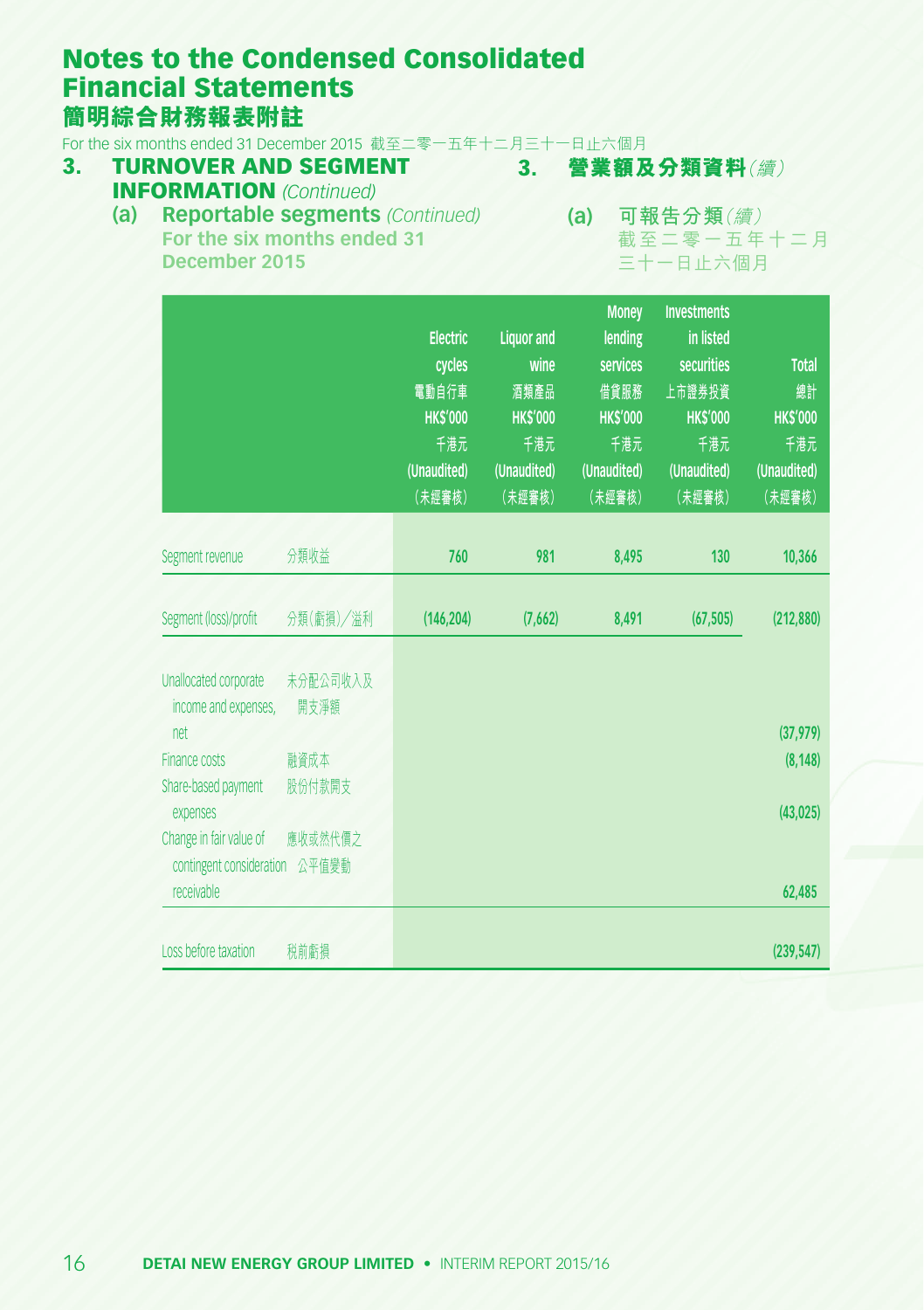# Notes to the Condensed Consolidated Financial Statements
# 簡明綜合財務報表附註

For the six months ended 31 December 2015 截至二零一五年十二月三十一日止六個月

## 3. TURNOVER AND SEGMENT INFORMATION *(Continued)*

## 3. 營業額及分類資料*（續）*

### (a) Reportable segments *(Continued)*

**For the six months ended 31 December 2015**

### (a) 可報告分類*（續）*

截至二零一五年十二月三十一日止六個月

| | | Electric cycles 電動自行車 HK$'000 千港元 (Unaudited) （未經審核） | Liquor and wine 酒類產品 HK$'000 千港元 (Unaudited) （未經審核） | Money lending services 借貸服務 HK$'000 千港元 (Unaudited) （未經審核） | Investments in listed securities 上市證券投資 HK$'000 千港元 (Unaudited) （未經審核） | Total 總計 HK$'000 千港元 (Unaudited) （未經審核） |
|---|---|---|---|---|---|---|
| Segment revenue | 分類收益 | 760 | 981 | 8,495 | 130 | 10,366 |
| Segment (loss)/profit | 分類(虧損)／溢利 | (146,204) | (7,662) | 8,491 | (67,505) | (212,880) |
| Unallocated corporate income and expenses, net | 未分配公司收入及開支淨額 | | | | | (37,979) |
| Finance costs | 融資成本 | | | | | (8,148) |
| Share-based payment expenses | 股份付款開支 | | | | | (43,025) |
| Change in fair value of contingent consideration receivable | 應收或然代價之公平值變動 | | | | | 62,485 |
| Loss before taxation | 稅前虧損 | | | | | (239,547) |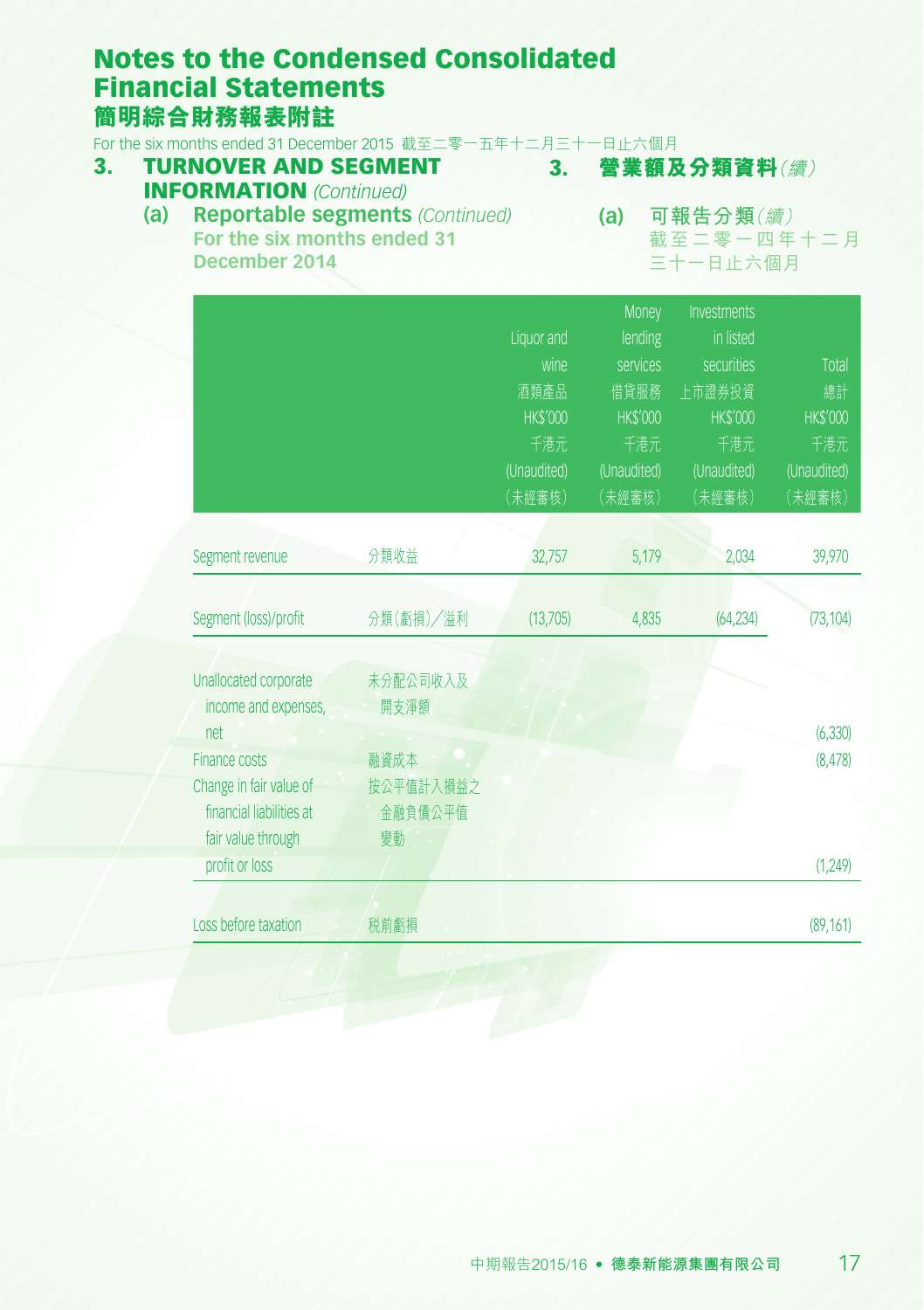# Notes to the Condensed Consolidated Financial Statements
# 簡明綜合財務報表附註

For the six months ended 31 December 2015 截至二零一五年十二月三十一日止六個月

## 3. TURNOVER AND SEGMENT INFORMATION *(Continued)*
## 3. 營業額及分類資料*(續)*

### (a) Reportable segments *(Continued)*
**For the six months ended 31 December 2014**

### (a) 可報告分類*(續)*
**截至二零一四年十二月三十一日止六個月**

| | | Liquor and wine<br>酒類產品<br>HK$'000<br>千港元<br>(Unaudited)<br>(未經審核) | Money lending services<br>借貸服務<br>HK$'000<br>千港元<br>(Unaudited)<br>(未經審核) | Investments in listed securities<br>上市證券投資<br>HK$'000<br>千港元<br>(Unaudited)<br>(未經審核) | Total<br>總計<br>HK$'000<br>千港元<br>(Unaudited)<br>(未經審核) |
|---|---|---|---|---|---|
| Segment revenue | 分類收益 | 32,757 | 5,179 | 2,034 | 39,970 |
| Segment (loss)/profit | 分類(虧損)/溢利 | (13,705) | 4,835 | (64,234) | (73,104) |
| Unallocated corporate income and expenses, net | 未分配公司收入及開支淨額 | | | | (6,330) |
| Finance costs | 融資成本 | | | | (8,478) |
| Change in fair value of financial liabilities at fair value through profit or loss | 按公平值計入損益之金融負債公平值變動 | | | | (1,249) |
| Loss before taxation | 税前虧損 | | | | (89,161) |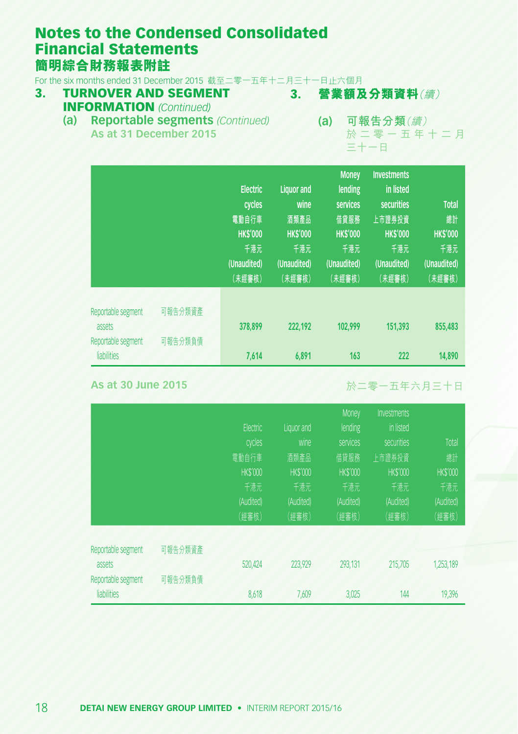# Notes to the Condensed Consolidated Financial Statements
# 簡明綜合財務報表附註

For the six months ended 31 December 2015 截至二零一五年十二月三十一日止六個月

## 3. TURNOVER AND SEGMENT INFORMATION *(Continued)*
## 3. 營業額及分類資料*(續)*

### (a) Reportable segments *(Continued)*
### (a) 可報告分類*(續)*

**As at 31 December 2015**

於二零一五年十二月三十一日

| | | Electric cycles<br>電動自行車<br>HK$'000<br>千港元<br>(Unaudited)<br>(未經審核) | Liquor and wine<br>酒類產品<br>HK$'000<br>千港元<br>(Unaudited)<br>(未經審核) | Money lending services<br>借貸服務<br>HK$'000<br>千港元<br>(Unaudited)<br>(未經審核) | Investments in listed securities<br>上市證券投資<br>HK$'000<br>千港元<br>(Unaudited)<br>(未經審核) | Total<br>總計<br>HK$'000<br>千港元<br>(Unaudited)<br>(未經審核) |
|---|---|---|---|---|---|---|
| Reportable segment assets | 可報告分類資產 | 378,899 | 222,192 | 102,999 | 151,393 | 855,483 |
| Reportable segment liabilities | 可報告分類負債 | 7,614 | 6,891 | 163 | 222 | 14,890 |

**As at 30 June 2015**

於二零一五年六月三十日

| | | Electric cycles<br>電動自行車<br>HK$'000<br>千港元<br>(Audited)<br>(經審核) | Liquor and wine<br>酒類產品<br>HK$'000<br>千港元<br>(Audited)<br>(經審核) | Money lending services<br>借貸服務<br>HK$'000<br>千港元<br>(Audited)<br>(經審核) | Investments in listed securities<br>上市證券投資<br>HK$'000<br>千港元<br>(Audited)<br>(經審核) | Total<br>總計<br>HK$'000<br>千港元<br>(Audited)<br>(經審核) |
|---|---|---|---|---|---|---|
| Reportable segment assets | 可報告分類資產 | 520,424 | 223,929 | 293,131 | 215,705 | 1,253,189 |
| Reportable segment liabilities | 可報告分類負債 | 8,618 | 7,609 | 3,025 | 144 | 19,396 |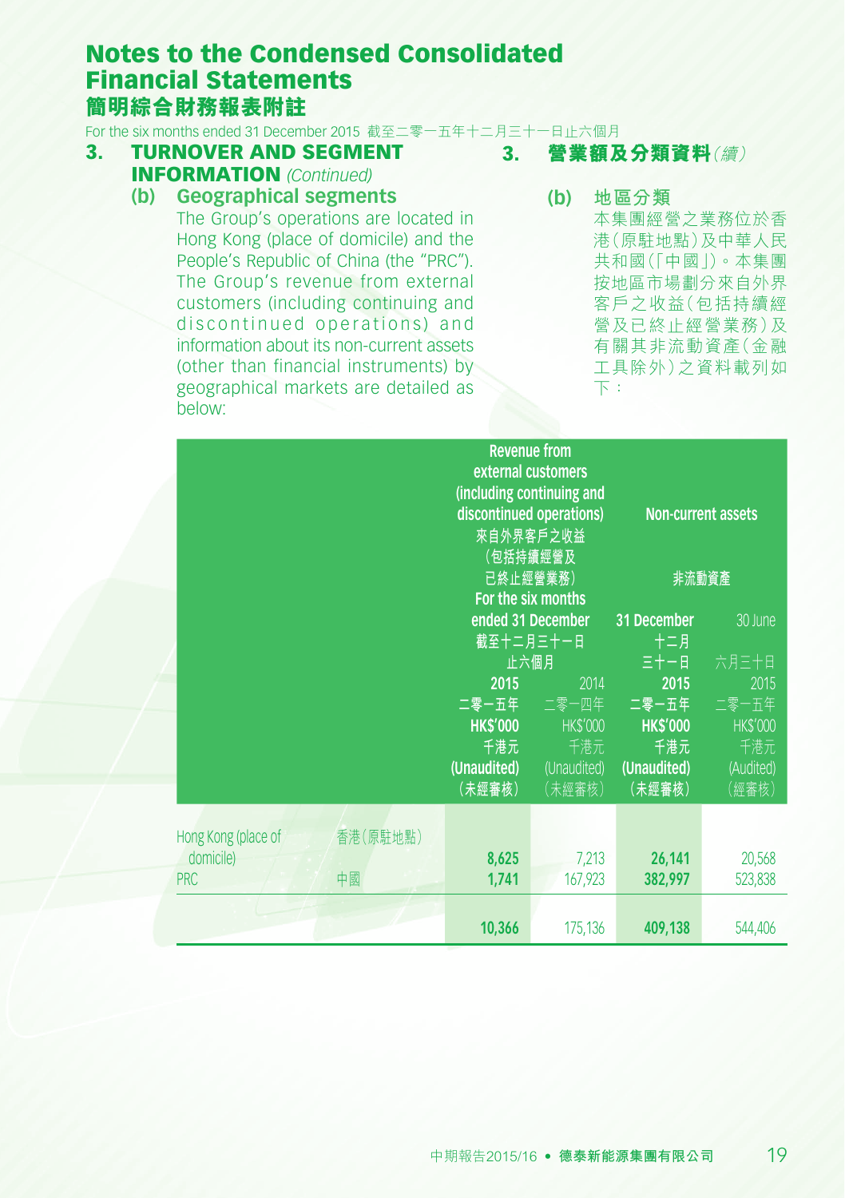# Notes to the Condensed Consolidated Financial Statements
# 簡明綜合財務報表附註

For the six months ended 31 December 2015 截至二零一五年十二月三十一日止六個月

## 3. TURNOVER AND SEGMENT INFORMATION *(Continued)*

### (b) Geographical segments

The Group's operations are located in Hong Kong (place of domicile) and the People's Republic of China (the "PRC"). The Group's revenue from external customers (including continuing and discontinued operations) and information about its non-current assets (other than financial instruments) by geographical markets are detailed as below:

## 3. 營業額及分類資料*(續)*

### (b) 地區分類

本集團經營之業務位於香港(原駐地點)及中華人民共和國(「中國」)。本集團按地區市場劃分來自外界客戶之收益(包括持續經營及已終止經營業務)及有關其非流動資產(金融工具除外)之資料載列如下:

| | | Revenue from external customers (including continuing and discontinued operations) 來自外界客戶之收益(包括持續經營及已終止經營業務) For the six months ended 31 December 截至十二月三十一日止六個月 | | Non-current assets 非流動資產 | |
|---|---|---|---|---|---|
| | | **2015 二零一五年 HK$'000 千港元 (Unaudited) (未經審核)** | 2014 二零一四年 HK$'000 千港元 (Unaudited) (未經審核) | **31 December 十二月三十一日 2015 二零一五年 HK$'000 千港元 (Unaudited) (未經審核)** | 30 June 六月三十日 2015 二零一五年 HK$'000 千港元 (Audited) (經審核) |
| Hong Kong (place of domicile) | 香港(原駐地點) | **8,625** | 7,213 | **26,141** | 20,568 |
| PRC | 中國 | **1,741** | 167,923 | **382,997** | 523,838 |
| | | **10,366** | 175,136 | **409,138** | 544,406 |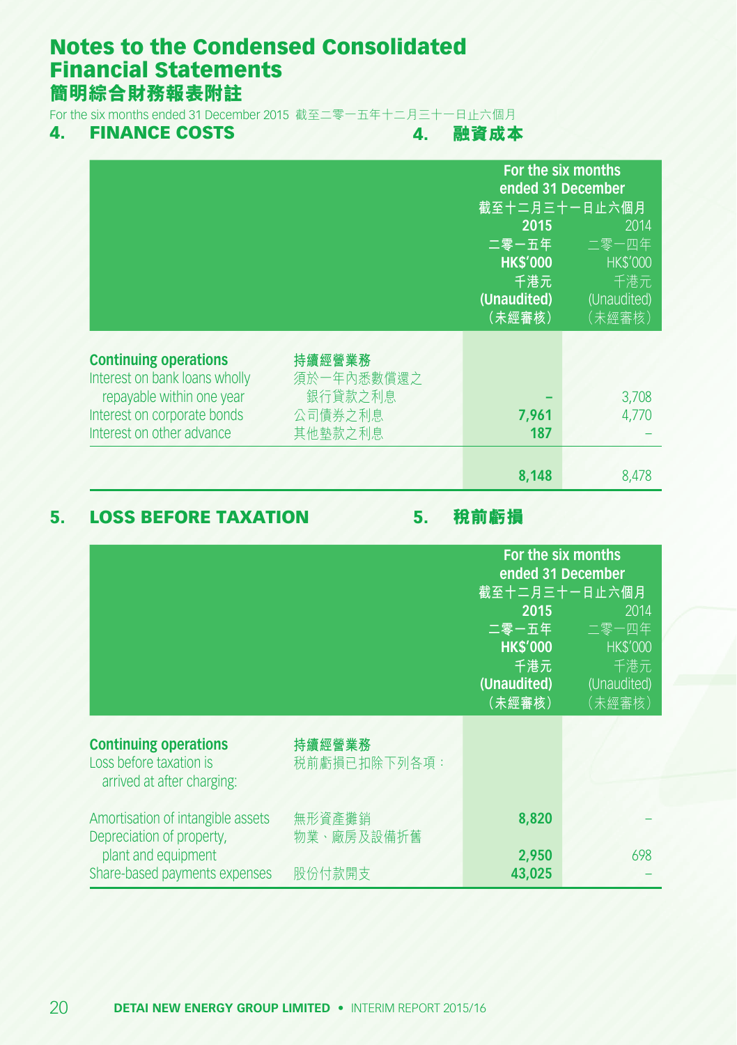# Notes to the Condensed Consolidated Financial Statements
# 簡明綜合財務報表附註

For the six months ended 31 December 2015 截至二零一五年十二月三十一日止六個月

## 4. FINANCE COSTS 4. 融資成本

| | | For the six months ended 31 December<br>截至十二月三十一日止六個月<br>2015<br>二零一五年<br>HK$'000<br>千港元<br>(Unaudited)<br>（未經審核） | 2014<br>二零一四年<br>HK$'000<br>千港元<br>(Unaudited)<br>（未經審核） |
|---|---|---|---|
| **Continuing operations** | **持續經營業務** | | |
| Interest on bank loans wholly repayable within one year | 須於一年內悉數償還之銀行貸款之利息 | – | 3,708 |
| Interest on corporate bonds | 公司債券之利息 | 7,961 | 4,770 |
| Interest on other advance | 其他墊款之利息 | 187 | – |
| | | 8,148 | 8,478 |

## 5. LOSS BEFORE TAXATION 5. 稅前虧損

| | | For the six months ended 31 December<br>截至十二月三十一日止六個月<br>2015<br>二零一五年<br>HK$'000<br>千港元<br>(Unaudited)<br>（未經審核） | 2014<br>二零一四年<br>HK$'000<br>千港元<br>(Unaudited)<br>（未經審核） |
|---|---|---|---|
| **Continuing operations** | **持續經營業務** | | |
| Loss before taxation is arrived at after charging: | 稅前虧損已扣除下列各項： | | |
| Amortisation of intangible assets | 無形資產攤銷 | 8,820 | – |
| Depreciation of property, plant and equipment | 物業、廠房及設備折舊 | 2,950 | 698 |
| Share-based payments expenses | 股份付款開支 | 43,025 | – |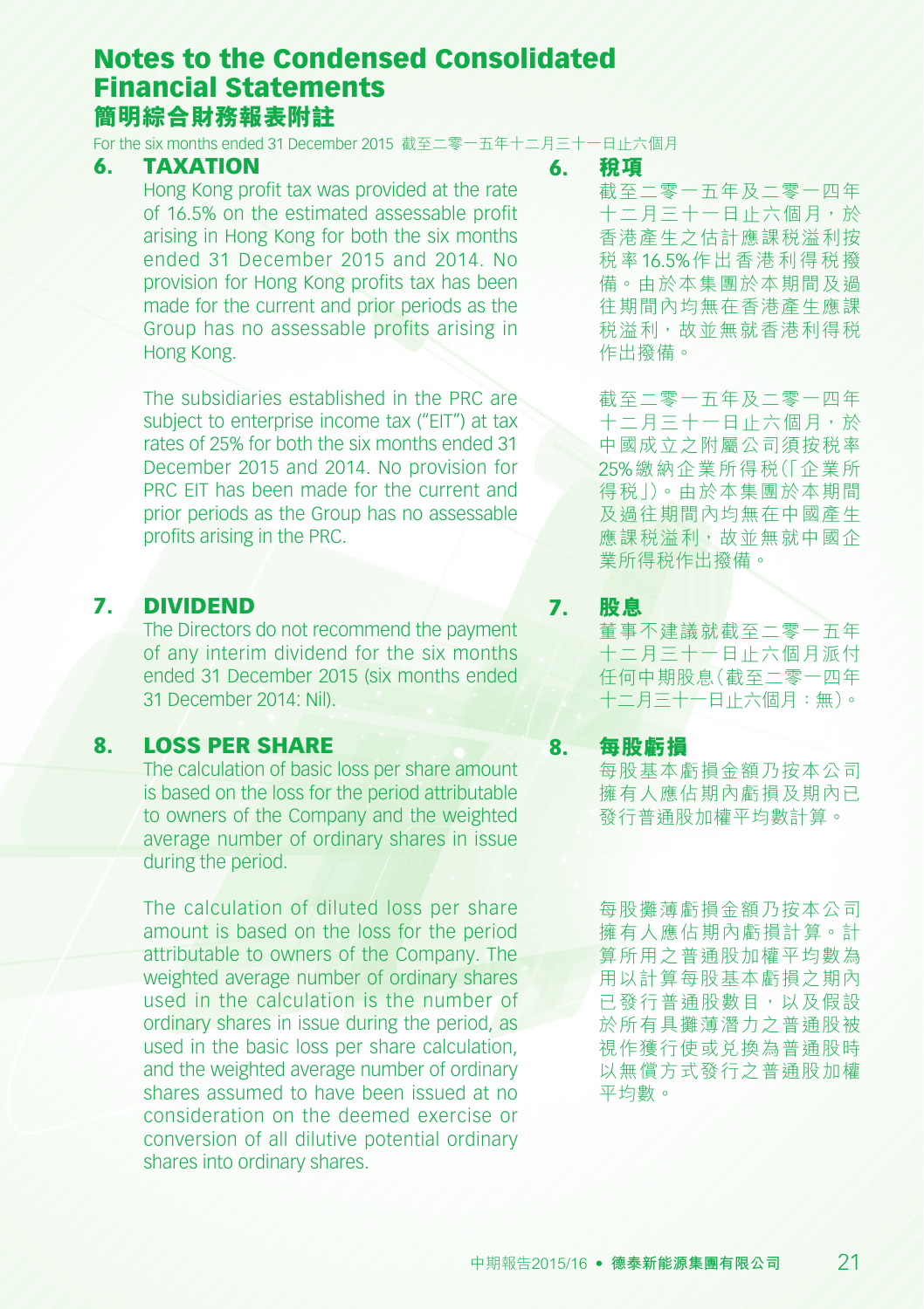# Notes to the Condensed Consolidated Financial Statements
# 簡明綜合財務報表附註

For the six months ended 31 December 2015 截至二零一五年十二月三十一日止六個月

## 6. TAXATION

Hong Kong profit tax was provided at the rate of 16.5% on the estimated assessable profit arising in Hong Kong for both the six months ended 31 December 2015 and 2014. No provision for Hong Kong profits tax has been made for the current and prior periods as the Group has no assessable profits arising in Hong Kong.

The subsidiaries established in the PRC are subject to enterprise income tax ("EIT") at tax rates of 25% for both the six months ended 31 December 2015 and 2014. No provision for PRC EIT has been made for the current and prior periods as the Group has no assessable profits arising in the PRC.

## 6. 稅項

截至二零一五年及二零一四年十二月三十一日止六個月，於香港產生之估計應課稅溢利按稅率16.5%作出香港利得稅撥備。由於本集團於本期間及過往期間內均無在香港產生應課稅溢利，故並無就香港利得稅作出撥備。

截至二零一五年及二零一四年十二月三十一日止六個月，於中國成立之附屬公司須按稅率25%繳納企業所得稅（「企業所得稅」）。由於本集團於本期間及過往期間內均無在中國產生應課稅溢利，故並無就中國企業所得稅作出撥備。

## 7. DIVIDEND

The Directors do not recommend the payment of any interim dividend for the six months ended 31 December 2015 (six months ended 31 December 2014: Nil).

## 7. 股息

董事不建議就截至二零一五年十二月三十一日止六個月派付任何中期股息（截至二零一四年十二月三十一日止六個月：無）。

## 8. LOSS PER SHARE

The calculation of basic loss per share amount is based on the loss for the period attributable to owners of the Company and the weighted average number of ordinary shares in issue during the period.

The calculation of diluted loss per share amount is based on the loss for the period attributable to owners of the Company. The weighted average number of ordinary shares used in the calculation is the number of ordinary shares in issue during the period, as used in the basic loss per share calculation, and the weighted average number of ordinary shares assumed to have been issued at no consideration on the deemed exercise or conversion of all dilutive potential ordinary shares into ordinary shares.

## 8. 每股虧損

每股基本虧損金額乃按本公司擁有人應佔期內虧損及期內已發行普通股加權平均數計算。

每股攤薄虧損金額乃按本公司擁有人應佔期內虧損計算。計算所用之普通股加權平均數為用以計算每股基本虧損之期內已發行普通股數目，以及假設於所有具攤薄潛力之普通股被視作獲行使或兌換為普通股時以無償方式發行之普通股加權平均數。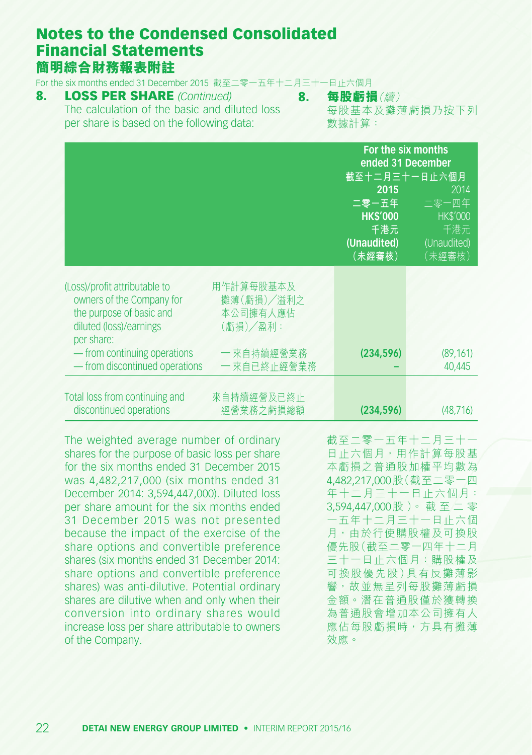# Notes to the Condensed Consolidated Financial Statements
# 簡明綜合財務報表附註

For the six months ended 31 December 2015 截至二零一五年十二月三十一日止六個月

## 8. LOSS PER SHARE *(Continued)*

The calculation of the basic and diluted loss per share is based on the following data:

## 8. 每股虧損*（續）*

每股基本及攤薄虧損乃按下列數據計算：

| | | For the six months ended 31 December 截至十二月三十一日止六個月 | |
|---|---|---|---|
| | | **2015 二零一五年 HK$'000 千港元 (Unaudited) （未經審核）** | 2014 二零一四年 HK$'000 千港元 (Unaudited) （未經審核） |
| (Loss)/profit attributable to owners of the Company for the purpose of basic and diluted (loss)/earnings per share: | 用作計算每股基本及攤薄（虧損）╱溢利之本公司擁有人應佔（虧損）╱盈利： | | |
| — from continuing operations | — 來自持續經營業務 | **(234,596)** | (89,161) |
| — from discontinued operations | — 來自已終止經營業務 | **–** | 40,445 |
| Total loss from continuing and discontinued operations | 來自持續經營及已終止經營業務之虧損總額 | **(234,596)** | (48,716) |

The weighted average number of ordinary shares for the purpose of basic loss per share for the six months ended 31 December 2015 was 4,482,217,000 (six months ended 31 December 2014: 3,594,447,000). Diluted loss per share amount for the six months ended 31 December 2015 was not presented because the impact of the exercise of the share options and convertible preference shares (six months ended 31 December 2014: share options and convertible preference shares) was anti-dilutive. Potential ordinary shares are dilutive when and only when their conversion into ordinary shares would increase loss per share attributable to owners of the Company.

截至二零一五年十二月三十一日止六個月，用作計算每股基本虧損之普通股加權平均數為4,482,217,000股（截至二零一四年十二月三十一日止六個月：3,594,447,000股）。截至二零一五年十二月三十一日止六個月，由於行使購股權及可換股優先股（截至二零一四年十二月三十一日止六個月：購股權及可換股優先股）具有反攤薄影響，故並無呈列每股攤薄虧損金額。潛在普通股僅於獲轉換為普通股會增加本公司擁有人應佔每股虧損時，方具有攤薄效應。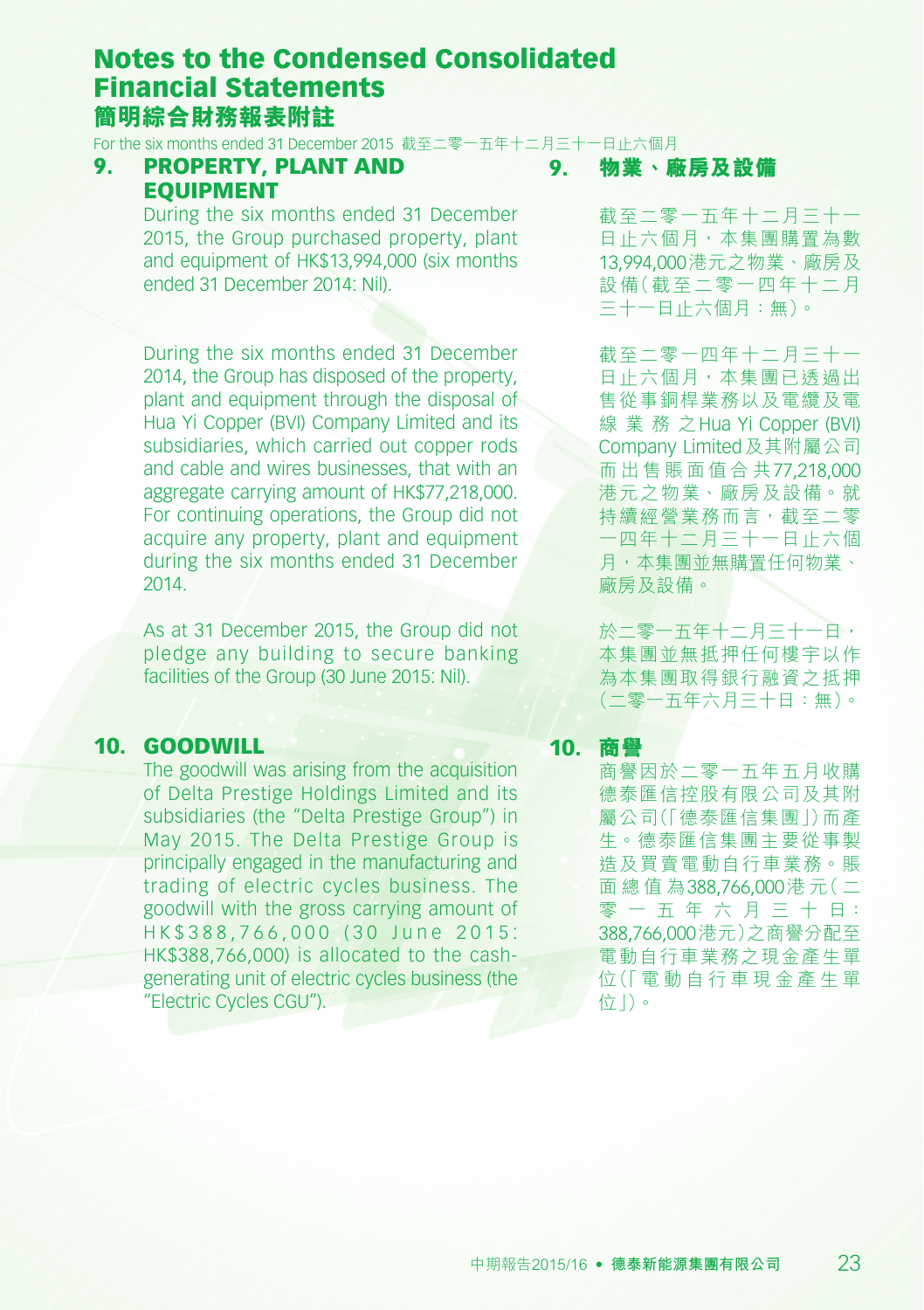# Notes to the Condensed Consolidated Financial Statements
# 簡明綜合財務報表附註

For the six months ended 31 December 2015 截至二零一五年十二月三十一日止六個月

## 9. PROPERTY, PLANT AND EQUIPMENT

During the six months ended 31 December 2015, the Group purchased property, plant and equipment of HK$13,994,000 (six months ended 31 December 2014: Nil).

During the six months ended 31 December 2014, the Group has disposed of the property, plant and equipment through the disposal of Hua Yi Copper (BVI) Company Limited and its subsidiaries, which carried out copper rods and cable and wires businesses, that with an aggregate carrying amount of HK$77,218,000. For continuing operations, the Group did not acquire any property, plant and equipment during the six months ended 31 December 2014.

As at 31 December 2015, the Group did not pledge any building to secure banking facilities of the Group (30 June 2015: Nil).

## 9. 物業、廠房及設備

截至二零一五年十二月三十一日止六個月，本集團購置為數13,994,000港元之物業、廠房及設備（截至二零一四年十二月三十一日止六個月：無）。

截至二零一四年十二月三十一日止六個月，本集團已透過出售從事銅桿業務以及電纜及電線業務之Hua Yi Copper (BVI) Company Limited及其附屬公司而出售賬面值合共77,218,000港元之物業、廠房及設備。就持續經營業務而言，截至二零一四年十二月三十一日止六個月，本集團並無購置任何物業、廠房及設備。

於二零一五年十二月三十一日，本集團並無抵押任何樓宇以作為本集團取得銀行融資之抵押（二零一五年六月三十日：無）。

## 10. GOODWILL

The goodwill was arising from the acquisition of Delta Prestige Holdings Limited and its subsidiaries (the "Delta Prestige Group") in May 2015. The Delta Prestige Group is principally engaged in the manufacturing and trading of electric cycles business. The goodwill with the gross carrying amount of HK$388,766,000 (30 June 2015: HK$388,766,000) is allocated to the cash-generating unit of electric cycles business (the "Electric Cycles CGU").

## 10. 商譽

商譽因於二零一五年五月收購德泰匯信控股有限公司及其附屬公司（「德泰匯信集團」）而產生。德泰匯信集團主要從事製造及買賣電動自行車業務。賬面總值為388,766,000港元（二零一五年六月三十日：388,766,000港元）之商譽分配至電動自行車業務之現金產生單位（「電動自行車現金產生單位」）。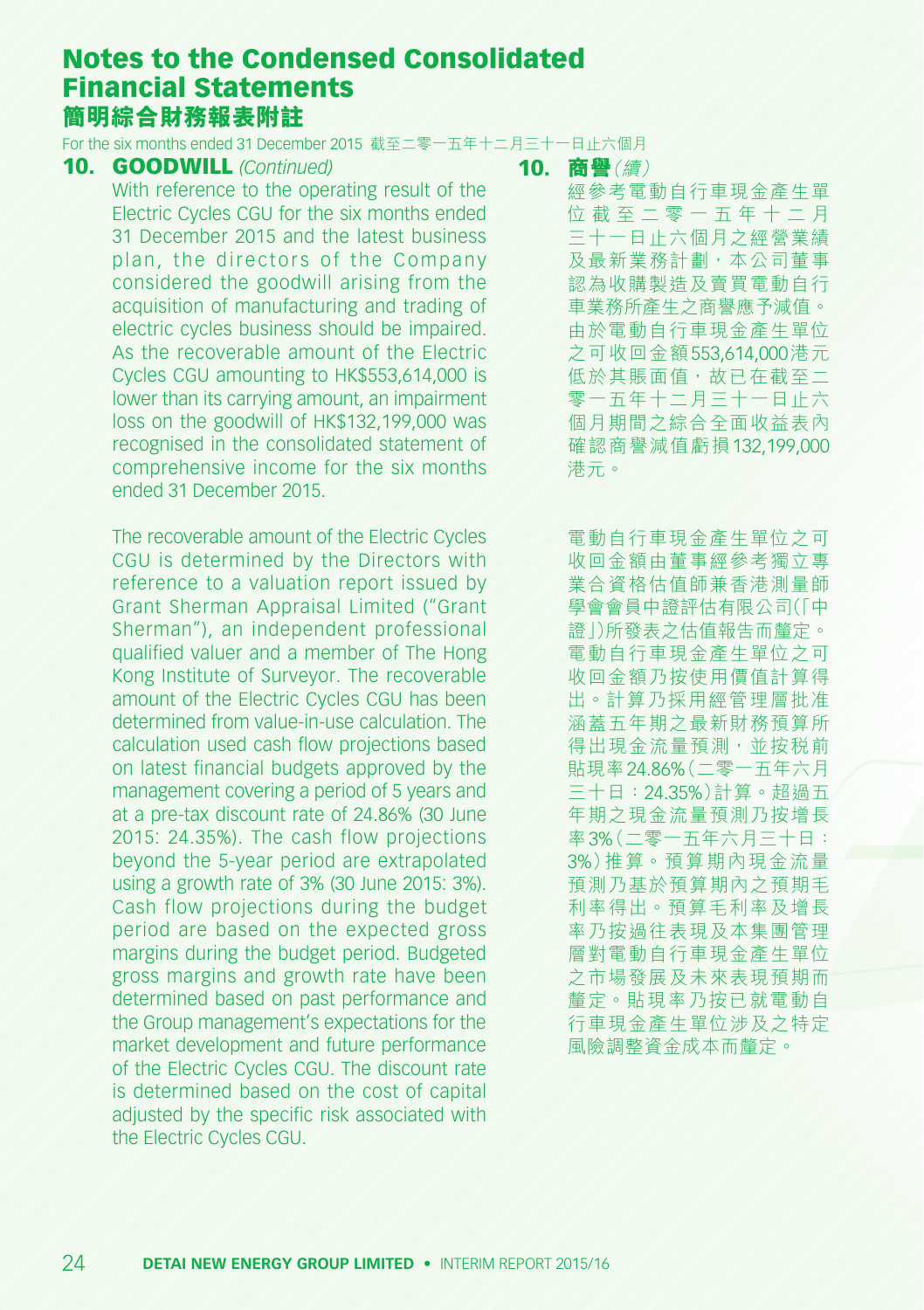# Notes to the Condensed Consolidated Financial Statements
# 簡明綜合財務報表附註

For the six months ended 31 December 2015 截至二零一五年十二月三十一日止六個月

## 10. GOODWILL *(Continued)*

With reference to the operating result of the Electric Cycles CGU for the six months ended 31 December 2015 and the latest business plan, the directors of the Company considered the goodwill arising from the acquisition of manufacturing and trading of electric cycles business should be impaired. As the recoverable amount of the Electric Cycles CGU amounting to HK$553,614,000 is lower than its carrying amount, an impairment loss on the goodwill of HK$132,199,000 was recognised in the consolidated statement of comprehensive income for the six months ended 31 December 2015.

The recoverable amount of the Electric Cycles CGU is determined by the Directors with reference to a valuation report issued by Grant Sherman Appraisal Limited ("Grant Sherman"), an independent professional qualified valuer and a member of The Hong Kong Institute of Surveyor. The recoverable amount of the Electric Cycles CGU has been determined from value-in-use calculation. The calculation used cash flow projections based on latest financial budgets approved by the management covering a period of 5 years and at a pre-tax discount rate of 24.86% (30 June 2015: 24.35%). The cash flow projections beyond the 5-year period are extrapolated using a growth rate of 3% (30 June 2015: 3%). Cash flow projections during the budget period are based on the expected gross margins during the budget period. Budgeted gross margins and growth rate have been determined based on past performance and the Group management's expectations for the market development and future performance of the Electric Cycles CGU. The discount rate is determined based on the cost of capital adjusted by the specific risk associated with the Electric Cycles CGU.

## 10. 商譽 *(續)*

經參考電動自行車現金產生單位截至二零一五年十二月三十一日止六個月之經營業績及最新業務計劃，本公司董事認為收購製造及賣買電動自行車業務所產生之商譽應予減值。由於電動自行車現金產生單位之可收回金額553,614,000港元低於其賬面值，故已在截至二零一五年十二月三十一日止六個月期間之綜合全面收益表內確認商譽減值虧損132,199,000港元。

電動自行車現金產生單位之可收回金額由董事經參考獨立專業合資格估值師兼香港測量師學會會員中證評估有限公司(「中證」)所發表之估值報告而釐定。電動自行車現金產生單位之可收回金額乃按使用價值計算得出。計算乃採用經管理層批准涵蓋五年期之最新財務預算所得出現金流量預測，並按稅前貼現率24.86%(二零一五年六月三十日：24.35%)計算。超過五年期之現金流量預測乃按增長率3%(二零一五年六月三十日：3%)推算。預算期內現金流量預測乃基於預算期內之預期毛利率得出。預算毛利率及增長率乃按過往表現及本集團管理層對電動自行車現金產生單位之市場發展及未來表現預期而釐定。貼現率乃按已就電動自行車現金產生單位涉及之特定風險調整資金成本而釐定。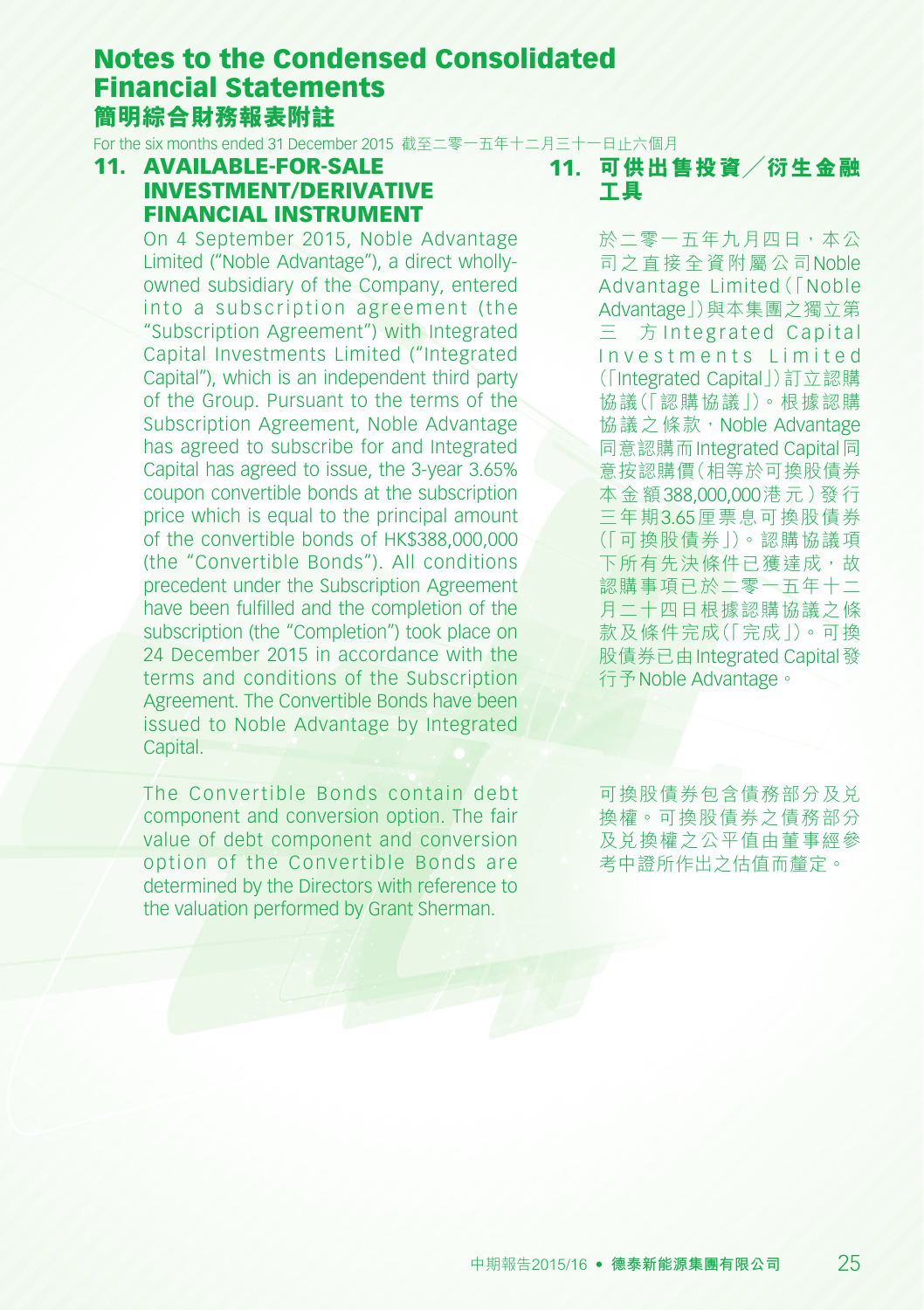# Notes to the Condensed Consolidated Financial Statements
# 簡明綜合財務報表附註

For the six months ended 31 December 2015 截至二零一五年十二月三十一日止六個月

## 11. AVAILABLE-FOR-SALE INVESTMENT/DERIVATIVE FINANCIAL INSTRUMENT

On 4 September 2015, Noble Advantage Limited ("Noble Advantage"), a direct wholly-owned subsidiary of the Company, entered into a subscription agreement (the "Subscription Agreement") with Integrated Capital Investments Limited ("Integrated Capital"), which is an independent third party of the Group. Pursuant to the terms of the Subscription Agreement, Noble Advantage has agreed to subscribe for and Integrated Capital has agreed to issue, the 3-year 3.65% coupon convertible bonds at the subscription price which is equal to the principal amount of the convertible bonds of HK$388,000,000 (the "Convertible Bonds"). All conditions precedent under the Subscription Agreement have been fulfilled and the completion of the subscription (the "Completion") took place on 24 December 2015 in accordance with the terms and conditions of the Subscription Agreement. The Convertible Bonds have been issued to Noble Advantage by Integrated Capital.

The Convertible Bonds contain debt component and conversion option. The fair value of debt component and conversion option of the Convertible Bonds are determined by the Directors with reference to the valuation performed by Grant Sherman.

## 11. 可供出售投資／衍生金融工具

於二零一五年九月四日，本公司之直接全資附屬公司Noble Advantage Limited（「Noble Advantage」）與本集團之獨立第三方Integrated Capital Investments Limited（「Integrated Capital」）訂立認購協議（「認購協議」）。根據認購協議之條款，Noble Advantage同意認購而Integrated Capital同意按認購價（相等於可換股債券本金額388,000,000港元）發行三年期3.65厘票息可換股債券（「可換股債券」）。認購協議項下所有先決條件已獲達成，故認購事項已於二零一五年十二月二十四日根據認購協議之條款及條件完成（「完成」）。可換股債券已由Integrated Capital發行予Noble Advantage。

可換股債券包含債務部分及兌換權。可換股債券之債務部分及兌換權之公平值由董事經參考中證所作出之估值而釐定。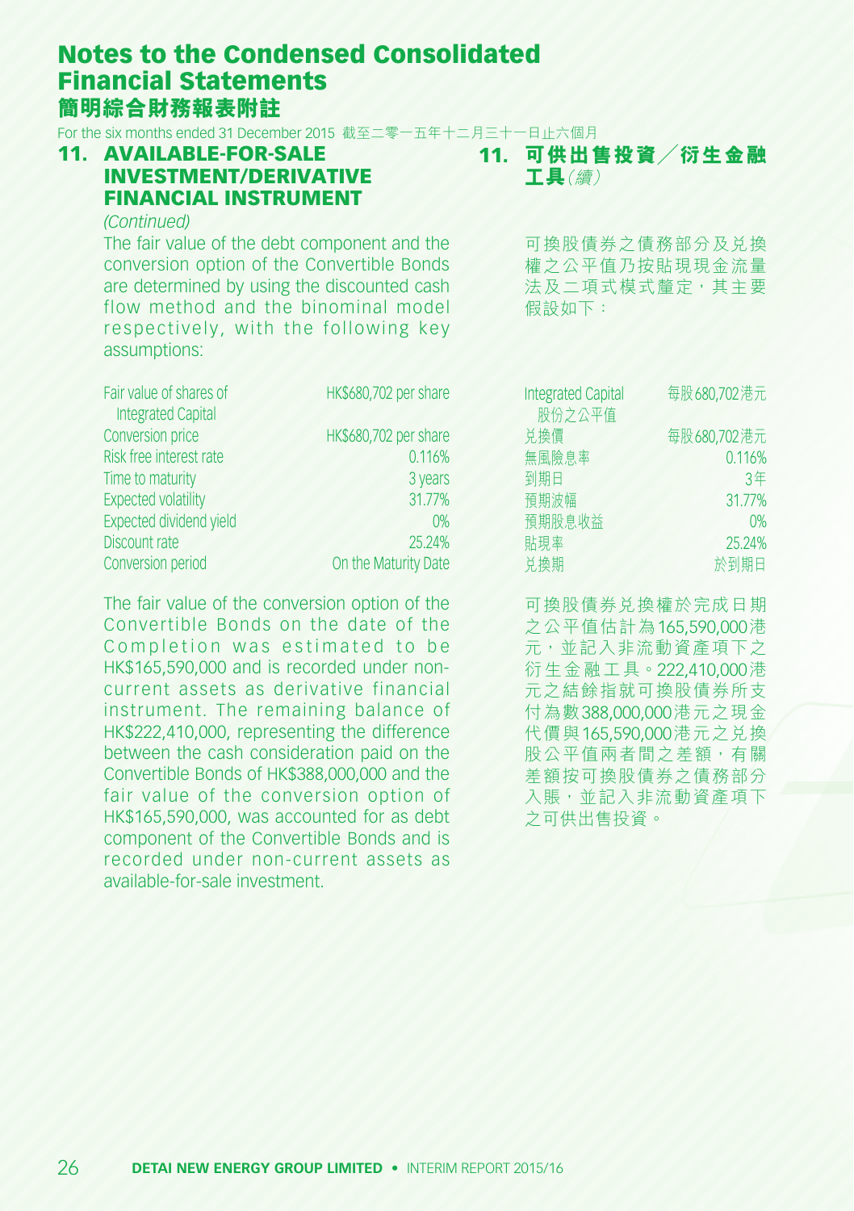## 11. AVAILABLE-FOR-SALE INVESTMENT/DERIVATIVE FINANCIAL INSTRUMENT

*(Continued)*

The fair value of the debt component and the conversion option of the Convertible Bonds are determined by using the discounted cash flow method and the binominal model respectively, with the following key assumptions:

| | |
|---|---|
| Fair value of shares of Integrated Capital | HK$680,702 per share |
| Conversion price | HK$680,702 per share |
| Risk free interest rate | 0.116% |
| Time to maturity | 3 years |
| Expected volatility | 31.77% |
| Expected dividend yield | 0% |
| Discount rate | 25.24% |
| Conversion period | On the Maturity Date |

The fair value of the conversion option of the Convertible Bonds on the date of the Completion was estimated to be HK$165,590,000 and is recorded under non-current assets as derivative financial instrument. The remaining balance of HK$222,410,000, representing the difference between the cash consideration paid on the Convertible Bonds of HK$388,000,000 and the fair value of the conversion option of HK$165,590,000, was accounted for as debt component of the Convertible Bonds and is recorded under non-current assets as available-for-sale investment.

## 11. 可供出售投資／衍生金融工具*（續）*

可換股債券之債務部分及兌換權之公平值乃按貼現現金流量法及二項式模式釐定，其主要假設如下：

| | |
|---|---|
| Integrated Capital 股份之公平值 | 每股680,702港元 |
| 兌換價 | 每股680,702港元 |
| 無風險息率 | 0.116% |
| 到期日 | 3年 |
| 預期波幅 | 31.77% |
| 預期股息收益 | 0% |
| 貼現率 | 25.24% |
| 兌換期 | 於到期日 |

可換股債券兌換權於完成日期之公平值估計為165,590,000港元，並記入非流動資產項下之衍生金融工具。222,410,000港元之結餘指就可換股債券所支付為數388,000,000港元之現金代價與165,590,000港元之兌換股公平值兩者間之差額，有關差額按可換股債券之債務部分入賬，並記入非流動資產項下之可供出售投資。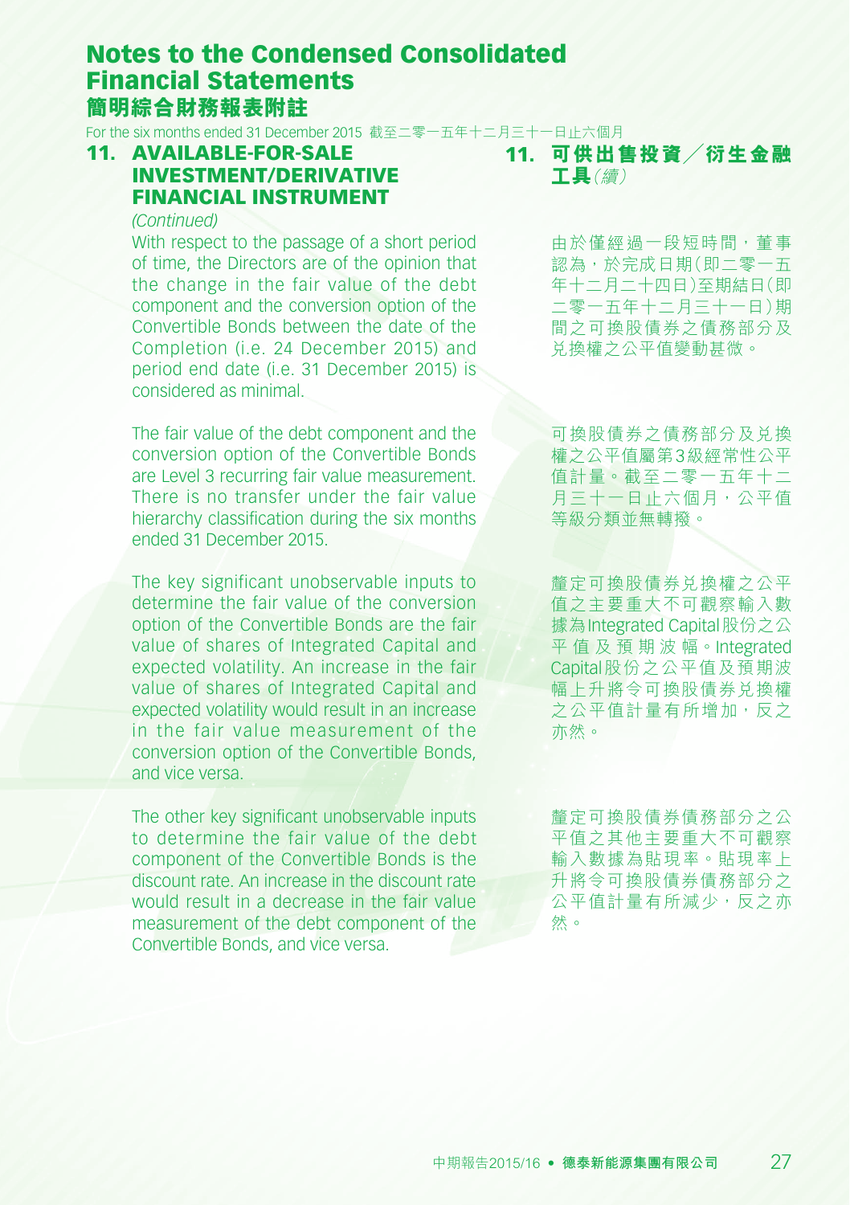# Notes to the Condensed Consolidated Financial Statements
# 簡明綜合財務報表附註

For the six months ended 31 December 2015 截至二零一五年十二月三十一日止六個月

## 11. AVAILABLE-FOR-SALE INVESTMENT/DERIVATIVE FINANCIAL INSTRUMENT

*(Continued)*

With respect to the passage of a short period of time, the Directors are of the opinion that the change in the fair value of the debt component and the conversion option of the Convertible Bonds between the date of the Completion (i.e. 24 December 2015) and period end date (i.e. 31 December 2015) is considered as minimal.

The fair value of the debt component and the conversion option of the Convertible Bonds are Level 3 recurring fair value measurement. There is no transfer under the fair value hierarchy classification during the six months ended 31 December 2015.

The key significant unobservable inputs to determine the fair value of the conversion option of the Convertible Bonds are the fair value of shares of Integrated Capital and expected volatility. An increase in the fair value of shares of Integrated Capital and expected volatility would result in an increase in the fair value measurement of the conversion option of the Convertible Bonds, and vice versa.

The other key significant unobservable inputs to determine the fair value of the debt component of the Convertible Bonds is the discount rate. An increase in the discount rate would result in a decrease in the fair value measurement of the debt component of the Convertible Bonds, and vice versa.

## 11. 可供出售投資／衍生金融工具*（續）*

由於僅經過一段短時間，董事認為，於完成日期(即二零一五年十二月二十四日)至期結日(即二零一五年十二月三十一日)期間之可換股債券之債務部分及兑換權之公平值變動甚微。

可換股債券之債務部分及兑換權之公平值屬第3級經常性公平值計量。截至二零一五年十二月三十一日止六個月，公平值等級分類並無轉撥。

釐定可換股債券兑換權之公平值之主要重大不可觀察輸入數據為Integrated Capital股份之公平值及預期波幅。Integrated Capital股份之公平值及預期波幅上升將令可換股債券兑換權之公平值計量有所增加，反之亦然。

釐定可換股債券債務部分之公平值之其他主要重大不可觀察輸入數據為貼現率。貼現率上升將令可換股債券債務部分之公平值計量有所減少，反之亦然。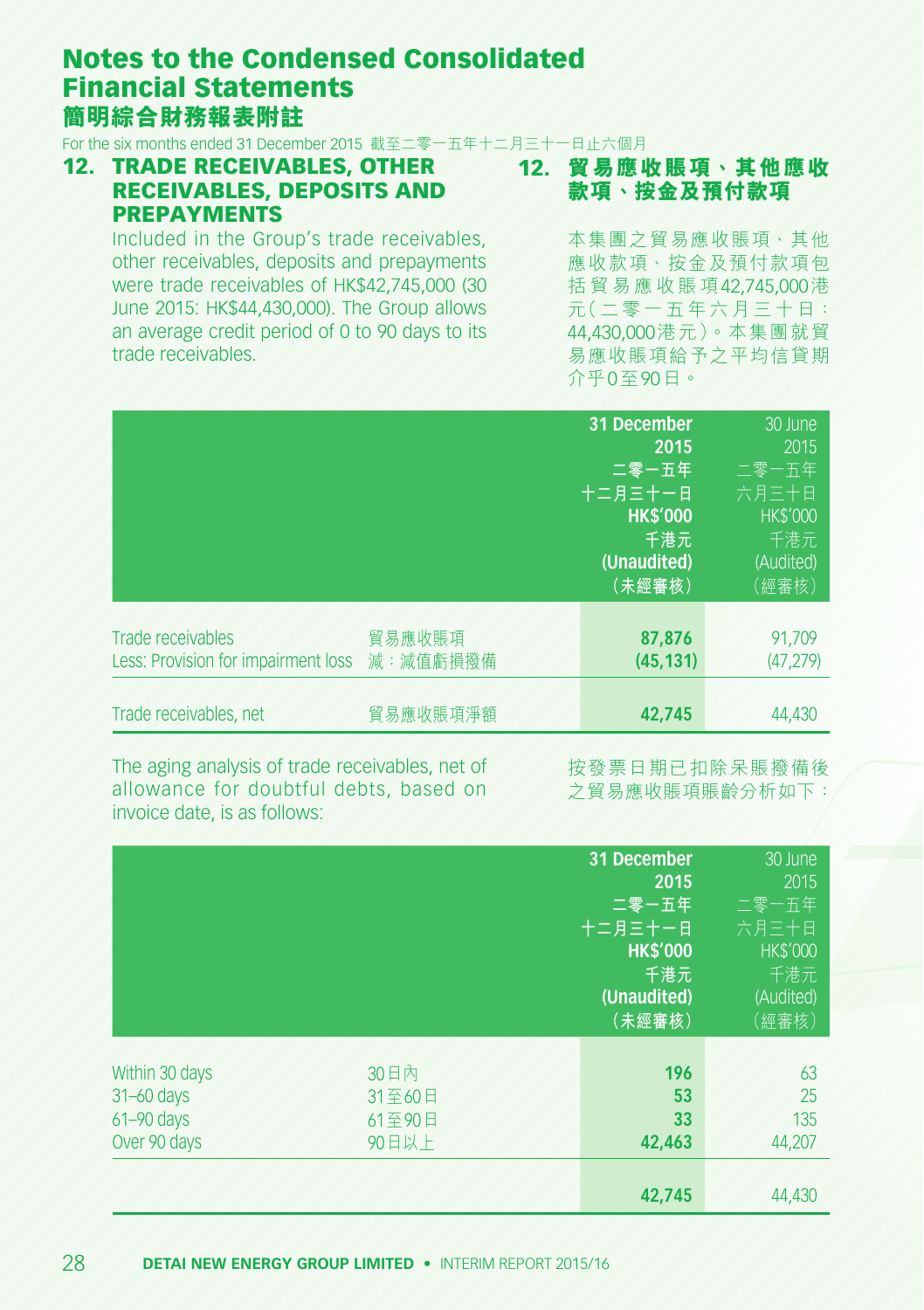# Notes to the Condensed Consolidated Financial Statements
# 簡明綜合財務報表附註

For the six months ended 31 December 2015 截至二零一五年十二月三十一日止六個月

## 12. TRADE RECEIVABLES, OTHER RECEIVABLES, DEPOSITS AND PREPAYMENTS

Included in the Group's trade receivables, other receivables, deposits and prepayments were trade receivables of HK$42,745,000 (30 June 2015: HK$44,430,000). The Group allows an average credit period of 0 to 90 days to its trade receivables.

## 12. 貿易應收賬項、其他應收款項、按金及預付款項

本集團之貿易應收賬項、其他應收款項、按金及預付款項包括貿易應收賬項42,745,000港元（二零一五年六月三十日：44,430,000港元）。本集團就貿易應收賬項給予之平均信貸期介乎0至90日。

| | | 31 December 2015 二零一五年 十二月三十一日 HK$'000 千港元 (Unaudited) （未經審核） | 30 June 2015 二零一五年 六月三十日 HK$'000 千港元 (Audited) （經審核） |
|---|---|---|---|
| Trade receivables | 貿易應收賬項 | **87,876** | 91,709 |
| Less: Provision for impairment loss | 減：減值虧損撥備 | **(45,131)** | (47,279) |
| Trade receivables, net | 貿易應收賬項淨額 | **42,745** | 44,430 |

The aging analysis of trade receivables, net of allowance for doubtful debts, based on invoice date, is as follows:

按發票日期已扣除呆賬撥備後之貿易應收賬項賬齡分析如下：

| | | 31 December 2015 二零一五年 十二月三十一日 HK$'000 千港元 (Unaudited) （未經審核） | 30 June 2015 二零一五年 六月三十日 HK$'000 千港元 (Audited) （經審核） |
|---|---|---|---|
| Within 30 days | 30日內 | **196** | 63 |
| 31–60 days | 31至60日 | **53** | 25 |
| 61–90 days | 61至90日 | **33** | 135 |
| Over 90 days | 90日以上 | **42,463** | 44,207 |
| | | **42,745** | 44,430 |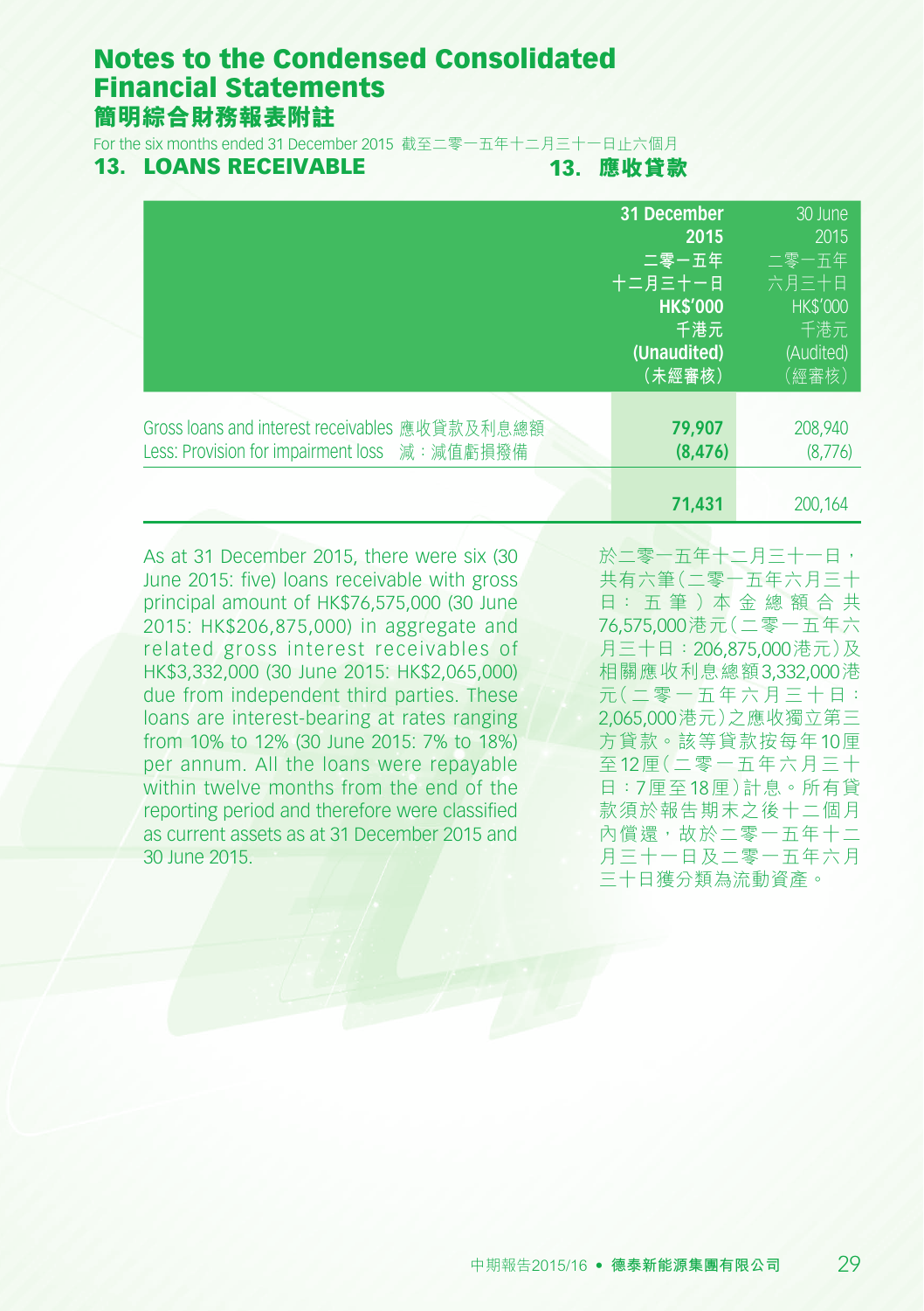# Notes to the Condensed Consolidated Financial Statements
# 簡明綜合財務報表附註

For the six months ended 31 December 2015 截至二零一五年十二月三十一日止六個月

## 13. LOANS RECEIVABLE 13. 應收貸款

| | **31 December 2015 二零一五年十二月三十一日 HK$'000 千港元 (Unaudited) (未經審核)** | 30 June 2015 二零一五年六月三十日 HK$'000 千港元 (Audited) (經審核) |
|---|---|---|
| Gross loans and interest receivables 應收貸款及利息總額 | **79,907** | 208,940 |
| Less: Provision for impairment loss 減：減值虧損撥備 | **(8,476)** | (8,776) |
| | **71,431** | 200,164 |

As at 31 December 2015, there were six (30 June 2015: five) loans receivable with gross principal amount of HK$76,575,000 (30 June 2015: HK$206,875,000) in aggregate and related gross interest receivables of HK$3,332,000 (30 June 2015: HK$2,065,000) due from independent third parties. These loans are interest-bearing at rates ranging from 10% to 12% (30 June 2015: 7% to 18%) per annum. All the loans were repayable within twelve months from the end of the reporting period and therefore were classified as current assets as at 31 December 2015 and 30 June 2015.

於二零一五年十二月三十一日，共有六筆(二零一五年六月三十日：五筆)本金總額合共76,575,000港元(二零一五年六月三十日：206,875,000港元)及相關應收利息總額3,332,000港元(二零一五年六月三十日：2,065,000港元)之應收獨立第三方貸款。該等貸款按每年10厘至12厘(二零一五年六月三十日：7厘至18厘)計息。所有貸款須於報告期末之後十二個月內償還，故於二零一五年十二月三十一日及二零一五年六月三十日獲分類為流動資產。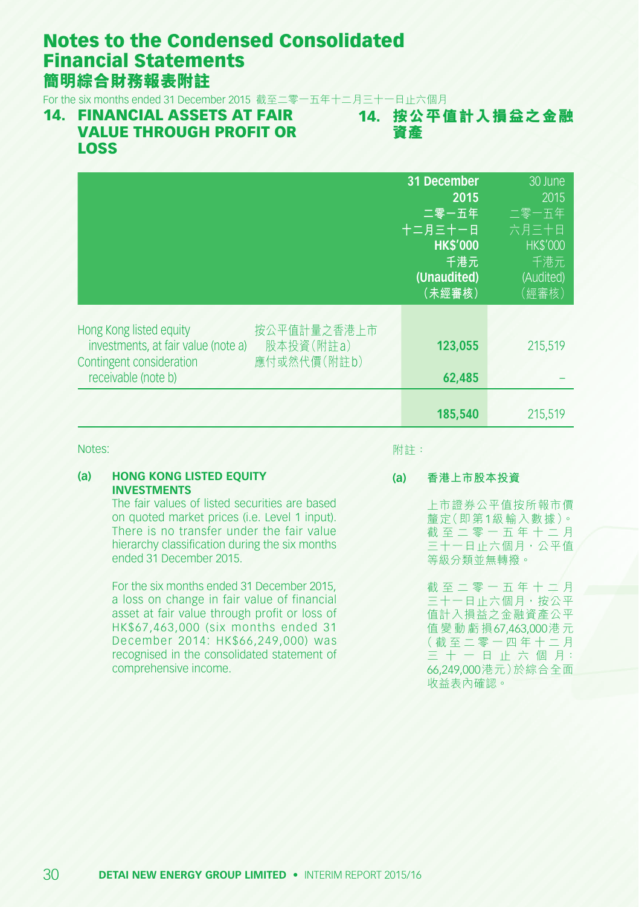# Notes to the Condensed Consolidated Financial Statements
# 簡明綜合財務報表附註

For the six months ended 31 December 2015 截至二零一五年十二月三十一日止六個月

## 14. FINANCIAL ASSETS AT FAIR VALUE THROUGH PROFIT OR LOSS

## 14. 按公平值計入損益之金融資產

| | | 31 December 2015 二零一五年十二月三十一日 HK$'000 千港元 (Unaudited) (未經審核) | 30 June 2015 二零一五年六月三十日 HK$'000 千港元 (Audited) (經審核) |
|---|---|---|---|
| Hong Kong listed equity investments, at fair value (note a) | 按公平值計量之香港上市股本投資(附註a) | 123,055 | 215,519 |
| Contingent consideration receivable (note b) | 應付或然代價(附註b) | 62,485 | – |
| | | 185,540 | 215,519 |

Notes:

附註：

**(a) HONG KONG LISTED EQUITY INVESTMENTS**

The fair values of listed securities are based on quoted market prices (i.e. Level 1 input). There is no transfer under the fair value hierarchy classification during the six months ended 31 December 2015.

For the six months ended 31 December 2015, a loss on change in fair value of financial asset at fair value through profit or loss of HK$67,463,000 (six months ended 31 December 2014: HK$66,249,000) was recognised in the consolidated statement of comprehensive income.

**(a) 香港上市股本投資**

上市證券公平值按所報市價釐定(即第1級輸入數據)。截至二零一五年十二月三十一日止六個月，公平值等級分類並無轉撥。

截至二零一五年十二月三十一日止六個月，按公平值計入損益之金融資產公平值變動虧損67,463,000港元(截至二零一四年十二月三十一日止六個月：66,249,000港元)於綜合全面收益表內確認。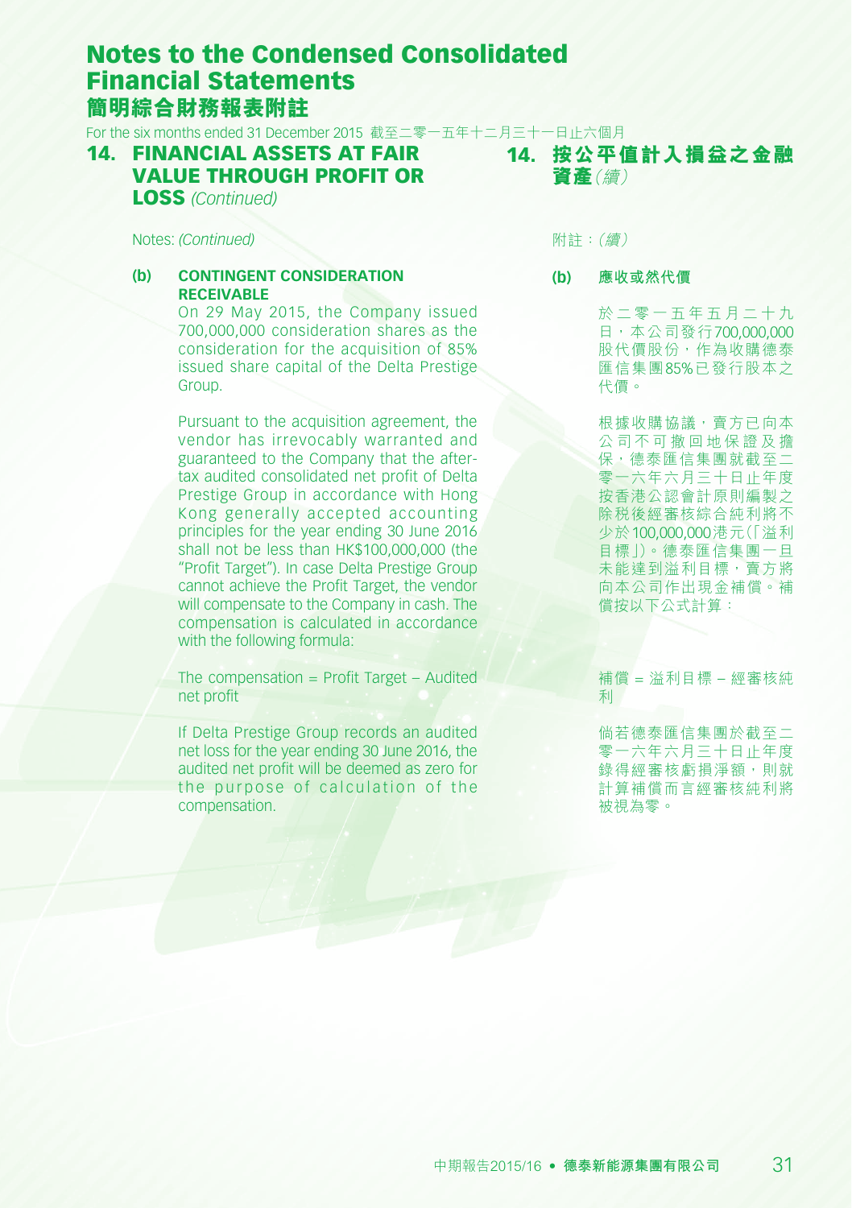# Notes to the Condensed Consolidated Financial Statements

# 簡明綜合財務報表附註

For the six months ended 31 December 2015 截至二零一五年十二月三十一日止六個月

## 14. FINANCIAL ASSETS AT FAIR VALUE THROUGH PROFIT OR LOSS *(Continued)*

Notes: *(Continued)*

**(b) CONTINGENT CONSIDERATION RECEIVABLE**

On 29 May 2015, the Company issued 700,000,000 consideration shares as the consideration for the acquisition of 85% issued share capital of the Delta Prestige Group.

Pursuant to the acquisition agreement, the vendor has irrevocably warranted and guaranteed to the Company that the after-tax audited consolidated net profit of Delta Prestige Group in accordance with Hong Kong generally accepted accounting principles for the year ending 30 June 2016 shall not be less than HK$100,000,000 (the "Profit Target"). In case Delta Prestige Group cannot achieve the Profit Target, the vendor will compensate to the Company in cash. The compensation is calculated in accordance with the following formula:

The compensation = Profit Target – Audited net profit

If Delta Prestige Group records an audited net loss for the year ending 30 June 2016, the audited net profit will be deemed as zero for the purpose of calculation of the compensation.

## 14. 按公平值計入損益之金融資產*（續）*

附註：*（續）*

**(b) 應收或然代價**

於二零一五年五月二十九日，本公司發行700,000,000股代價股份，作為收購德泰匯信集團85%已發行股本之代價。

根據收購協議，賣方已向本公司不可撤回地保證及擔保，德泰匯信集團就截至二零一六年六月三十日止年度按香港公認會計原則編製之除稅後經審核綜合純利將不少於100,000,000港元（「溢利目標」）。德泰匯信集團一旦未能達到溢利目標，賣方將向本公司作出現金補償。補償按以下公式計算：

補償 = 溢利目標 – 經審核純利

倘若德泰匯信集團於截至二零一六年六月三十日止年度錄得經審核虧損淨額，則就計算補償而言經審核純利將被視為零。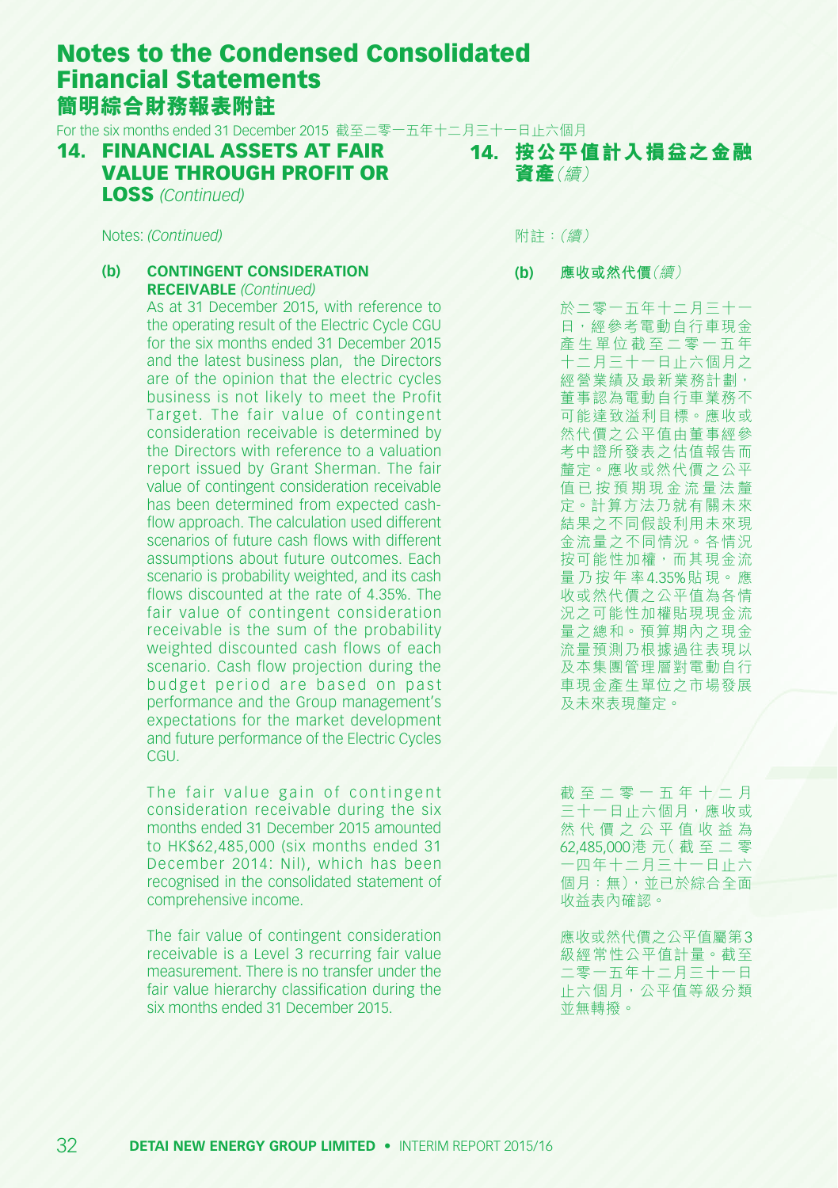# Notes to the Condensed Consolidated Financial Statements
# 簡明綜合財務報表附註

For the six months ended 31 December 2015 截至二零一五年十二月三十一日止六個月

## 14. FINANCIAL ASSETS AT FAIR VALUE THROUGH PROFIT OR LOSS *(Continued)*

Notes: *(Continued)*

**(b) CONTINGENT CONSIDERATION RECEIVABLE** *(Continued)*

As at 31 December 2015, with reference to the operating result of the Electric Cycle CGU for the six months ended 31 December 2015 and the latest business plan, the Directors are of the opinion that the electric cycles business is not likely to meet the Profit Target. The fair value of contingent consideration receivable is determined by the Directors with reference to a valuation report issued by Grant Sherman. The fair value of contingent consideration receivable has been determined from expected cash-flow approach. The calculation used different scenarios of future cash flows with different assumptions about future outcomes. Each scenario is probability weighted, and its cash flows discounted at the rate of 4.35%. The fair value of contingent consideration receivable is the sum of the probability weighted discounted cash flows of each scenario. Cash flow projection during the budget period are based on past performance and the Group management's expectations for the market development and future performance of the Electric Cycles CGU.

The fair value gain of contingent consideration receivable during the six months ended 31 December 2015 amounted to HK$62,485,000 (six months ended 31 December 2014: Nil), which has been recognised in the consolidated statement of comprehensive income.

The fair value of contingent consideration receivable is a Level 3 recurring fair value measurement. There is no transfer under the fair value hierarchy classification during the six months ended 31 December 2015.

## 14. 按公平值計入損益之金融資產*（續）*

附註：*（續）*

**(b) 應收或然代價***（續）*

於二零一五年十二月三十一日，經參考電動自行車現金產生單位截至二零一五年十二月三十一日止六個月之經營業績及最新業務計劃，董事認為電動自行車業務不可能達致溢利目標。應收或然代價之公平值由董事經參考中證所發表之估值報告而釐定。應收或然代價之公平值已按預期現金流量法釐定。計算方法乃就有關未來結果之不同假設利用未來現金流量之不同情況。各情況按可能性加權，而其現金流量乃按年率4.35%貼現。應收或然代價之公平值為各情況之可能性加權貼現現金流量之總和。預算期內之現金流量預測乃根據過往表現以及本集團管理層對電動自行車現金產生單位之市場發展及未來表現釐定。

截至二零一五年十二月三十一日止六個月，應收或然代價之公平值收益為62,485,000港元（截至二零一四年十二月三十一日止六個月：無），並已於綜合全面收益表內確認。

應收或然代價之公平值屬第3級經常性公平值計量。截至二零一五年十二月三十一日止六個月，公平值等級分類並無轉撥。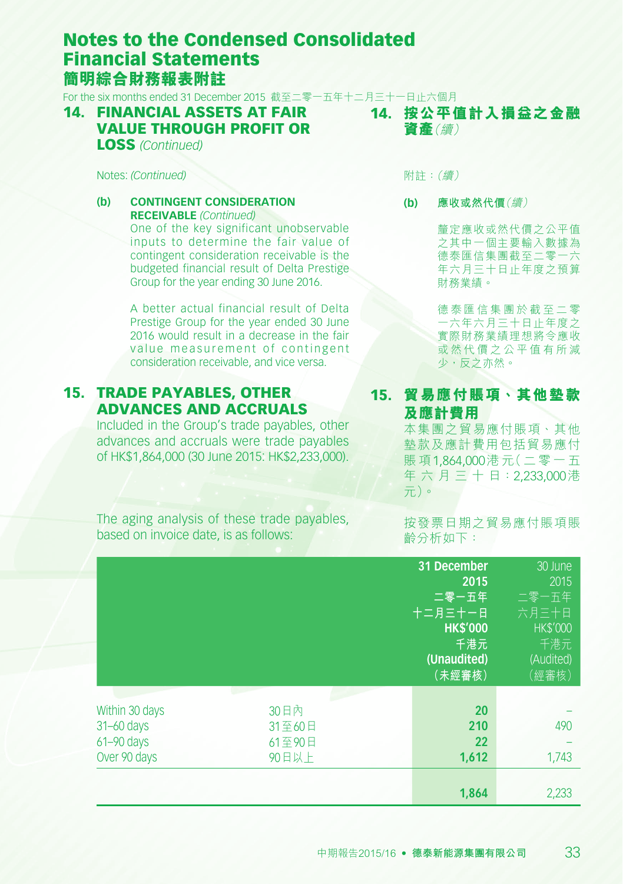# Notes to the Condensed Consolidated Financial Statements
# 簡明綜合財務報表附註

For the six months ended 31 December 2015 截至二零一五年十二月三十一日止六個月

## 14. FINANCIAL ASSETS AT FAIR VALUE THROUGH PROFIT OR LOSS *(Continued)*

Notes: *(Continued)*

**(b) CONTINGENT CONSIDERATION RECEIVABLE** *(Continued)*

One of the key significant unobservable inputs to determine the fair value of contingent consideration receivable is the budgeted financial result of Delta Prestige Group for the year ending 30 June 2016.

A better actual financial result of Delta Prestige Group for the year ended 30 June 2016 would result in a decrease in the fair value measurement of contingent consideration receivable, and vice versa.

## 14. 按公平值計入損益之金融資產*（續）*

附註：*（續）*

**(b) 應收或然代價***（續）*

釐定應收或然代價之公平值之其中一個主要輸入數據為德泰匯信集團截至二零一六年六月三十日止年度之預算財務業績。

德泰匯信集團於截至二零一六年六月三十日止年度之實際財務業績理想將令應收或然代價之公平值有所減少，反之亦然。

## 15. TRADE PAYABLES, OTHER ADVANCES AND ACCRUALS

Included in the Group's trade payables, other advances and accruals were trade payables of HK$1,864,000 (30 June 2015: HK$2,233,000).

The aging analysis of these trade payables, based on invoice date, is as follows:

## 15. 貿易應付賬項、其他墊款及應計費用

本集團之貿易應付賬項、其他墊款及應計費用包括貿易應付賬項1,864,000港元（二零一五年六月三十日：2,233,000港元）。

按發票日期之貿易應付賬項賬齡分析如下：

| | | **31 December 2015<br>二零一五年<br>十二月三十一日<br>HK$'000<br>千港元<br>(Unaudited)<br>（未經審核）** | 30 June 2015<br>二零一五年<br>六月三十日<br>HK$'000<br>千港元<br>(Audited)<br>（經審核） |
|---|---|---|---|
| Within 30 days | 30日內 | **20** | – |
| 31–60 days | 31至60日 | **210** | 490 |
| 61–90 days | 61至90日 | **22** | – |
| Over 90 days | 90日以上 | **1,612** | 1,743 |
| | | **1,864** | 2,233 |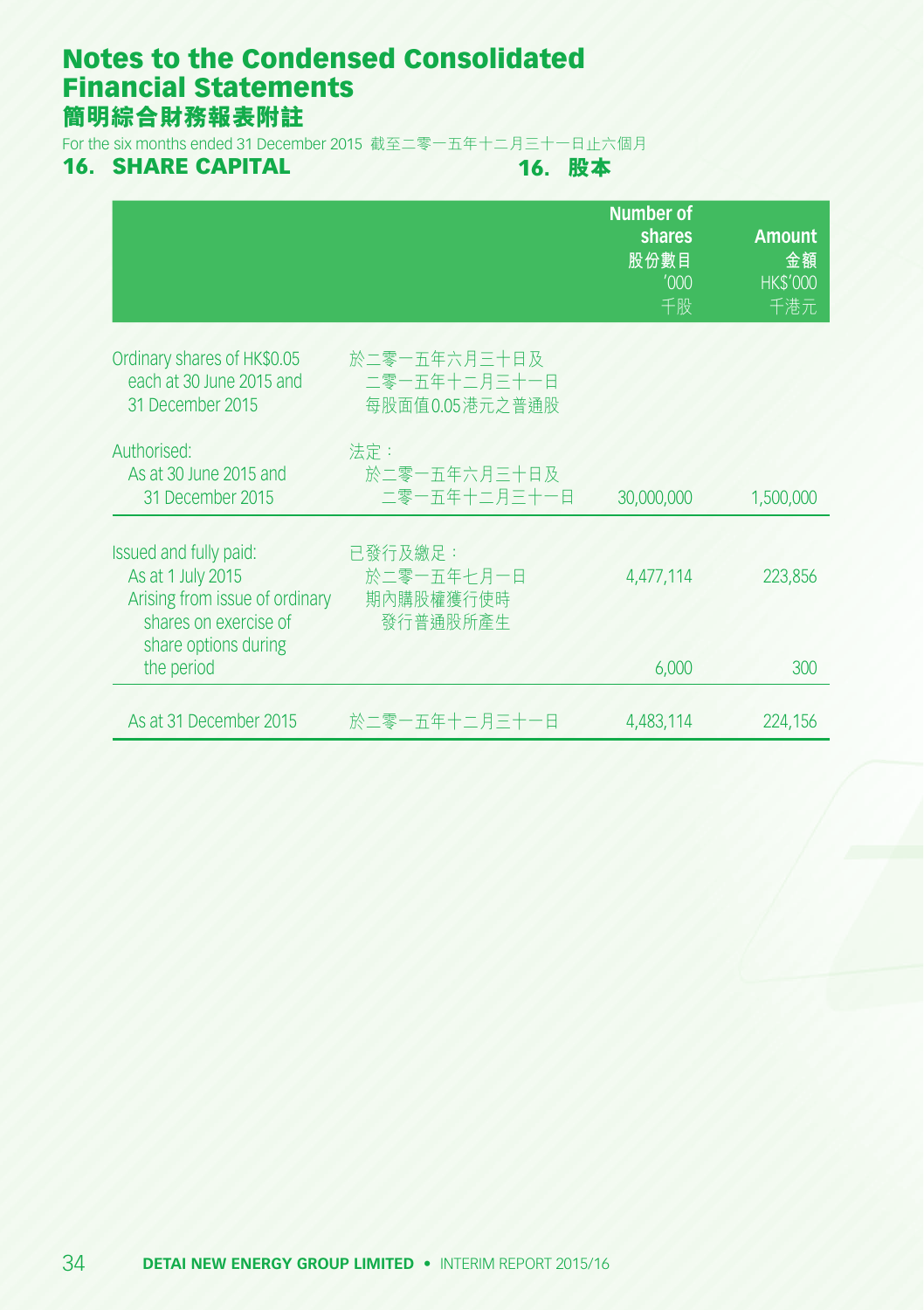# Notes to the Condensed Consolidated Financial Statements
# 簡明綜合財務報表附註

For the six months ended 31 December 2015 截至二零一五年十二月三十一日止六個月

## 16. SHARE CAPITAL 16. 股本

| | | Number of shares 股份數目 '000 千股 | Amount 金額 HK$'000 千港元 |
|---|---|---|---|
| Ordinary shares of HK$0.05 each at 30 June 2015 and 31 December 2015 | 於二零一五年六月三十日及二零一五年十二月三十一日每股面值0.05港元之普通股 | | |
| Authorised: | 法定： | | |
| As at 30 June 2015 and 31 December 2015 | 於二零一五年六月三十日及二零一五年十二月三十一日 | 30,000,000 | 1,500,000 |
| Issued and fully paid: | 已發行及繳足： | | |
| As at 1 July 2015 | 於二零一五年七月一日 | 4,477,114 | 223,856 |
| Arising from issue of ordinary shares on exercise of share options during the period | 期內購股權獲行使時發行普通股所產生 | 6,000 | 300 |
| As at 31 December 2015 | 於二零一五年十二月三十一日 | 4,483,114 | 224,156 |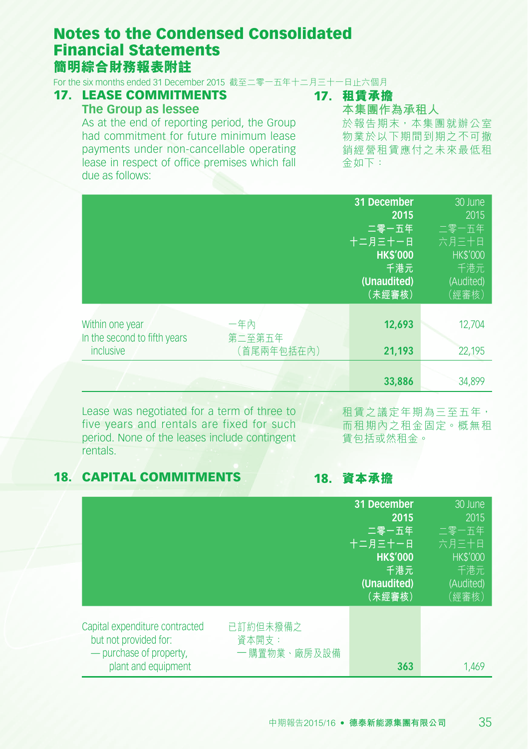# Notes to the Condensed Consolidated Financial Statements
# 簡明綜合財務報表附註

For the six months ended 31 December 2015 截至二零一五年十二月三十一日止六個月

## 17. LEASE COMMITMENTS

### The Group as lessee

As at the end of reporting period, the Group had commitment for future minimum lease payments under non-cancellable operating lease in respect of office premises which fall due as follows:

## 17. 租賃承擔

### 本集團作為承租人

於報告期末，本集團就辦公室物業於以下期間到期之不可撤銷經營租賃應付之未來最低租金如下：

| | | 31 December 2015 二零一五年十二月三十一日 HK$'000 千港元 (Unaudited) （未經審核） | 30 June 2015 二零一五年六月三十日 HK$'000 千港元 (Audited) （經審核） |
|---|---|---|---|
| Within one year | 一年內 | **12,693** | 12,704 |
| In the second to fifth years inclusive | 第二至第五年（首尾兩年包括在內） | **21,193** | 22,195 |
| | | **33,886** | 34,899 |

Lease was negotiated for a term of three to five years and rentals are fixed for such period. None of the leases include contingent rentals.

租賃之議定年期為三至五年，而租期內之租金固定。概無租賃包括或然租金。

## 18. CAPITAL COMMITMENTS

## 18. 資本承擔

| | | 31 December 2015 二零一五年十二月三十一日 HK$'000 千港元 (Unaudited) （未經審核） | 30 June 2015 二零一五年六月三十日 HK$'000 千港元 (Audited) （經審核） |
|---|---|---|---|
| Capital expenditure contracted but not provided for: — purchase of property, plant and equipment | 已訂約但未撥備之資本開支：— 購置物業、廠房及設備 | **363** | 1,469 |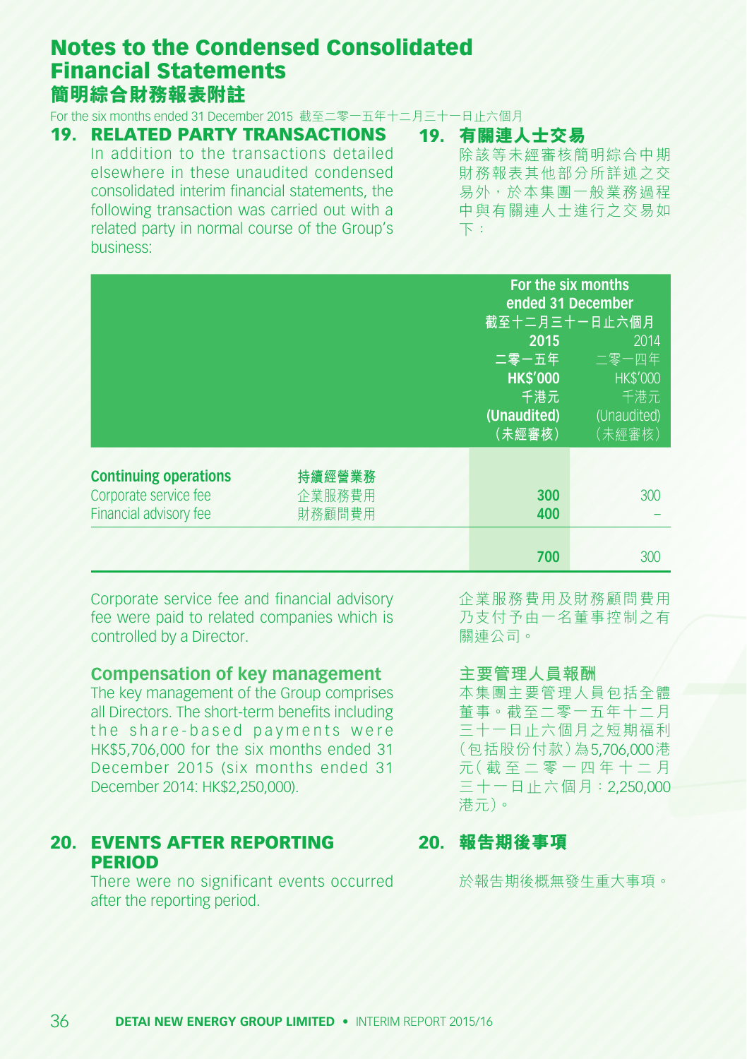# Notes to the Condensed Consolidated Financial Statements
# 簡明綜合財務報表附註

For the six months ended 31 December 2015 截至二零一五年十二月三十一日止六個月

## 19. RELATED PARTY TRANSACTIONS

In addition to the transactions detailed elsewhere in these unaudited condensed consolidated interim financial statements, the following transaction was carried out with a related party in normal course of the Group's business:

## 19. 有關連人士交易

除該等未經審核簡明綜合中期財務報表其他部分所詳述之交易外，於本集團一般業務過程中與有關連人士進行之交易如下：

| | | For the six months ended 31 December 截至十二月三十一日止六個月 | |
|---|---|---|---|
| | | **2015 二零一五年 HK$'000 千港元 (Unaudited) （未經審核）** | 2014 二零一四年 HK$'000 千港元 (Unaudited) （未經審核） |
| **Continuing operations** | **持續經營業務** | | |
| Corporate service fee | 企業服務費用 | **300** | 300 |
| Financial advisory fee | 財務顧問費用 | **400** | – |
| | | **700** | 300 |

Corporate service fee and financial advisory fee were paid to related companies which is controlled by a Director.

企業服務費用及財務顧問費用乃支付予由一名董事控制之有關連公司。

### Compensation of key management

The key management of the Group comprises all Directors. The short-term benefits including the share-based payments were HK$5,706,000 for the six months ended 31 December 2015 (six months ended 31 December 2014: HK$2,250,000).

### 主要管理人員報酬

本集團主要管理人員包括全體董事。截至二零一五年十二月三十一日止六個月之短期福利（包括股份付款）為5,706,000港元（截至二零一四年十二月三十一日止六個月：2,250,000港元）。

## 20. EVENTS AFTER REPORTING PERIOD

There were no significant events occurred after the reporting period.

## 20. 報告期後事項

於報告期後概無發生重大事項。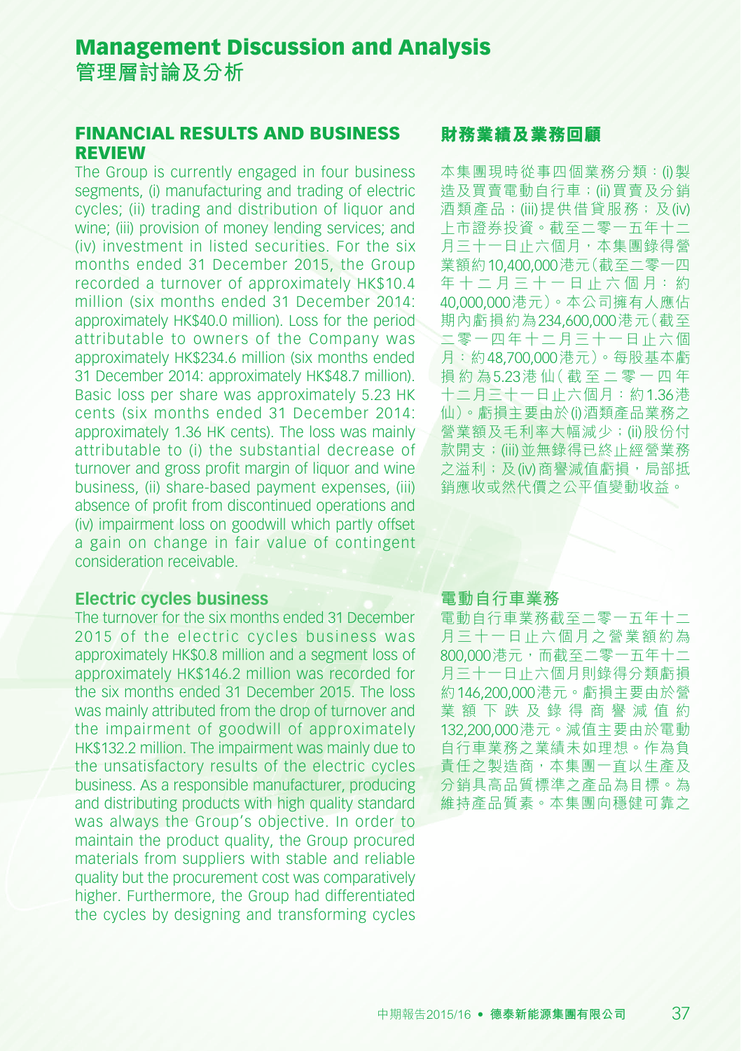# Management Discussion and Analysis
# 管理層討論及分析

## FINANCIAL RESULTS AND BUSINESS REVIEW

The Group is currently engaged in four business segments, (i) manufacturing and trading of electric cycles; (ii) trading and distribution of liquor and wine; (iii) provision of money lending services; and (iv) investment in listed securities. For the six months ended 31 December 2015, the Group recorded a turnover of approximately HK$10.4 million (six months ended 31 December 2014: approximately HK$40.0 million). Loss for the period attributable to owners of the Company was approximately HK$234.6 million (six months ended 31 December 2014: approximately HK$48.7 million). Basic loss per share was approximately 5.23 HK cents (six months ended 31 December 2014: approximately 1.36 HK cents). The loss was mainly attributable to (i) the substantial decrease of turnover and gross profit margin of liquor and wine business, (ii) share-based payment expenses, (iii) absence of profit from discontinued operations and (iv) impairment loss on goodwill which partly offset a gain on change in fair value of contingent consideration receivable.

### Electric cycles business

The turnover for the six months ended 31 December 2015 of the electric cycles business was approximately HK$0.8 million and a segment loss of approximately HK$146.2 million was recorded for the six months ended 31 December 2015. The loss was mainly attributed from the drop of turnover and the impairment of goodwill of approximately HK$132.2 million. The impairment was mainly due to the unsatisfactory results of the electric cycles business. As a responsible manufacturer, producing and distributing products with high quality standard was always the Group's objective. In order to maintain the product quality, the Group procured materials from suppliers with stable and reliable quality but the procurement cost was comparatively higher. Furthermore, the Group had differentiated the cycles by designing and transforming cycles

## 財務業績及業務回顧

本集團現時從事四個業務分類：(i)製造及買賣電動自行車；(ii)買賣及分銷酒類產品；(iii)提供借貸服務；及(iv)上市證券投資。截至二零一五年十二月三十一日止六個月，本集團錄得營業額約10,400,000港元（截至二零一四年十二月三十一日止六個月：約40,000,000港元）。本公司擁有人應佔期內虧損約為234,600,000港元（截至二零一四年十二月三十一日止六個月：約48,700,000港元）。每股基本虧損約為5.23港仙（截至二零一四年十二月三十一日止六個月：約1.36港仙）。虧損主要由於(i)酒類產品業務之營業額及毛利率大幅減少；(ii)股份付款開支；(iii)並無錄得已終止經營業務之溢利；及(iv)商譽減值虧損，局部抵銷應收或然代價之公平值變動收益。

### 電動自行車業務

電動自行車業務截至二零一五年十二月三十一日止六個月之營業額約為800,000港元，而截至二零一五年十二月三十一日止六個月則錄得分類虧損約146,200,000港元。虧損主要由於營業額下跌及錄得商譽減值約132,200,000港元。減值主要由於電動自行車業務之業績未如理想。作為負責任之製造商，本集團一直以生產及分銷具高品質標準之產品為目標。為維持產品質素。本集團向穩健可靠之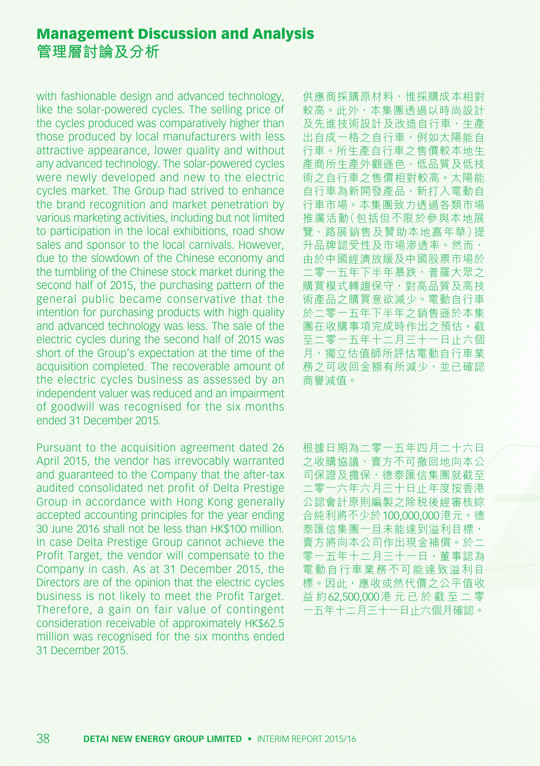with fashionable design and advanced technology, like the solar-powered cycles. The selling price of the cycles produced was comparatively higher than those produced by local manufacturers with less attractive appearance, lower quality and without any advanced technology. The solar-powered cycles were newly developed and new to the electric cycles market. The Group had strived to enhance the brand recognition and market penetration by various marketing activities, including but not limited to participation in the local exhibitions, road show sales and sponsor to the local carnivals. However, due to the slowdown of the Chinese economy and the tumbling of the Chinese stock market during the second half of 2015, the purchasing pattern of the general public became conservative that the intention for purchasing products with high quality and advanced technology was less. The sale of the electric cycles during the second half of 2015 was short of the Group's expectation at the time of the acquisition completed. The recoverable amount of the electric cycles business as assessed by an independent valuer was reduced and an impairment of goodwill was recognised for the six months ended 31 December 2015.

供應商採購原材料，惟採購成本相對較高。此外，本集團透過以時尚設計及先進技術設計及改造自行車，生產出自成一格之自行車，例如太陽能自行車。所生產自行車之售價較本地生產商所生產外觀遜色、低品質及低技術之自行車之售價相對較高。太陽能自行車為新開發產品，新打入電動自行車市場。本集團致力透過各類市場推廣活動（包括但不限於參與本地展覽、路展銷售及贊助本地嘉年華）提升品牌認受性及市場滲透率。然而，由於中國經濟放緩及中國股票市場於二零一五年下半年暴跌，普羅大眾之購買模式轉趨保守，對高品質及高技術產品之購買意欲減少。電動自行車於二零一五年下半年之銷售遜於本集團在收購事項完成時作出之預估。截至二零一五年十二月三十一日止六個月，獨立估值師所評估電動自行車業務之可收回金額有所減少，並已確認商譽減值。

Pursuant to the acquisition agreement dated 26 April 2015, the vendor has irrevocably warranted and guaranteed to the Company that the after-tax audited consolidated net profit of Delta Prestige Group in accordance with Hong Kong generally accepted accounting principles for the year ending 30 June 2016 shall not be less than HK$100 million. In case Delta Prestige Group cannot achieve the Profit Target, the vendor will compensate to the Company in cash. As at 31 December 2015, the Directors are of the opinion that the electric cycles business is not likely to meet the Profit Target. Therefore, a gain on fair value of contingent consideration receivable of approximately HK$62.5 million was recognised for the six months ended 31 December 2015.

根據日期為二零一五年四月二十六日之收購協議，賣方不可撤回地向本公司保證及擔保，德泰匯信集團就截至二零一六年六月三十日止年度按香港公認會計原則編製之除税後經審核綜合純利將不少於100,000,000港元。德泰匯信集團一旦未能達到溢利目標，賣方將向本公司作出現金補償。於二零一五年十二月三十一日，董事認為電動自行車業務不可能達致溢利目標。因此，應收或然代價之公平值收益約62,500,000港元已於截至二零一五年十二月三十一日止六個月確認。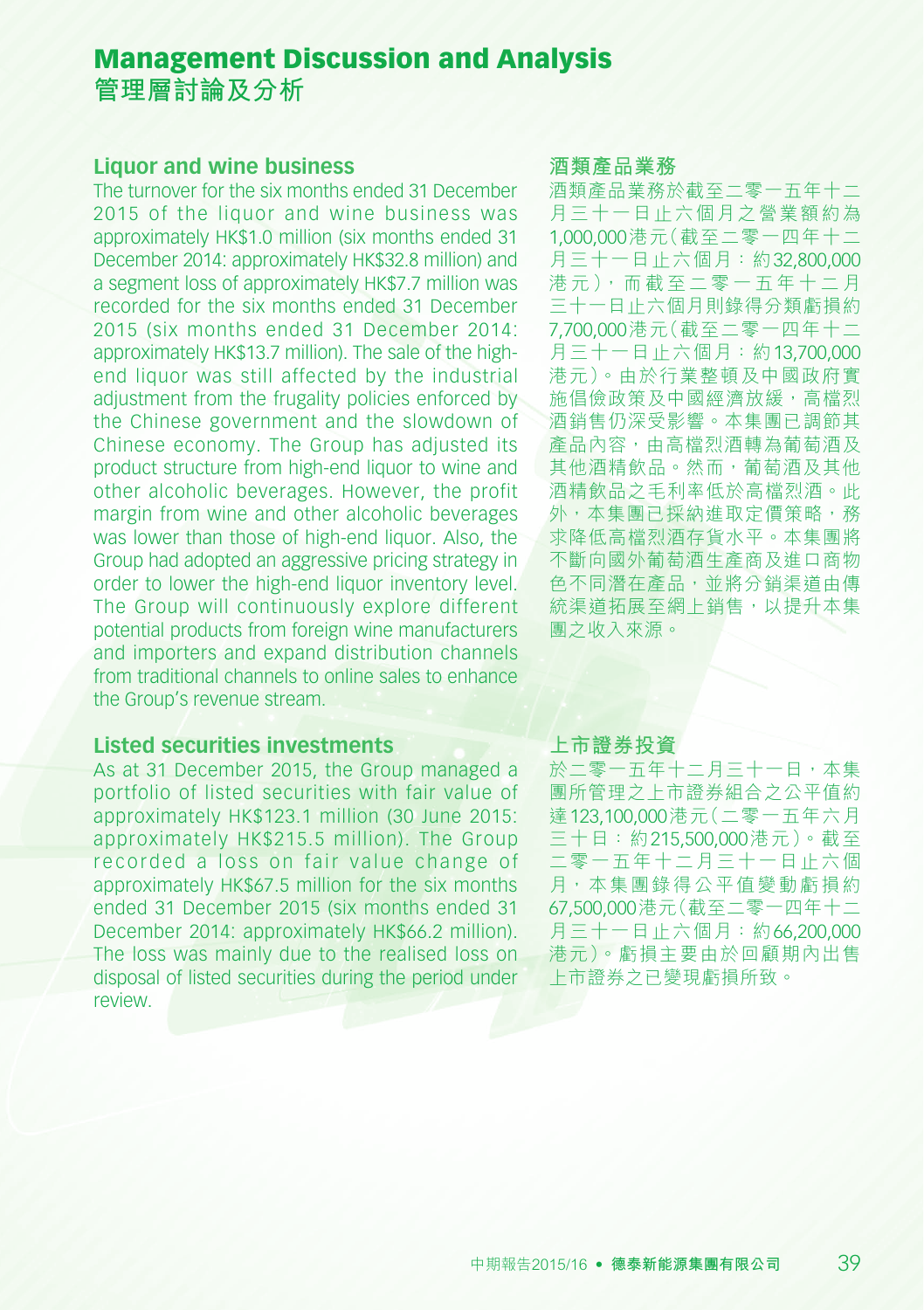# Management Discussion and Analysis
# 管理層討論及分析

## Liquor and wine business

The turnover for the six months ended 31 December 2015 of the liquor and wine business was approximately HK$1.0 million (six months ended 31 December 2014: approximately HK$32.8 million) and a segment loss of approximately HK$7.7 million was recorded for the six months ended 31 December 2015 (six months ended 31 December 2014: approximately HK$13.7 million). The sale of the high-end liquor was still affected by the industrial adjustment from the frugality policies enforced by the Chinese government and the slowdown of Chinese economy. The Group has adjusted its product structure from high-end liquor to wine and other alcoholic beverages. However, the profit margin from wine and other alcoholic beverages was lower than those of high-end liquor. Also, the Group had adopted an aggressive pricing strategy in order to lower the high-end liquor inventory level. The Group will continuously explore different potential products from foreign wine manufacturers and importers and expand distribution channels from traditional channels to online sales to enhance the Group's revenue stream.

## 酒類產品業務

酒類產品業務於截至二零一五年十二月三十一日止六個月之營業額約為1,000,000港元（截至二零一四年十二月三十一日止六個月：約32,800,000港元），而截至二零一五年十二月三十一日止六個月則錄得分類虧損約7,700,000港元（截至二零一四年十二月三十一日止六個月：約13,700,000港元）。由於行業整頓及中國政府實施倡儉政策及中國經濟放緩，高檔烈酒銷售仍深受影響。本集團已調節其產品內容，由高檔烈酒轉為葡萄酒及其他酒精飲品。然而，葡萄酒及其他酒精飲品之毛利率低於高檔烈酒。此外，本集團已採納進取定價策略，務求降低高檔烈酒存貨水平。本集團將不斷向國外葡萄酒生產商及進口商物色不同潛在產品，並將分銷渠道由傳統渠道拓展至網上銷售，以提升本集團之收入來源。

## Listed securities investments

As at 31 December 2015, the Group managed a portfolio of listed securities with fair value of approximately HK$123.1 million (30 June 2015: approximately HK$215.5 million). The Group recorded a loss on fair value change of approximately HK$67.5 million for the six months ended 31 December 2015 (six months ended 31 December 2014: approximately HK$66.2 million). The loss was mainly due to the realised loss on disposal of listed securities during the period under review.

## 上市證券投資

於二零一五年十二月三十一日，本集團所管理之上市證券組合之公平值約達123,100,000港元（二零一五年六月三十日：約215,500,000港元）。截至二零一五年十二月三十一日止六個月，本集團錄得公平值變動虧損約67,500,000港元（截至二零一四年十二月三十一日止六個月：約66,200,000港元）。虧損主要由於回顧期內出售上市證券之已變現虧損所致。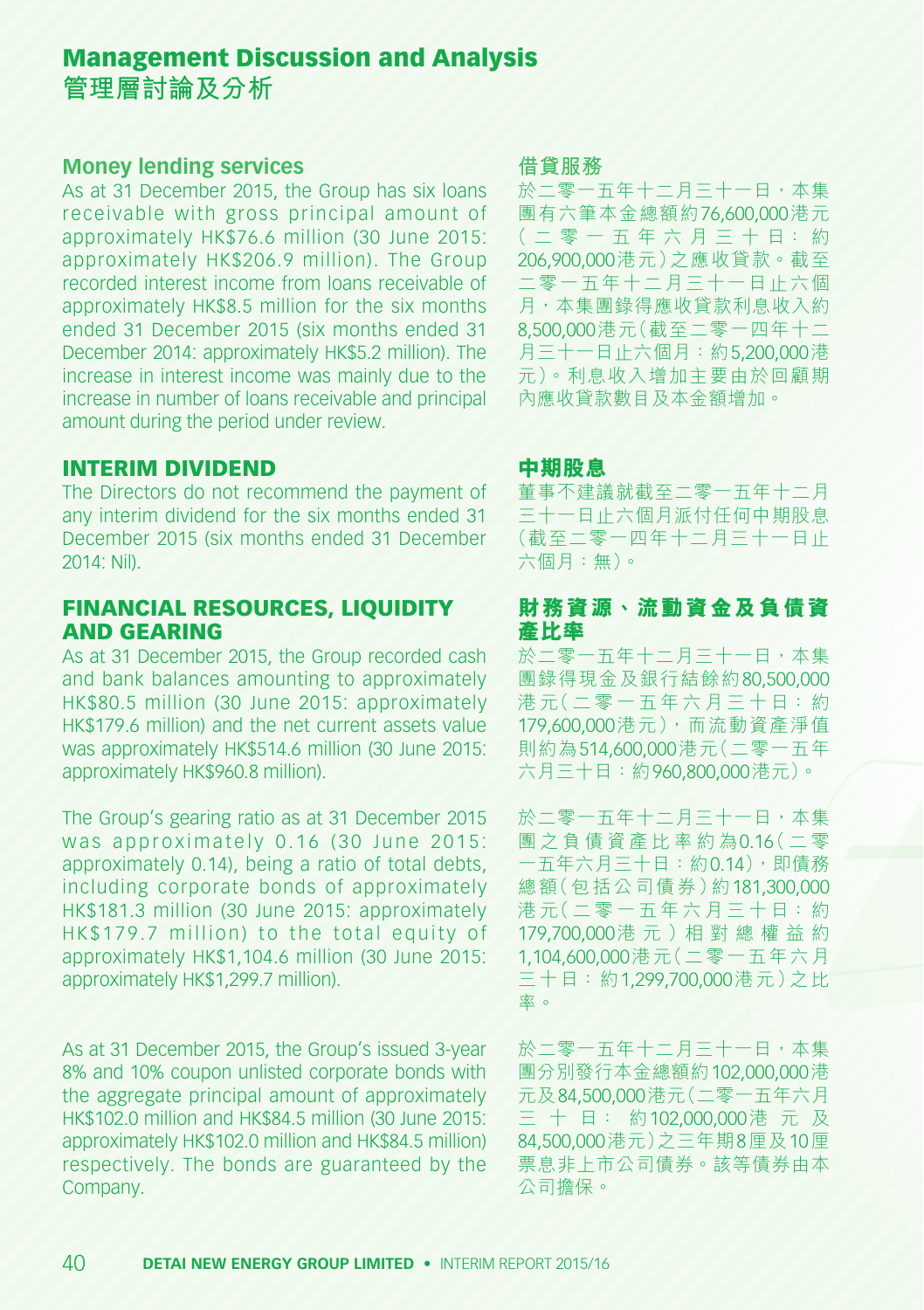## Money lending services

As at 31 December 2015, the Group has six loans receivable with gross principal amount of approximately HK$76.6 million (30 June 2015: approximately HK$206.9 million). The Group recorded interest income from loans receivable of approximately HK$8.5 million for the six months ended 31 December 2015 (six months ended 31 December 2014: approximately HK$5.2 million). The increase in interest income was mainly due to the increase in number of loans receivable and principal amount during the period under review.

## 借貸服務

於二零一五年十二月三十一日，本集團有六筆本金總額約76,600,000港元（二零一五年六月三十日：約206,900,000港元）之應收貸款。截至二零一五年十二月三十一日止六個月，本集團錄得應收貸款利息收入約8,500,000港元（截至二零一四年十二月三十一日止六個月：約5,200,000港元）。利息收入增加主要由於回顧期內應收貸款數目及本金額增加。

# INTERIM DIVIDEND

The Directors do not recommend the payment of any interim dividend for the six months ended 31 December 2015 (six months ended 31 December 2014: Nil).

# 中期股息

董事不建議就截至二零一五年十二月三十一日止六個月派付任何中期股息（截至二零一四年十二月三十一日止六個月：無）。

# FINANCIAL RESOURCES, LIQUIDITY AND GEARING

As at 31 December 2015, the Group recorded cash and bank balances amounting to approximately HK$80.5 million (30 June 2015: approximately HK$179.6 million) and the net current assets value was approximately HK$514.6 million (30 June 2015: approximately HK$960.8 million).

The Group's gearing ratio as at 31 December 2015 was approximately 0.16 (30 June 2015: approximately 0.14), being a ratio of total debts, including corporate bonds of approximately HK$181.3 million (30 June 2015: approximately HK$179.7 million) to the total equity of approximately HK$1,104.6 million (30 June 2015: approximately HK$1,299.7 million).

As at 31 December 2015, the Group's issued 3-year 8% and 10% coupon unlisted corporate bonds with the aggregate principal amount of approximately HK$102.0 million and HK$84.5 million (30 June 2015: approximately HK$102.0 million and HK$84.5 million) respectively. The bonds are guaranteed by the Company.

# 財務資源、流動資金及負債資產比率

於二零一五年十二月三十一日，本集團錄得現金及銀行結餘約80,500,000港元（二零一五年六月三十日：約179,600,000港元），而流動資產淨值則約為514,600,000港元（二零一五年六月三十日：約960,800,000港元）。

於二零一五年十二月三十一日，本集團之負債資產比率約為0.16（二零一五年六月三十日：約0.14），即債務總額（包括公司債券）約181,300,000港元（二零一五年六月三十日：約179,700,000港元）相對總權益約1,104,600,000港元（二零一五年六月三十日：約1,299,700,000港元）之比率。

於二零一五年十二月三十一日，本集團分別發行本金總額約102,000,000港元及84,500,000港元（二零一五年六月三十日：約102,000,000港元及84,500,000港元）之三年期8厘及10厘票息非上市公司債券。該等債券由本公司擔保。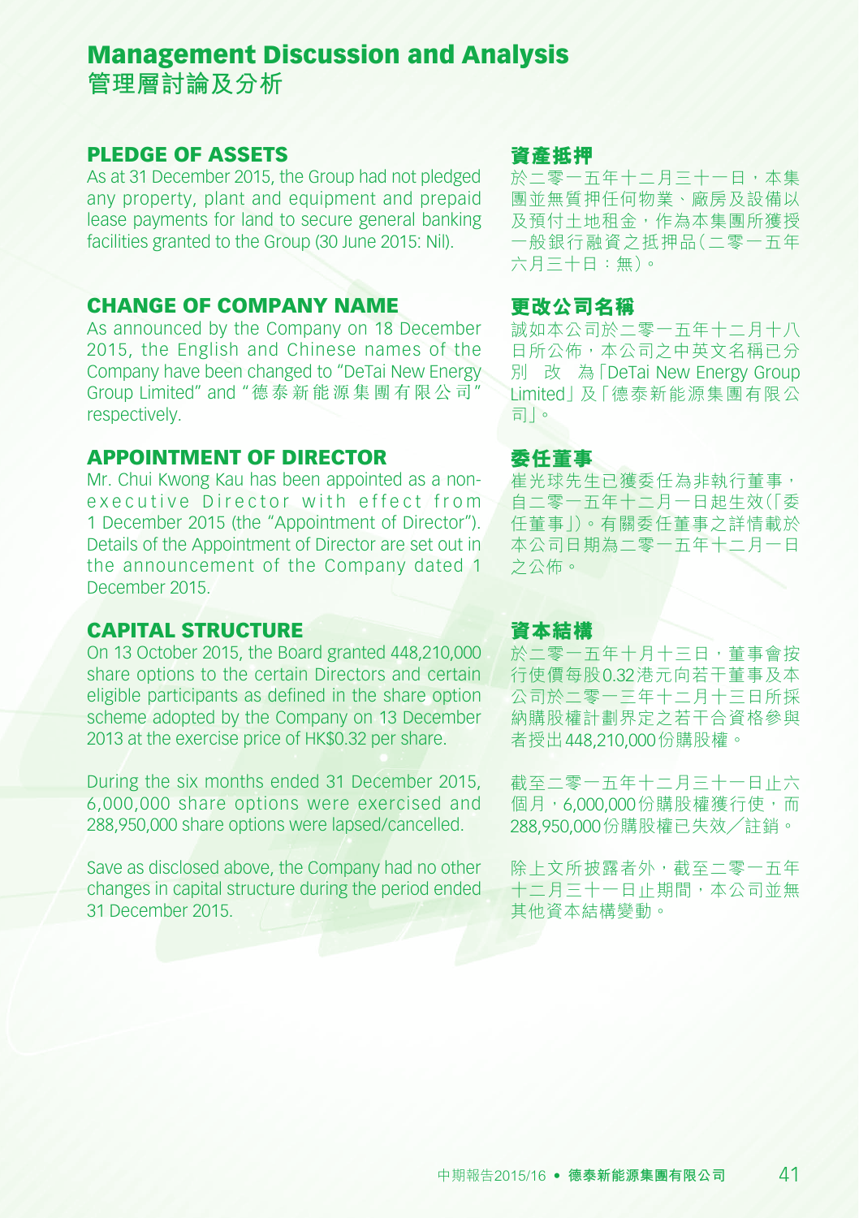# Management Discussion and Analysis
# 管理層討論及分析

## PLEDGE OF ASSETS

As at 31 December 2015, the Group had not pledged any property, plant and equipment and prepaid lease payments for land to secure general banking facilities granted to the Group (30 June 2015: Nil).

## CHANGE OF COMPANY NAME

As announced by the Company on 18 December 2015, the English and Chinese names of the Company have been changed to "DeTai New Energy Group Limited" and "德泰新能源集團有限公司" respectively.

## APPOINTMENT OF DIRECTOR

Mr. Chui Kwong Kau has been appointed as a non-executive Director with effect from 1 December 2015 (the "Appointment of Director"). Details of the Appointment of Director are set out in the announcement of the Company dated 1 December 2015.

## CAPITAL STRUCTURE

On 13 October 2015, the Board granted 448,210,000 share options to the certain Directors and certain eligible participants as defined in the share option scheme adopted by the Company on 13 December 2013 at the exercise price of HK$0.32 per share.

During the six months ended 31 December 2015, 6,000,000 share options were exercised and 288,950,000 share options were lapsed/cancelled.

Save as disclosed above, the Company had no other changes in capital structure during the period ended 31 December 2015.

## 資產抵押

於二零一五年十二月三十一日，本集團並無質押任何物業、廠房及設備以及預付土地租金，作為本集團所獲授一般銀行融資之抵押品（二零一五年六月三十日：無）。

## 更改公司名稱

誠如本公司於二零一五年十二月十八日所公佈，本公司之中英文名稱已分別改為「DeTai New Energy Group Limited」及「德泰新能源集團有限公司」。

## 委任董事

崔光球先生已獲委任為非執行董事，自二零一五年十二月一日起生效（「委任董事」）。有關委任董事之詳情載於本公司日期為二零一五年十二月一日之公佈。

## 資本結構

於二零一五年十月十三日，董事會按行使價每股0.32港元向若干董事及本公司於二零一三年十二月十三日所採納購股權計劃界定之若干合資格參與者授出448,210,000份購股權。

截至二零一五年十二月三十一日止六個月，6,000,000份購股權獲行使，而288,950,000份購股權已失效／註銷。

除上文所披露者外，截至二零一五年十二月三十一日止期間，本公司並無其他資本結構變動。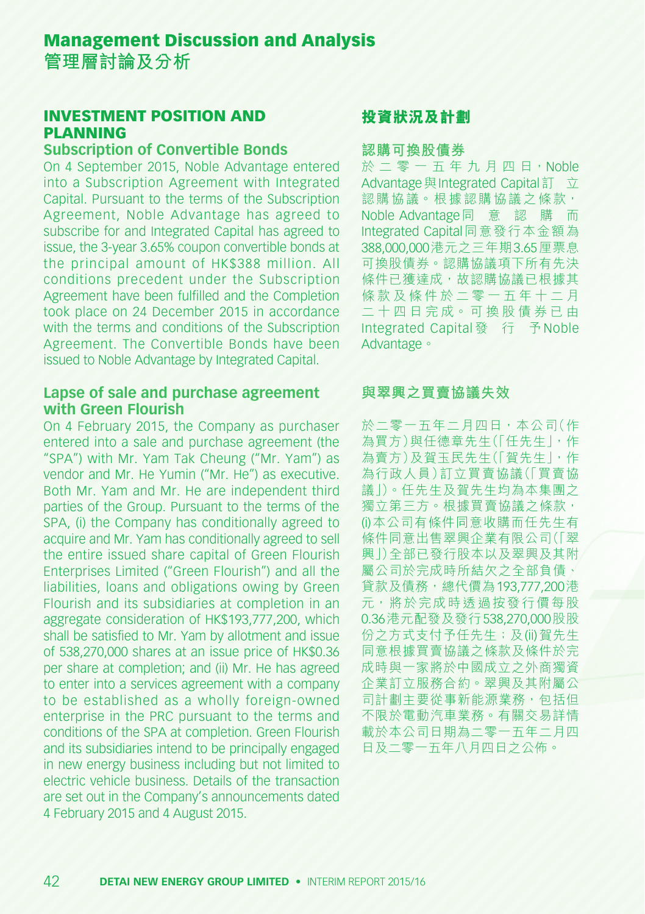# Management Discussion and Analysis
# 管理層討論及分析

## INVESTMENT POSITION AND PLANNING

### Subscription of Convertible Bonds

On 4 September 2015, Noble Advantage entered into a Subscription Agreement with Integrated Capital. Pursuant to the terms of the Subscription Agreement, Noble Advantage has agreed to subscribe for and Integrated Capital has agreed to issue, the 3-year 3.65% coupon convertible bonds at the principal amount of HK$388 million. All conditions precedent under the Subscription Agreement have been fulfilled and the Completion took place on 24 December 2015 in accordance with the terms and conditions of the Subscription Agreement. The Convertible Bonds have been issued to Noble Advantage by Integrated Capital.

### Lapse of sale and purchase agreement with Green Flourish

On 4 February 2015, the Company as purchaser entered into a sale and purchase agreement (the "SPA") with Mr. Yam Tak Cheung ("Mr. Yam") as vendor and Mr. He Yumin ("Mr. He") as executive. Both Mr. Yam and Mr. He are independent third parties of the Group. Pursuant to the terms of the SPA, (i) the Company has conditionally agreed to acquire and Mr. Yam has conditionally agreed to sell the entire issued share capital of Green Flourish Enterprises Limited ("Green Flourish") and all the liabilities, loans and obligations owing by Green Flourish and its subsidiaries at completion in an aggregate consideration of HK$193,777,200, which shall be satisfied to Mr. Yam by allotment and issue of 538,270,000 shares at an issue price of HK$0.36 per share at completion; and (ii) Mr. He has agreed to enter into a services agreement with a company to be established as a wholly foreign-owned enterprise in the PRC pursuant to the terms and conditions of the SPA at completion. Green Flourish and its subsidiaries intend to be principally engaged in new energy business including but not limited to electric vehicle business. Details of the transaction are set out in the Company's announcements dated 4 February 2015 and 4 August 2015.

## 投資狀況及計劃

### 認購可換股債券

於二零一五年九月四日，Noble Advantage與Integrated Capital訂立認購協議。根據認購協議之條款，Noble Advantage同意認購而Integrated Capital同意發行本金額為388,000,000港元之三年期3.65厘票息可換股債券。認購協議項下所有先決條件已獲達成，故認購協議已根據其條款及條件於二零一五年十二月二十四日完成。可換股債券已由Integrated Capital發行予Noble Advantage。

### 與翠興之買賣協議失效

於二零一五年二月四日，本公司（作為買方）與任德章先生（「任先生」，作為賣方）及賀玉民先生（「賀先生」，作為行政人員）訂立買賣協議（「買賣協議」）。任先生及賀先生均為本集團之獨立第三方。根據買賣協議之條款，(i)本公司有條件同意收購而任先生有條件同意出售翠興企業有限公司（「翠興」）全部已發行股本以及翠興及其附屬公司於完成時所結欠之全部負債、貸款及債務，總代價為193,777,200港元，將於完成時透過按發行價每股0.36港元配發及發行538,270,000股股份之方式支付予任先生；及(ii)賀先生同意根據買賣協議之條款及條件於完成時與一家將於中國成立之外商獨資企業訂立服務合約。翠興及其附屬公司計劃主要從事新能源業務，包括但不限於電動汽車業務。有關交易詳情載於本公司日期為二零一五年二月四日及二零一五年八月四日之公佈。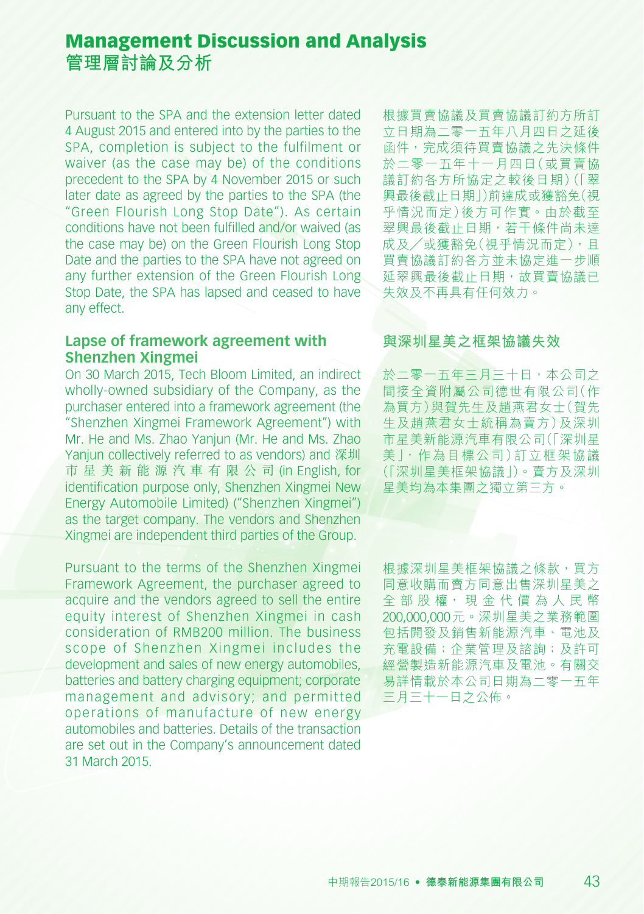Pursuant to the SPA and the extension letter dated 4 August 2015 and entered into by the parties to the SPA, completion is subject to the fulfilment or waiver (as the case may be) of the conditions precedent to the SPA by 4 November 2015 or such later date as agreed by the parties to the SPA (the "Green Flourish Long Stop Date"). As certain conditions have not been fulfilled and/or waived (as the case may be) on the Green Flourish Long Stop Date and the parties to the SPA have not agreed on any further extension of the Green Flourish Long Stop Date, the SPA has lapsed and ceased to have any effect.

### Lapse of framework agreement with Shenzhen Xingmei

On 30 March 2015, Tech Bloom Limited, an indirect wholly-owned subsidiary of the Company, as the purchaser entered into a framework agreement (the "Shenzhen Xingmei Framework Agreement") with Mr. He and Ms. Zhao Yanjun (Mr. He and Ms. Zhao Yanjun collectively referred to as vendors) and 深圳市星美新能源汽車有限公司 (in English, for identification purpose only, Shenzhen Xingmei New Energy Automobile Limited) ("Shenzhen Xingmei") as the target company. The vendors and Shenzhen Xingmei are independent third parties of the Group.

Pursuant to the terms of the Shenzhen Xingmei Framework Agreement, the purchaser agreed to acquire and the vendors agreed to sell the entire equity interest of Shenzhen Xingmei in cash consideration of RMB200 million. The business scope of Shenzhen Xingmei includes the development and sales of new energy automobiles, batteries and battery charging equipment; corporate management and advisory; and permitted operations of manufacture of new energy automobiles and batteries. Details of the transaction are set out in the Company's announcement dated 31 March 2015.

根據買賣協議及買賣協議訂約方所訂立日期為二零一五年八月四日之延後函件，完成須待買賣協議之先決條件於二零一五年十一月四日（或買賣協議訂約各方所協定之較後日期）（「翠興最後截止日期」）前達成或獲豁免（視乎情況而定）後方可作實。由於截至翠興最後截止日期，若干條件尚未達成及／或獲豁免（視乎情況而定），且買賣協議訂約各方並未協定進一步順延翠興最後截止日期，故買賣協議已失效及不再具有任何效力。

### 與深圳星美之框架協議失效

於二零一五年三月三十日，本公司之間接全資附屬公司德世有限公司（作為買方）與賀先生及趙燕君女士（賀先生及趙燕君女士統稱為賣方）及深圳市星美新能源汽車有限公司（「深圳星美」，作為目標公司）訂立框架協議（「深圳星美框架協議」）。賣方及深圳星美均為本集團之獨立第三方。

根據深圳星美框架協議之條款，買方同意收購而賣方同意出售深圳星美之全部股權，現金代價為人民幣200,000,000元。深圳星美之業務範圍包括開發及銷售新能源汽車、電池及充電設備；企業管理及諮詢；及許可經營製造新能源汽車及電池。有關交易詳情載於本公司日期為二零一五年三月三十一日之公佈。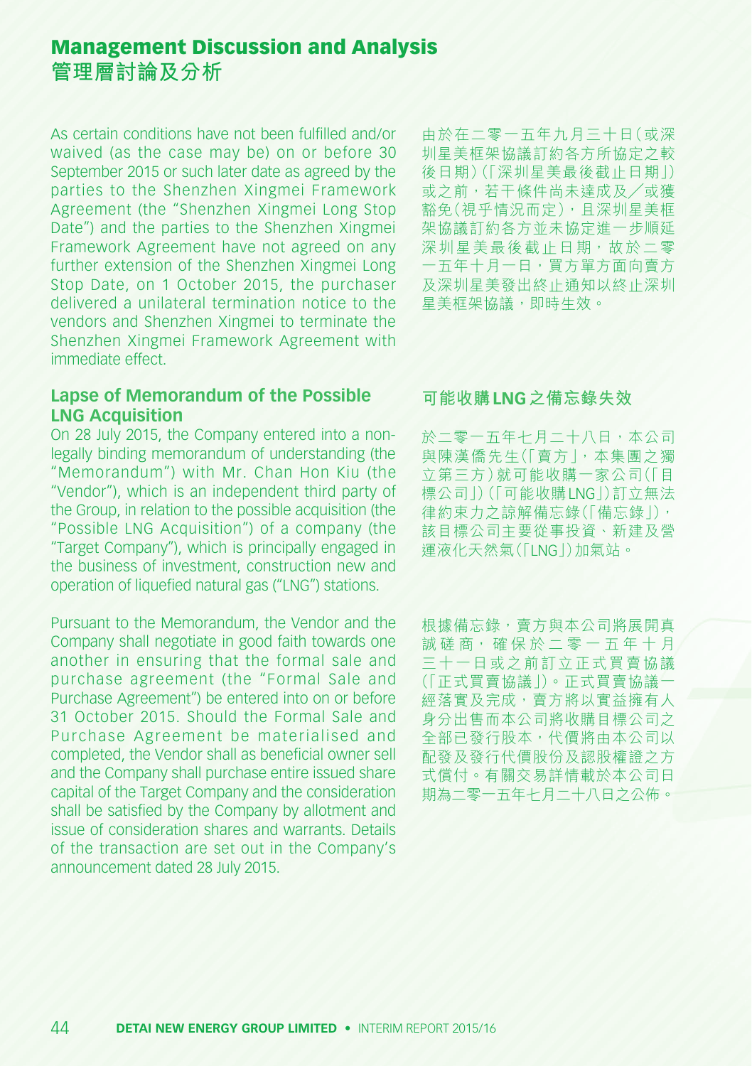As certain conditions have not been fulfilled and/or waived (as the case may be) on or before 30 September 2015 or such later date as agreed by the parties to the Shenzhen Xingmei Framework Agreement (the "Shenzhen Xingmei Long Stop Date") and the parties to the Shenzhen Xingmei Framework Agreement have not agreed on any further extension of the Shenzhen Xingmei Long Stop Date, on 1 October 2015, the purchaser delivered a unilateral termination notice to the vendors and Shenzhen Xingmei to terminate the Shenzhen Xingmei Framework Agreement with immediate effect.

由於在二零一五年九月三十日（或深圳星美框架協議訂約各方所協定之較後日期）（「深圳星美最後截止日期」）或之前，若干條件尚未達成及／或獲豁免（視乎情況而定），且深圳星美框架協議訂約各方並未協定進一步順延深圳星美最後截止日期，故於二零一五年十月一日，買方單方面向賣方及深圳星美發出終止通知以終止深圳星美框架協議，即時生效。

### Lapse of Memorandum of the Possible LNG Acquisition

### 可能收購LNG之備忘錄失效

On 28 July 2015, the Company entered into a non-legally binding memorandum of understanding (the "Memorandum") with Mr. Chan Hon Kiu (the "Vendor"), which is an independent third party of the Group, in relation to the possible acquisition (the "Possible LNG Acquisition") of a company (the "Target Company"), which is principally engaged in the business of investment, construction new and operation of liquefied natural gas ("LNG") stations.

於二零一五年七月二十八日，本公司與陳漢僑先生（「賣方」，本集團之獨立第三方）就可能收購一家公司（「目標公司」）（「可能收購LNG」）訂立無法律約束力之諒解備忘錄（「備忘錄」），該目標公司主要從事投資、新建及營運液化天然氣（「LNG」）加氣站。

Pursuant to the Memorandum, the Vendor and the Company shall negotiate in good faith towards one another in ensuring that the formal sale and purchase agreement (the "Formal Sale and Purchase Agreement") be entered into on or before 31 October 2015. Should the Formal Sale and Purchase Agreement be materialised and completed, the Vendor shall as beneficial owner sell and the Company shall purchase entire issued share capital of the Target Company and the consideration shall be satisfied by the Company by allotment and issue of consideration shares and warrants. Details of the transaction are set out in the Company's announcement dated 28 July 2015.

根據備忘錄，賣方與本公司將展開真誠磋商，確保於二零一五年十月三十一日或之前訂立正式買賣協議（「正式買賣協議」）。正式買賣協議一經落實及完成，賣方將以實益擁有人身分出售而本公司將收購目標公司之全部已發行股本，代價將由本公司以配發及發行代價股份及認股權證之方式償付。有關交易詳情載於本公司日期為二零一五年七月二十八日之公佈。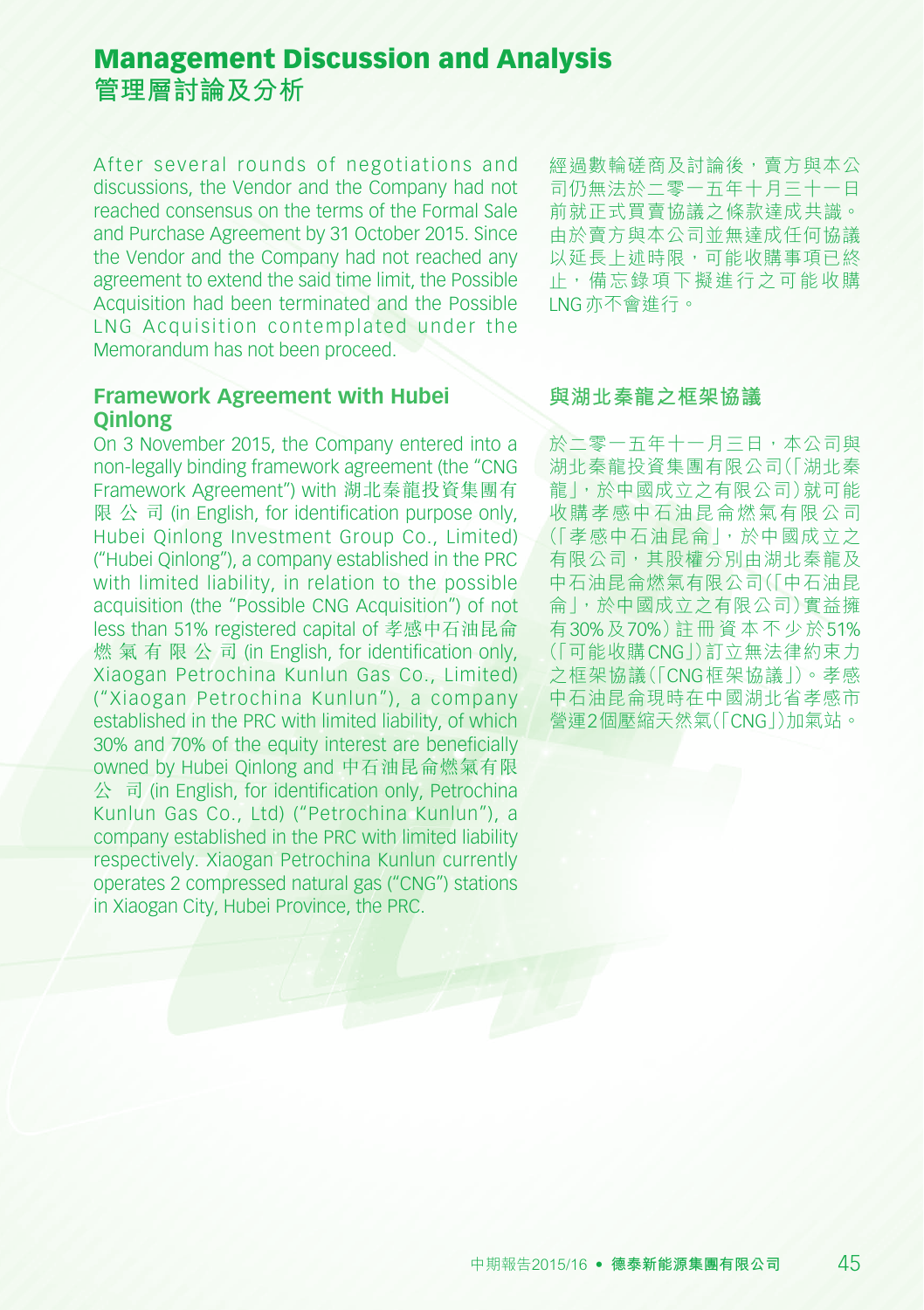# Management Discussion and Analysis
# 管理層討論及分析

After several rounds of negotiations and discussions, the Vendor and the Company had not reached consensus on the terms of the Formal Sale and Purchase Agreement by 31 October 2015. Since the Vendor and the Company had not reached any agreement to extend the said time limit, the Possible Acquisition had been terminated and the Possible LNG Acquisition contemplated under the Memorandum has not been proceed.

## Framework Agreement with Hubei Qinlong

On 3 November 2015, the Company entered into a non-legally binding framework agreement (the "CNG Framework Agreement") with 湖北秦龍投資集團有限公司 (in English, for identification purpose only, Hubei Qinlong Investment Group Co., Limited) ("Hubei Qinlong"), a company established in the PRC with limited liability, in relation to the possible acquisition (the "Possible CNG Acquisition") of not less than 51% registered capital of 孝感中石油昆侖燃氣有限公司 (in English, for identification only, Xiaogan Petrochina Kunlun Gas Co., Limited) ("Xiaogan Petrochina Kunlun"), a company established in the PRC with limited liability, of which 30% and 70% of the equity interest are beneficially owned by Hubei Qinlong and 中石油昆侖燃氣有限公司 (in English, for identification only, Petrochina Kunlun Gas Co., Ltd) ("Petrochina Kunlun"), a company established in the PRC with limited liability respectively. Xiaogan Petrochina Kunlun currently operates 2 compressed natural gas ("CNG") stations in Xiaogan City, Hubei Province, the PRC.

經過數輪磋商及討論後，賣方與本公司仍無法於二零一五年十月三十一日前就正式買賣協議之條款達成共識。由於賣方與本公司並無達成任何協議以延長上述時限，可能收購事項已終止，備忘錄項下擬進行之可能收購LNG亦不會進行。

## 與湖北秦龍之框架協議

於二零一五年十一月三日，本公司與湖北秦龍投資集團有限公司(「湖北秦龍」，於中國成立之有限公司)就可能收購孝感中石油昆侖燃氣有限公司(「孝感中石油昆侖」，於中國成立之有限公司，其股權分別由湖北秦龍及中石油昆侖燃氣有限公司(「中石油昆侖」，於中國成立之有限公司)實益擁有30%及70%)註冊資本不少於51%(「可能收購CNG」)訂立無法律約束力之框架協議(「CNG框架協議」)。孝感中石油昆侖現時在中國湖北省孝感市營運2個壓縮天然氣(「CNG」)加氣站。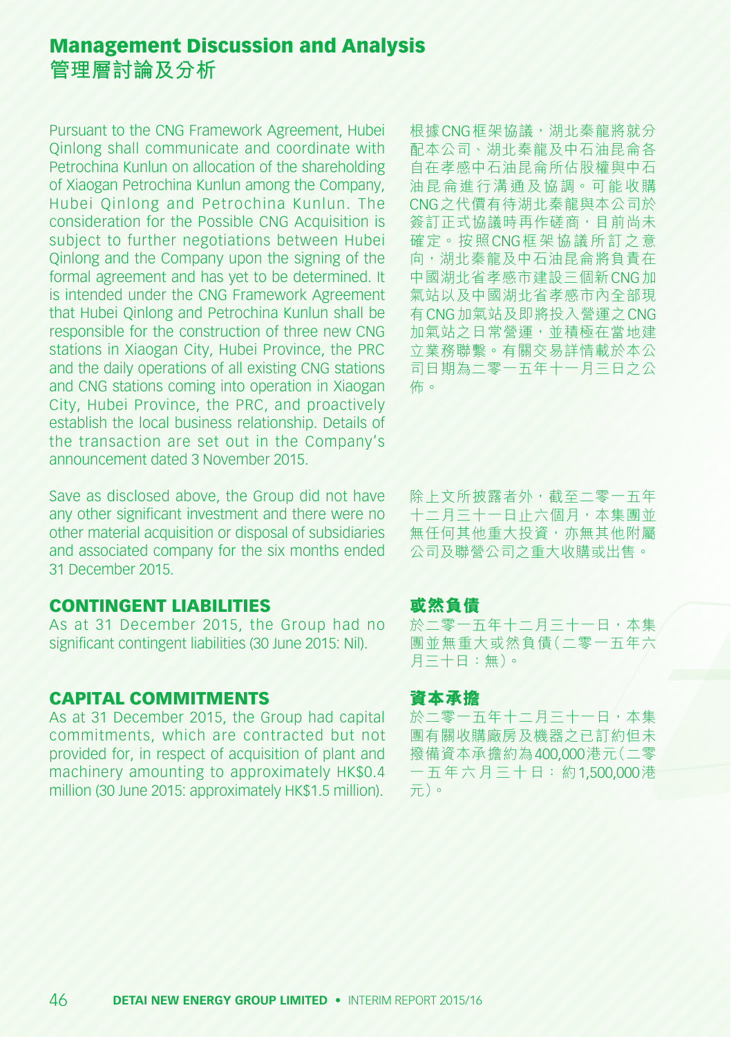# Management Discussion and Analysis
# 管理層討論及分析

Pursuant to the CNG Framework Agreement, Hubei Qinlong shall communicate and coordinate with Petrochina Kunlun on allocation of the shareholding of Xiaogan Petrochina Kunlun among the Company, Hubei Qinlong and Petrochina Kunlun. The consideration for the Possible CNG Acquisition is subject to further negotiations between Hubei Qinlong and the Company upon the signing of the formal agreement and has yet to be determined. It is intended under the CNG Framework Agreement that Hubei Qinlong and Petrochina Kunlun shall be responsible for the construction of three new CNG stations in Xiaogan City, Hubei Province, the PRC and the daily operations of all existing CNG stations and CNG stations coming into operation in Xiaogan City, Hubei Province, the PRC, and proactively establish the local business relationship. Details of the transaction are set out in the Company's announcement dated 3 November 2015.

根據CNG框架協議，湖北秦龍將就分配本公司、湖北秦龍及中石油昆侖各自在孝感中石油昆侖所佔股權與中石油昆侖進行溝通及協調。可能收購CNG之代價有待湖北秦龍與本公司於簽訂正式協議時再作磋商，目前尚未確定。按照CNG框架協議所訂之意向，湖北秦龍及中石油昆侖將負責在中國湖北省孝感市建設三個新CNG加氣站以及中國湖北省孝感市內全部現有CNG加氣站及即將投入營運之CNG加氣站之日常營運，並積極在當地建立業務聯繫。有關交易詳情載於本公司日期為二零一五年十一月三日之公佈。

Save as disclosed above, the Group did not have any other significant investment and there were no other material acquisition or disposal of subsidiaries and associated company for the six months ended 31 December 2015.

除上文所披露者外，截至二零一五年十二月三十一日止六個月，本集團並無任何其他重大投資，亦無其他附屬公司及聯營公司之重大收購或出售。

## CONTINGENT LIABILITIES

As at 31 December 2015, the Group had no significant contingent liabilities (30 June 2015: Nil).

## 或然負債

於二零一五年十二月三十一日，本集團並無重大或然負債（二零一五年六月三十日：無）。

## CAPITAL COMMITMENTS

As at 31 December 2015, the Group had capital commitments, which are contracted but not provided for, in respect of acquisition of plant and machinery amounting to approximately HK$0.4 million (30 June 2015: approximately HK$1.5 million).

## 資本承擔

於二零一五年十二月三十一日，本集團有關收購廠房及機器之已訂約但未撥備資本承擔約為400,000港元（二零一五年六月三十日：約1,500,000港元）。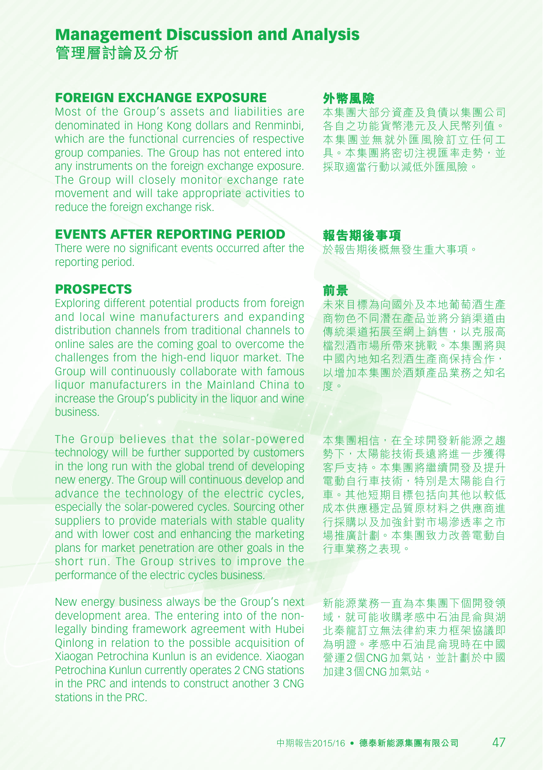# Management Discussion and Analysis
# 管理層討論及分析

## FOREIGN EXCHANGE EXPOSURE

Most of the Group's assets and liabilities are denominated in Hong Kong dollars and Renminbi, which are the functional currencies of respective group companies. The Group has not entered into any instruments on the foreign exchange exposure. The Group will closely monitor exchange rate movement and will take appropriate activities to reduce the foreign exchange risk.

## 外幣風險

本集團大部分資產及負債以集團公司各自之功能貨幣港元及人民幣列值。本集團並無就外匯風險訂立任何工具。本集團將密切注視匯率走勢，並採取適當行動以減低外匯風險。

## EVENTS AFTER REPORTING PERIOD

There were no significant events occurred after the reporting period.

## 報告期後事項

於報告期後概無發生重大事項。

## PROSPECTS

Exploring different potential products from foreign and local wine manufacturers and expanding distribution channels from traditional channels to online sales are the coming goal to overcome the challenges from the high-end liquor market. The Group will continuously collaborate with famous liquor manufacturers in the Mainland China to increase the Group's publicity in the liquor and wine business.

The Group believes that the solar-powered technology will be further supported by customers in the long run with the global trend of developing new energy. The Group will continuous develop and advance the technology of the electric cycles, especially the solar-powered cycles. Sourcing other suppliers to provide materials with stable quality and with lower cost and enhancing the marketing plans for market penetration are other goals in the short run. The Group strives to improve the performance of the electric cycles business.

New energy business always be the Group's next development area. The entering into of the non-legally binding framework agreement with Hubei Qinlong in relation to the possible acquisition of Xiaogan Petrochina Kunlun is an evidence. Xiaogan Petrochina Kunlun currently operates 2 CNG stations in the PRC and intends to construct another 3 CNG stations in the PRC.

## 前景

未來目標為向國外及本地葡萄酒生產商物色不同潛在產品並將分銷渠道由傳統渠道拓展至網上銷售，以克服高檔烈酒市場所帶來挑戰。本集團將與中國內地知名烈酒生產商保持合作，以增加本集團於酒類產品業務之知名度。

本集團相信，在全球開發新能源之趨勢下，太陽能技術長遠將進一步獲得客戶支持。本集團將繼續開發及提升電動自行車技術，特別是太陽能自行車。其他短期目標包括向其他以較低成本供應穩定品質原材料之供應商進行採購以及加強針對市場滲透率之市場推廣計劃。本集團致力改善電動自行車業務之表現。

新能源業務一直為本集團下個開發領域，就可能收購孝感中石油昆侖與湖北秦龍訂立無法律約束力框架協議即為明證。孝感中石油昆侖現時在中國營運2個CNG加氣站，並計劃於中國加建3個CNG加氣站。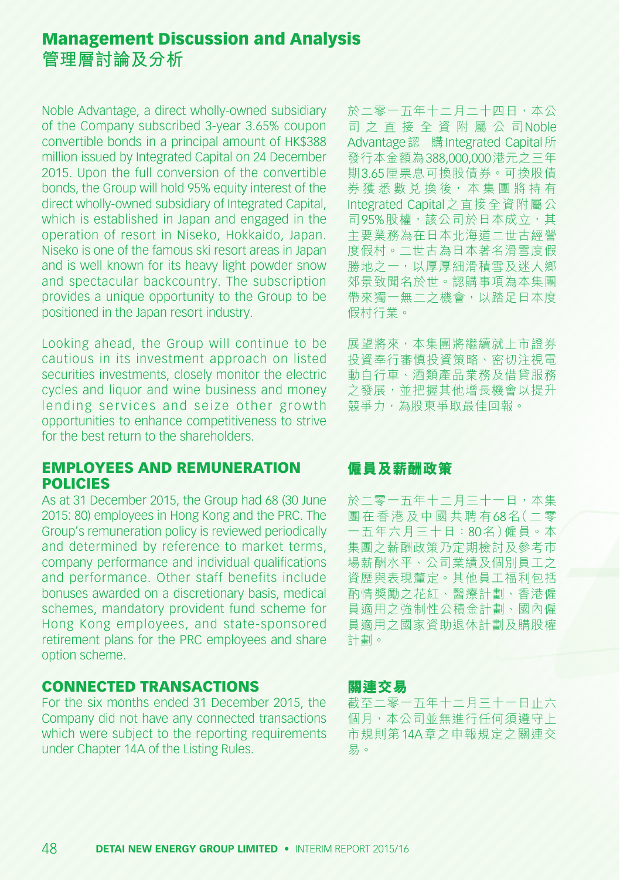# Management Discussion and Analysis
# 管理層討論及分析

Noble Advantage, a direct wholly-owned subsidiary of the Company subscribed 3-year 3.65% coupon convertible bonds in a principal amount of HK$388 million issued by Integrated Capital on 24 December 2015. Upon the full conversion of the convertible bonds, the Group will hold 95% equity interest of the direct wholly-owned subsidiary of Integrated Capital, which is established in Japan and engaged in the operation of resort in Niseko, Hokkaido, Japan. Niseko is one of the famous ski resort areas in Japan and is well known for its heavy light powder snow and spectacular backcountry. The subscription provides a unique opportunity to the Group to be positioned in the Japan resort industry.

於二零一五年十二月二十四日，本公司之直接全資附屬公司Noble Advantage認購Integrated Capital所發行本金額為388,000,000港元之三年期3.65厘票息可換股債券。可換股債券獲悉數兌換後，本集團將持有Integrated Capital之直接全資附屬公司95%股權，該公司於日本成立，其主要業務為在日本北海道二世古經營度假村。二世古為日本著名滑雪度假勝地之一，以厚厚細滑積雪及迷人鄉郊景致聞名於世。認購事項為本集團帶來獨一無二之機會，以踏足日本度假村行業。

Looking ahead, the Group will continue to be cautious in its investment approach on listed securities investments, closely monitor the electric cycles and liquor and wine business and money lending services and seize other growth opportunities to enhance competitiveness to strive for the best return to the shareholders.

展望將來，本集團將繼續就上市證券投資奉行審慎投資策略、密切注視電動自行車、酒類產品業務及借貸服務之發展，並把握其他增長機會以提升競爭力，為股東爭取最佳回報。

## EMPLOYEES AND REMUNERATION POLICIES

## 僱員及薪酬政策

As at 31 December 2015, the Group had 68 (30 June 2015: 80) employees in Hong Kong and the PRC. The Group's remuneration policy is reviewed periodically and determined by reference to market terms, company performance and individual qualifications and performance. Other staff benefits include bonuses awarded on a discretionary basis, medical schemes, mandatory provident fund scheme for Hong Kong employees, and state-sponsored retirement plans for the PRC employees and share option scheme.

於二零一五年十二月三十一日，本集團在香港及中國共聘有68名（二零一五年六月三十日：80名）僱員。本集團之薪酬政策乃定期檢討及參考市場薪酬水平、公司業績及個別員工之資歷與表現釐定。其他員工福利包括酌情獎勵之花紅、醫療計劃、香港僱員適用之強制性公積金計劃、國內僱員適用之國家資助退休計劃及購股權計劃。

## CONNECTED TRANSACTIONS

## 關連交易

For the six months ended 31 December 2015, the Company did not have any connected transactions which were subject to the reporting requirements under Chapter 14A of the Listing Rules.

截至二零一五年十二月三十一日止六個月，本公司並無進行任何須遵守上市規則第14A章之申報規定之關連交易。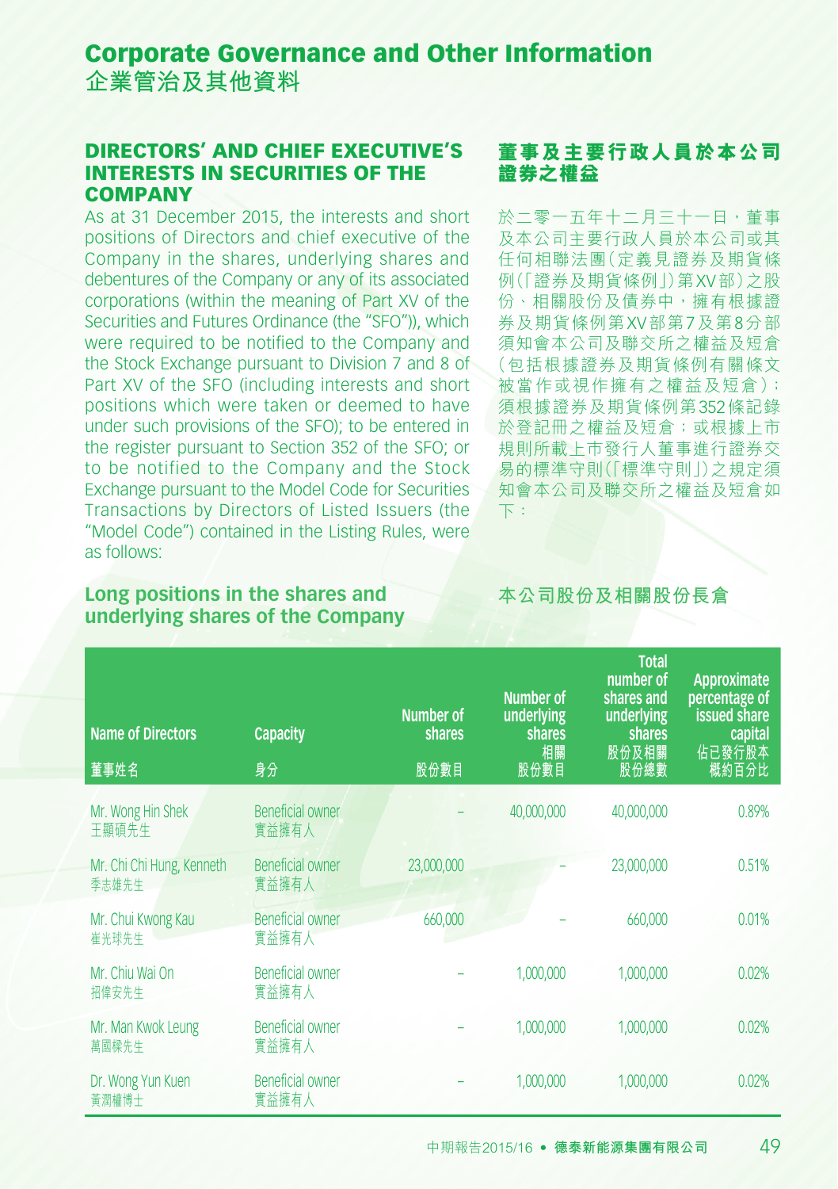# Corporate Governance and Other Information
# 企業管治及其他資料

## DIRECTORS' AND CHIEF EXECUTIVE'S INTERESTS IN SECURITIES OF THE COMPANY

As at 31 December 2015, the interests and short positions of Directors and chief executive of the Company in the shares, underlying shares and debentures of the Company or any of its associated corporations (within the meaning of Part XV of the Securities and Futures Ordinance (the "SFO")), which were required to be notified to the Company and the Stock Exchange pursuant to Division 7 and 8 of Part XV of the SFO (including interests and short positions which were taken or deemed to have under such provisions of the SFO); to be entered in the register pursuant to Section 352 of the SFO; or to be notified to the Company and the Stock Exchange pursuant to the Model Code for Securities Transactions by Directors of Listed Issuers (the "Model Code") contained in the Listing Rules, were as follows:

## 董事及主要行政人員於本公司證券之權益

於二零一五年十二月三十一日，董事及本公司主要行政人員於本公司或其任何相聯法團（定義見證券及期貨條例（「證券及期貨條例」）第XV部）之股份、相關股份及債券中，擁有根據證券及期貨條例第XV部第7及第8分部須知會本公司及聯交所之權益及短倉（包括根據證券及期貨條例有關條文被當作或視作擁有之權益及短倉）；須根據證券及期貨條例第352條記錄於登記冊之權益及短倉；或根據上市規則所載上市發行人董事進行證券交易的標準守則（「標準守則」）之規定須知會本公司及聯交所之權益及短倉如下：

### Long positions in the shares and underlying shares of the Company

### 本公司股份及相關股份長倉

| Name of Directors<br>董事姓名 | Capacity<br>身分 | Number of shares<br>股份數目 | Number of underlying shares<br>相關股份數目 | Total number of shares and underlying shares<br>股份及相關股份總數 | Approximate percentage of issued share capital<br>佔已發行股本概約百分比 |
|---|---|---|---|---|---|
| Mr. Wong Hin Shek<br>王顯碩先生 | Beneficial owner<br>實益擁有人 | – | 40,000,000 | 40,000,000 | 0.89% |
| Mr. Chi Chi Hung, Kenneth<br>季志雄先生 | Beneficial owner<br>實益擁有人 | 23,000,000 | – | 23,000,000 | 0.51% |
| Mr. Chui Kwong Kau<br>崔光球先生 | Beneficial owner<br>實益擁有人 | 660,000 | – | 660,000 | 0.01% |
| Mr. Chiu Wai On<br>招偉安先生 | Beneficial owner<br>實益擁有人 | – | 1,000,000 | 1,000,000 | 0.02% |
| Mr. Man Kwok Leung<br>萬國樑先生 | Beneficial owner<br>實益擁有人 | – | 1,000,000 | 1,000,000 | 0.02% |
| Dr. Wong Yun Kuen<br>黃潤權博士 | Beneficial owner<br>實益擁有人 | – | 1,000,000 | 1,000,000 | 0.02% |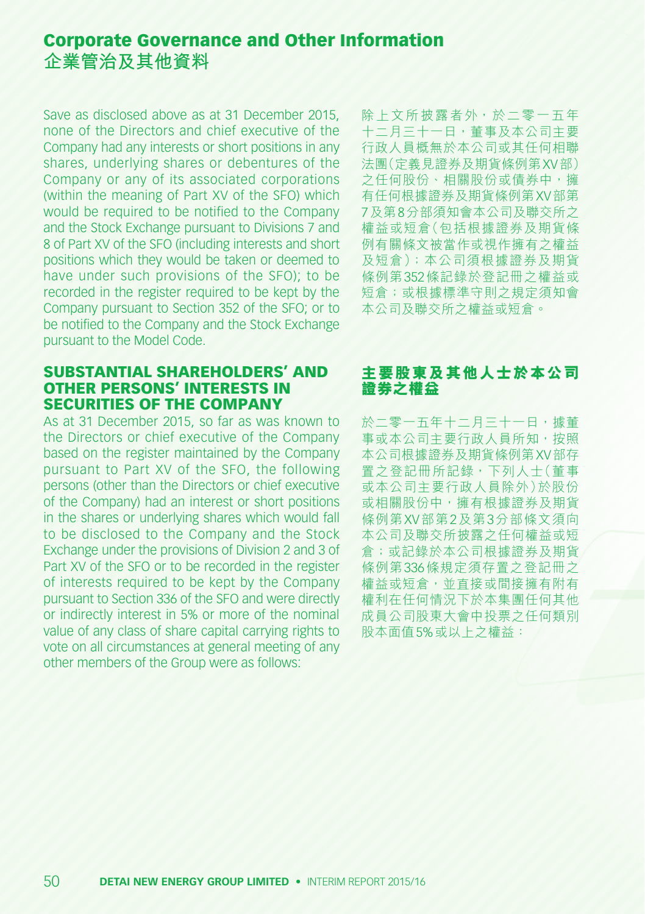Save as disclosed above as at 31 December 2015, none of the Directors and chief executive of the Company had any interests or short positions in any shares, underlying shares or debentures of the Company or any of its associated corporations (within the meaning of Part XV of the SFO) which would be required to be notified to the Company and the Stock Exchange pursuant to Divisions 7 and 8 of Part XV of the SFO (including interests and short positions which they would be taken or deemed to have under such provisions of the SFO); to be recorded in the register required to be kept by the Company pursuant to Section 352 of the SFO; or to be notified to the Company and the Stock Exchange pursuant to the Model Code.

除上文所披露者外，於二零一五年十二月三十一日，董事及本公司主要行政人員概無於本公司或其任何相聯法團（定義見證券及期貨條例第XV部）之任何股份、相關股份或債券中，擁有任何根據證券及期貨條例第XV部第7及第8分部須知會本公司及聯交所之權益或短倉（包括根據證券及期貨條例有關條文被當作或視作擁有之權益及短倉）；本公司須根據證券及期貨條例第352條記錄於登記冊之權益或短倉；或根據標準守則之規定須知會本公司及聯交所之權益或短倉。

## SUBSTANTIAL SHAREHOLDERS' AND OTHER PERSONS' INTERESTS IN SECURITIES OF THE COMPANY

As at 31 December 2015, so far as was known to the Directors or chief executive of the Company based on the register maintained by the Company pursuant to Part XV of the SFO, the following persons (other than the Directors or chief executive of the Company) had an interest or short positions in the shares or underlying shares which would fall to be disclosed to the Company and the Stock Exchange under the provisions of Division 2 and 3 of Part XV of the SFO or to be recorded in the register of interests required to be kept by the Company pursuant to Section 336 of the SFO and were directly or indirectly interest in 5% or more of the nominal value of any class of share capital carrying rights to vote on all circumstances at general meeting of any other members of the Group were as follows:

## 主要股東及其他人士於本公司證券之權益

於二零一五年十二月三十一日，據董事或本公司主要行政人員所知，按照本公司根據證券及期貨條例第XV部存置之登記冊所記錄，下列人士（董事或本公司主要行政人員除外）於股份或相關股份中，擁有根據證券及期貨條例第XV部第2及第3分部條文須向本公司及聯交所披露之任何權益或短倉；或記錄於本公司根據證券及期貨條例第336條規定須存置之登記冊之權益或短倉，並直接或間接擁有附有權利在任何情況下於本集團任何其他成員公司股東大會中投票之任何類別股本面值5%或以上之權益：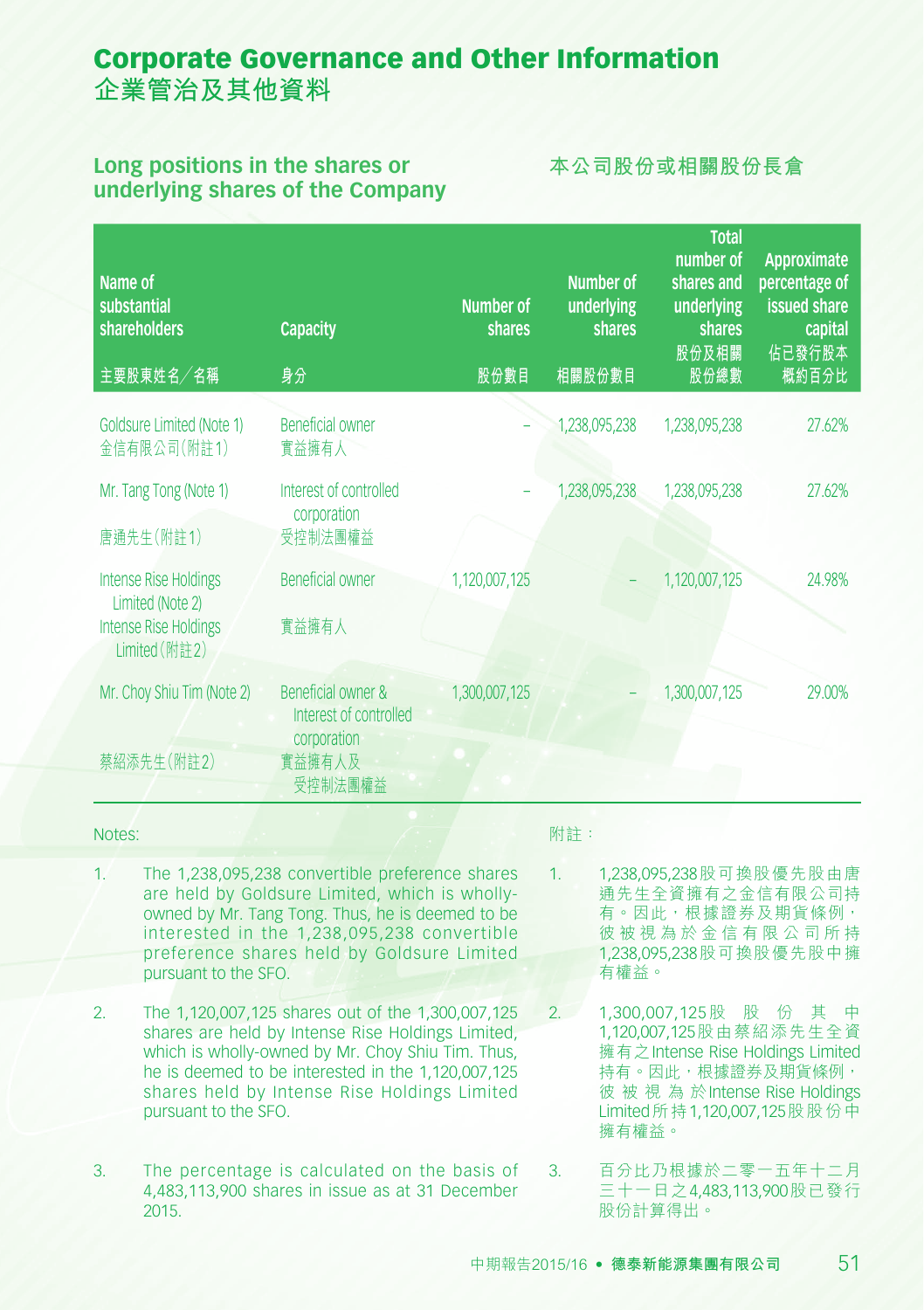# Corporate Governance and Other Information
# 企業管治及其他資料

## Long positions in the shares or underlying shares of the Company

## 本公司股份或相關股份長倉

| Name of substantial shareholders 主要股東姓名／名稱 | Capacity 身分 | Number of shares 股份數目 | Number of underlying shares 相關股份數目 | Total number of shares and underlying shares 股份及相關股份總數 | Approximate percentage of issued share capital 佔已發行股本概約百分比 |
|---|---|---|---|---|---|
| Goldsure Limited (Note 1) 金信有限公司(附註1) | Beneficial owner 實益擁有人 | – | 1,238,095,238 | 1,238,095,238 | 27.62% |
| Mr. Tang Tong (Note 1) 唐通先生(附註1) | Interest of controlled corporation 受控制法團權益 | – | 1,238,095,238 | 1,238,095,238 | 27.62% |
| Intense Rise Holdings Limited (Note 2) Intense Rise Holdings Limited(附註2) | Beneficial owner 實益擁有人 | 1,120,007,125 | – | 1,120,007,125 | 24.98% |
| Mr. Choy Shiu Tim (Note 2) 蔡紹添先生(附註2) | Beneficial owner & Interest of controlled corporation 實益擁有人及受控制法團權益 | 1,300,007,125 | – | 1,300,007,125 | 29.00% |

Notes:

1. The 1,238,095,238 convertible preference shares are held by Goldsure Limited, which is wholly-owned by Mr. Tang Tong. Thus, he is deemed to be interested in the 1,238,095,238 convertible preference shares held by Goldsure Limited pursuant to the SFO.

2. The 1,120,007,125 shares out of the 1,300,007,125 shares are held by Intense Rise Holdings Limited, which is wholly-owned by Mr. Choy Shiu Tim. Thus, he is deemed to be interested in the 1,120,007,125 shares held by Intense Rise Holdings Limited pursuant to the SFO.

3. The percentage is calculated on the basis of 4,483,113,900 shares in issue as at 31 December 2015.

附註：

1. 1,238,095,238股可換股優先股由唐通先生全資擁有之金信有限公司持有。因此，根據證券及期貨條例，彼被視為於金信有限公司所持1,238,095,238股可換股優先股中擁有權益。

2. 1,300,007,125股股份其中1,120,007,125股由蔡紹添先生全資擁有之Intense Rise Holdings Limited持有。因此，根據證券及期貨條例，彼被視為於Intense Rise Holdings Limited所持1,120,007,125股股份中擁有權益。

3. 百分比乃根據於二零一五年十二月三十一日之4,483,113,900股已發行股份計算得出。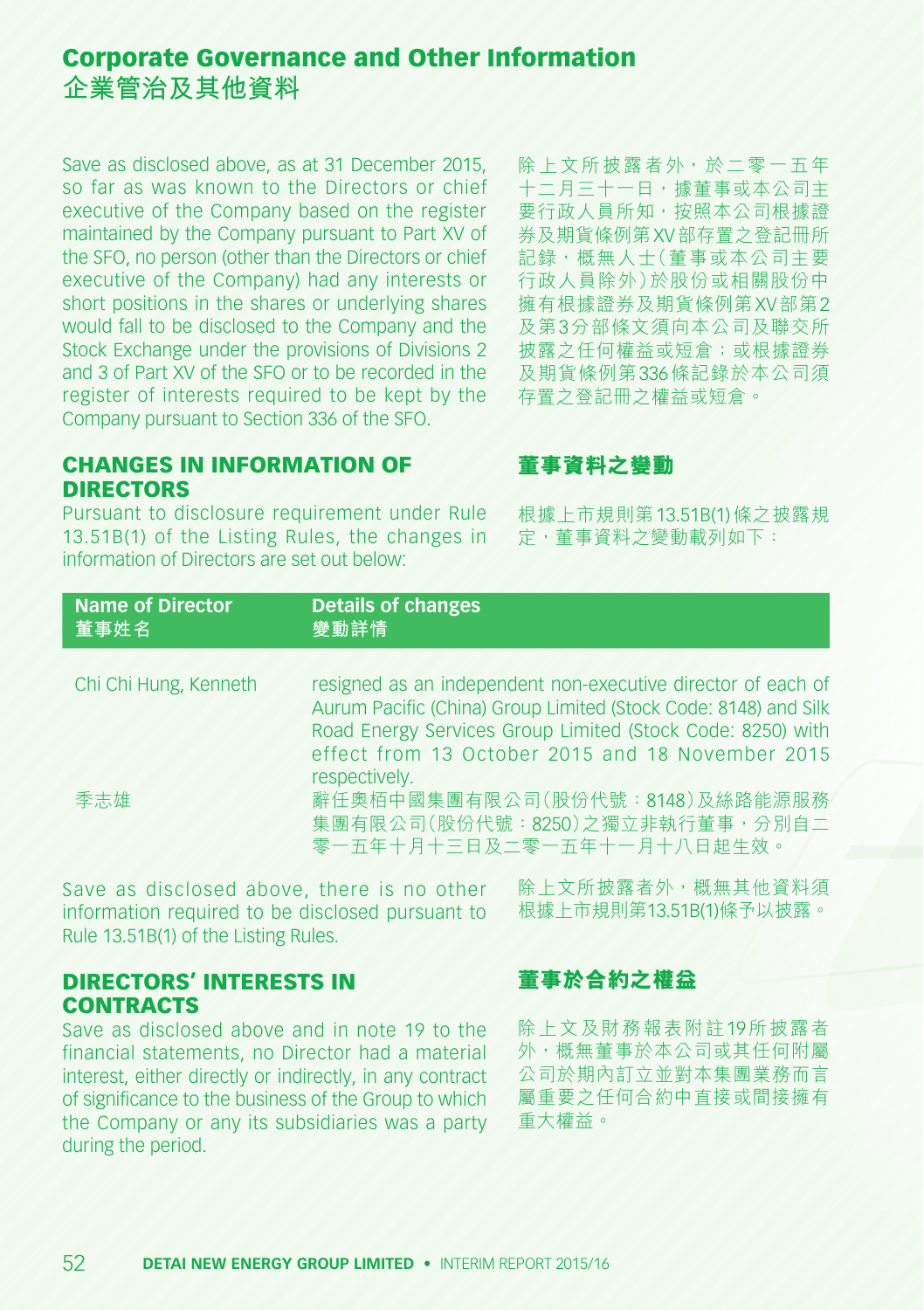# Corporate Governance and Other Information
# 企業管治及其他資料

Save as disclosed above, as at 31 December 2015, so far as was known to the Directors or chief executive of the Company based on the register maintained by the Company pursuant to Part XV of the SFO, no person (other than the Directors or chief executive of the Company) had any interests or short positions in the shares or underlying shares would fall to be disclosed to the Company and the Stock Exchange under the provisions of Divisions 2 and 3 of Part XV of the SFO or to be recorded in the register of interests required to be kept by the Company pursuant to Section 336 of the SFO.

除上文所披露者外，於二零一五年十二月三十一日，據董事或本公司主要行政人員所知，按照本公司根據證券及期貨條例第XV部存置之登記冊所記錄，概無人士（董事或本公司主要行政人員除外）於股份或相關股份中擁有根據證券及期貨條例第XV部第2及第3分部條文須向本公司及聯交所披露之任何權益或短倉；或根據證券及期貨條例第336條記錄於本公司須存置之登記冊之權益或短倉。

## CHANGES IN INFORMATION OF DIRECTORS

## 董事資料之變動

Pursuant to disclosure requirement under Rule 13.51B(1) of the Listing Rules, the changes in information of Directors are set out below:

根據上市規則第13.51B(1)條之披露規定，董事資料之變動載列如下：

| Name of Director<br>董事姓名 | Details of changes<br>變動詳情 |
|---|---|
| Chi Chi Hung, Kenneth | resigned as an independent non-executive director of each of Aurum Pacific (China) Group Limited (Stock Code: 8148) and Silk Road Energy Services Group Limited (Stock Code: 8250) with effect from 13 October 2015 and 18 November 2015 respectively. |
| 季志雄 | 辭任奧栢中國集團有限公司（股份代號：8148）及絲路能源服務集團有限公司（股份代號：8250）之獨立非執行董事，分別自二零一五年十月十三日及二零一五年十一月十八日起生效。 |

Save as disclosed above, there is no other information required to be disclosed pursuant to Rule 13.51B(1) of the Listing Rules.

除上文所披露者外，概無其他資料須根據上市規則第13.51B(1)條予以披露。

## DIRECTORS' INTERESTS IN CONTRACTS

## 董事於合約之權益

Save as disclosed above and in note 19 to the financial statements, no Director had a material interest, either directly or indirectly, in any contract of significance to the business of the Group to which the Company or any its subsidiaries was a party during the period.

除上文及財務報表附註19所披露者外，概無董事於本公司或其任何附屬公司於期內訂立並對本集團業務而言屬重要之任何合約中直接或間接擁有重大權益。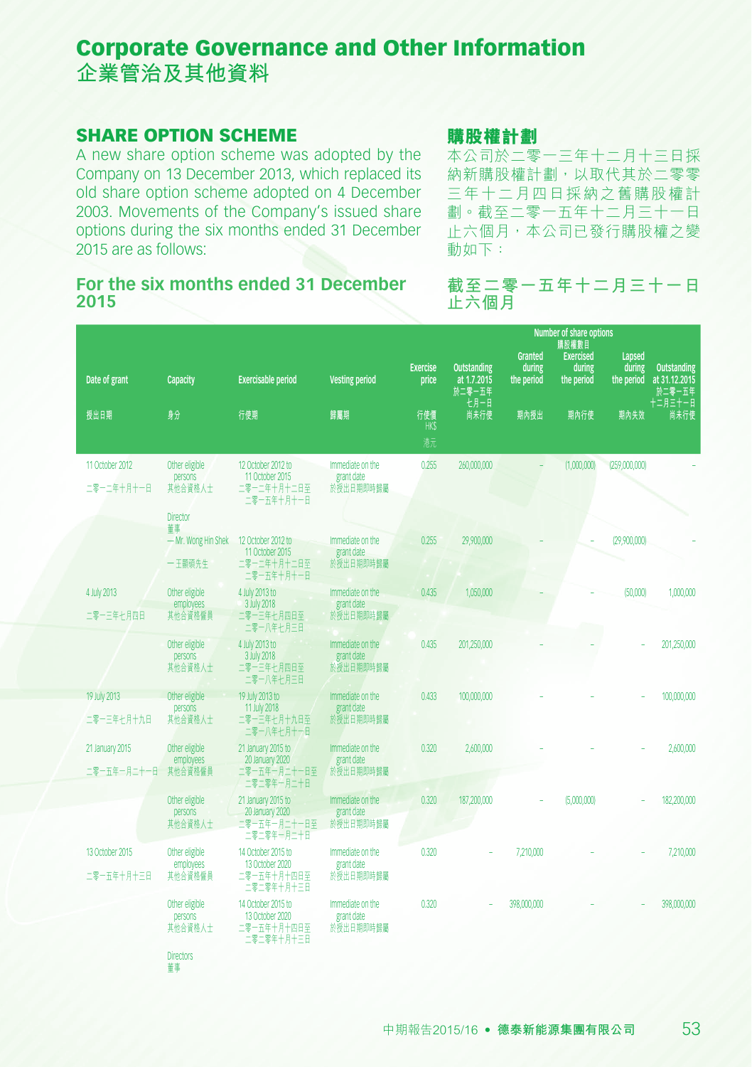# Corporate Governance and Other Information
# 企業管治及其他資料

## SHARE OPTION SCHEME

A new share option scheme was adopted by the Company on 13 December 2013, which replaced its old share option scheme adopted on 4 December 2003. Movements of the Company's issued share options during the six months ended 31 December 2015 are as follows:

## 購股權計劃

本公司於二零一三年十二月十三日採納新購股權計劃，以取代其於二零零三年十二月四日採納之舊購股權計劃。截至二零一五年十二月三十一日止六個月，本公司已發行購股權之變動如下：

### For the six months ended 31 December 2015

### 截至二零一五年十二月三十一日止六個月

| Date of grant 授出日期 | Capacity 身分 | Exercisable period 行使期 | Vesting period 歸屬期 | Exercise price 行使價 HK$ 港元 | Number of share options 購股權數目 Outstanding at 1.7.2015 於二零一五年七月一日尚未行使 | Granted during the period 期內授出 | Exercised during the period 期內行使 | Lapsed during the period 期內失效 | Outstanding at 31.12.2015 於二零一五年十二月三十一日尚未行使 |
|---|---|---|---|---|---|---|---|---|---|
| 11 October 2012 二零一二年十月十一日 | Other eligible persons 其他合資格人士 | 12 October 2012 to 11 October 2015 二零一二年十月十二日至二零一五年十月十一日 | Immediate on the grant date 於授出日期即時歸屬 | 0.255 | 260,000,000 | – | (1,000,000) | (259,000,000) | – |
| | Director 董事 | | | | | | | | |
| | — Mr. Wong Hin Shek 一王顯碩先生 | 12 October 2012 to 11 October 2015 二零一二年十月十二日至二零一五年十月十一日 | Immediate on the grant date 於授出日期即時歸屬 | 0.255 | 29,900,000 | – | – | (29,900,000) | – |
| 4 July 2013 二零一三年七月四日 | Other eligible employees 其他合資格僱員 | 4 July 2013 to 3 July 2018 二零一三年七月四日至二零一八年七月三日 | Immediate on the grant date 於授出日期即時歸屬 | 0.435 | 1,050,000 | – | – | (50,000) | 1,000,000 |
| | Other eligible persons 其他合資格人士 | 4 July 2013 to 3 July 2018 二零一三年七月四日至二零一八年七月三日 | Immediate on the grant date 於授出日期即時歸屬 | 0.435 | 201,250,000 | – | – | – | 201,250,000 |
| 19 July 2013 二零一三年七月十九日 | Other eligible persons 其他合資格人士 | 19 July 2013 to 11 July 2018 二零一三年七月十九日至二零一八年七月十一日 | Immediate on the grant date 於授出日期即時歸屬 | 0.433 | 100,000,000 | – | – | – | 100,000,000 |
| 21 January 2015 二零一五年一月二十一日 | Other eligible employees 其他合資格僱員 | 21 January 2015 to 20 January 2020 二零一五年一月二十一日至二零二零年一月二十日 | Immediate on the grant date 於授出日期即時歸屬 | 0.320 | 2,600,000 | – | – | – | 2,600,000 |
| | Other eligible persons 其他合資格人士 | 21 January 2015 to 20 January 2020 二零一五年一月二十一日至二零二零年一月二十日 | Immediate on the grant date 於授出日期即時歸屬 | 0.320 | 187,200,000 | – | (5,000,000) | – | 182,200,000 |
| 13 October 2015 二零一五年十月十三日 | Other eligible employees 其他合資格僱員 | 14 October 2015 to 13 October 2020 二零一五年十月十四日至二零二零年十月十三日 | Immediate on the grant date 於授出日期即時歸屬 | 0.320 | – | 7,210,000 | – | – | 7,210,000 |
| | Other eligible persons 其他合資格人士 | 14 October 2015 to 13 October 2020 二零一五年十月十四日至二零二零年十月十三日 | Immediate on the grant date 於授出日期即時歸屬 | 0.320 | – | 398,000,000 | – | – | 398,000,000 |
| | Directors 董事 | | | | | | | | |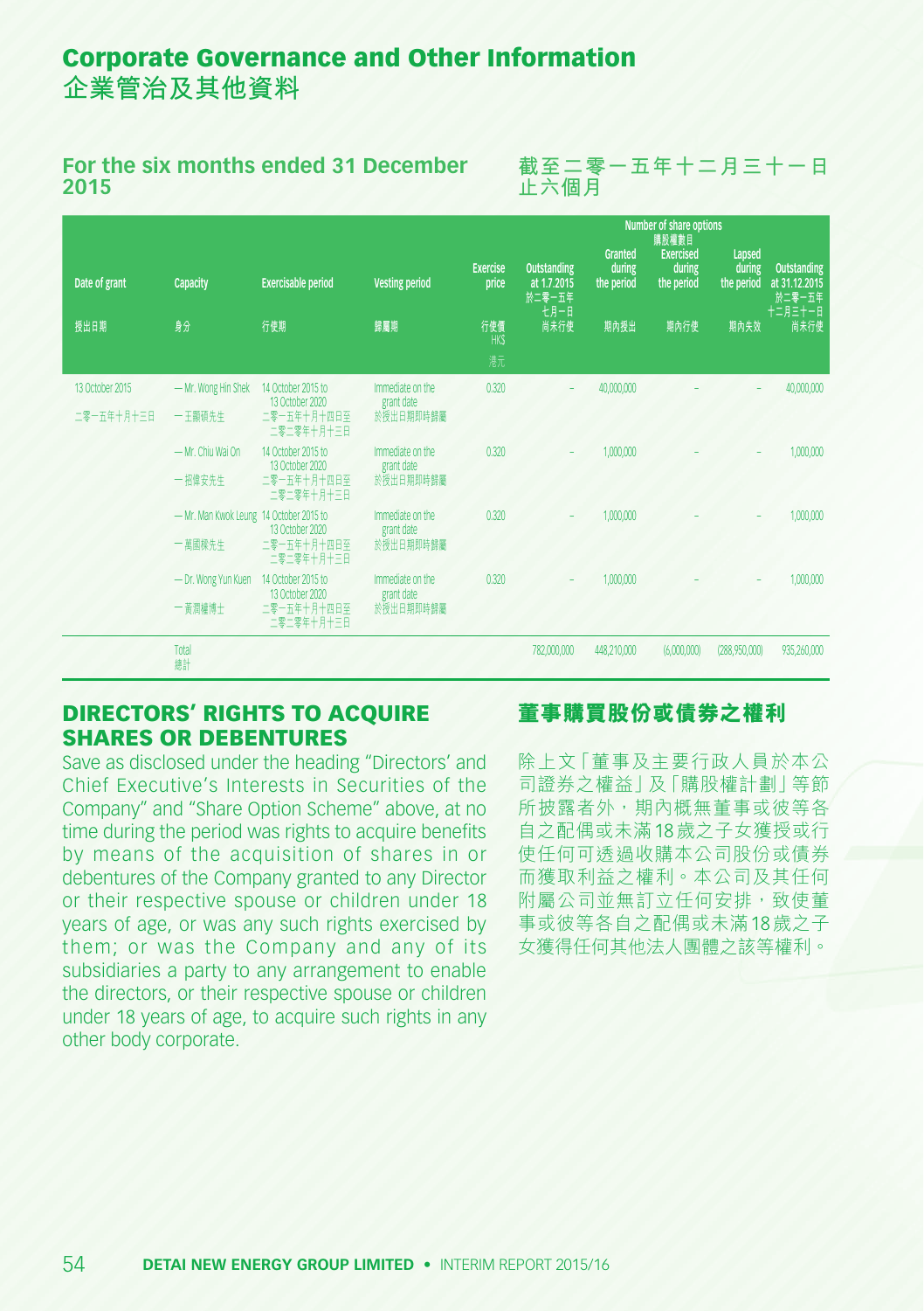# Corporate Governance and Other Information
# 企業管治及其他資料

**For the six months ended 31 December 2015**

**截至二零一五年十二月三十一日止六個月**

| Date of grant 授出日期 | Capacity 身分 | Exercisable period 行使期 | Vesting period 歸屬期 | Exercise price 行使價 HK$ 港元 | Number of share options 購股權數目 Outstanding at 1.7.2015 於二零一五年七月一日尚未行使 | Granted during the period 期內授出 | Exercised during the period 期內行使 | Lapsed during the period 期內失效 | Outstanding at 31.12.2015 於二零一五年十二月三十一日尚未行使 |
|---|---|---|---|---|---|---|---|---|---|
| 13 October 2015 二零一五年十月十三日 | – Mr. Wong Hin Shek 一王顯碩先生 | 14 October 2015 to 13 October 2020 二零一五年十月十四日至二零二零年十月十三日 | Immediate on the grant date 於授出日期即時歸屬 | 0.320 | – | 40,000,000 | – | – | 40,000,000 |
| | – Mr. Chiu Wai On 一招偉安先生 | 14 October 2015 to 13 October 2020 二零一五年十月十四日至二零二零年十月十三日 | Immediate on the grant date 於授出日期即時歸屬 | 0.320 | – | 1,000,000 | – | – | 1,000,000 |
| | – Mr. Man Kwok Leung 一萬國樑先生 | 14 October 2015 to 13 October 2020 二零一五年十月十四日至二零二零年十月十三日 | Immediate on the grant date 於授出日期即時歸屬 | 0.320 | – | 1,000,000 | – | – | 1,000,000 |
| | – Dr. Wong Yun Kuen 一黃潤權博士 | 14 October 2015 to 13 October 2020 二零一五年十月十四日至二零二零年十月十三日 | Immediate on the grant date 於授出日期即時歸屬 | 0.320 | – | 1,000,000 | – | – | 1,000,000 |
| | Total 總計 | | | | 782,000,000 | 448,210,000 | (6,000,000) | (288,950,000) | 935,260,000 |

## DIRECTORS' RIGHTS TO ACQUIRE SHARES OR DEBENTURES

Save as disclosed under the heading "Directors' and Chief Executive's Interests in Securities of the Company" and "Share Option Scheme" above, at no time during the period was rights to acquire benefits by means of the acquisition of shares in or debentures of the Company granted to any Director or their respective spouse or children under 18 years of age, or was any such rights exercised by them; or was the Company and any of its subsidiaries a party to any arrangement to enable the directors, or their respective spouse or children under 18 years of age, to acquire such rights in any other body corporate.

## 董事購買股份或債券之權利

除上文「董事及主要行政人員於本公司證券之權益」及「購股權計劃」等節所披露者外，期內概無董事或彼等各自之配偶或未滿18歲之子女獲授或行使任何可透過收購本公司股份或債券而獲取利益之權利。本公司及其任何附屬公司並無訂立任何安排，致使董事或彼等各自之配偶或未滿18歲之子女獲得任何其他法人團體之該等權利。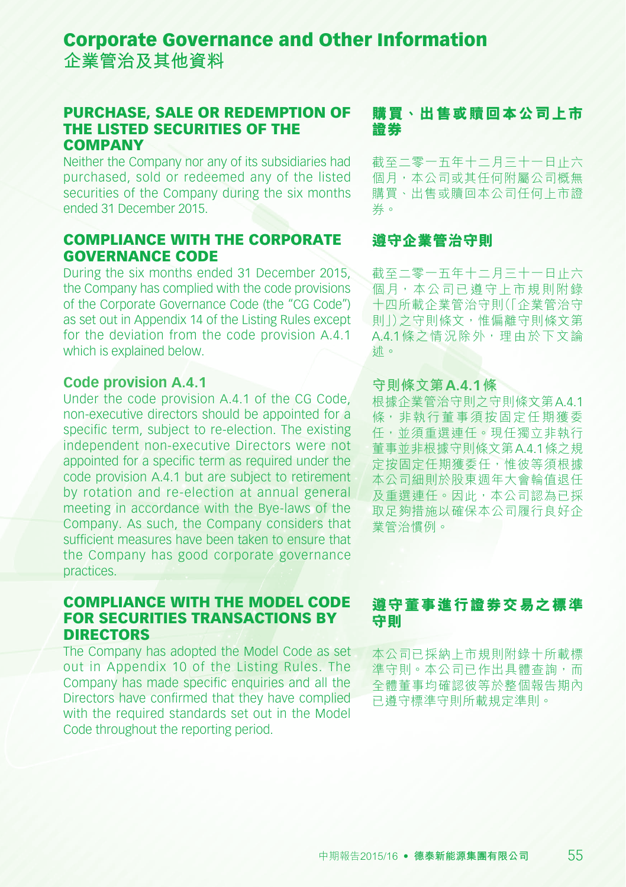# Corporate Governance and Other Information
# 企業管治及其他資料

## PURCHASE, SALE OR REDEMPTION OF THE LISTED SECURITIES OF THE COMPANY

Neither the Company nor any of its subsidiaries had purchased, sold or redeemed any of the listed securities of the Company during the six months ended 31 December 2015.

## 購買、出售或贖回本公司上市證券

截至二零一五年十二月三十一日止六個月，本公司或其任何附屬公司概無購買、出售或贖回本公司任何上市證券。

## COMPLIANCE WITH THE CORPORATE GOVERNANCE CODE

During the six months ended 31 December 2015, the Company has complied with the code provisions of the Corporate Governance Code (the "CG Code") as set out in Appendix 14 of the Listing Rules except for the deviation from the code provision A.4.1 which is explained below.

### Code provision A.4.1

Under the code provision A.4.1 of the CG Code, non-executive directors should be appointed for a specific term, subject to re-election. The existing independent non-executive Directors were not appointed for a specific term as required under the code provision A.4.1 but are subject to retirement by rotation and re-election at annual general meeting in accordance with the Bye-laws of the Company. As such, the Company considers that sufficient measures have been taken to ensure that the Company has good corporate governance practices.

## 遵守企業管治守則

截至二零一五年十二月三十一日止六個月，本公司已遵守上市規則附錄十四所載企業管治守則(「企業管治守則」)之守則條文，惟偏離守則條文第A.4.1條之情況除外，理由於下文論述。

### 守則條文第A.4.1條

根據企業管治守則之守則條文第A.4.1條，非執行董事須按固定任期獲委任，並須重選連任。現任獨立非執行董事並非根據守則條文第A.4.1條之規定按固定任期獲委任，惟彼等須根據本公司細則於股東週年大會輪值退任及重選連任。因此，本公司認為已採取足夠措施以確保本公司履行良好企業管治慣例。

## COMPLIANCE WITH THE MODEL CODE FOR SECURITIES TRANSACTIONS BY DIRECTORS

The Company has adopted the Model Code as set out in Appendix 10 of the Listing Rules. The Company has made specific enquiries and all the Directors have confirmed that they have complied with the required standards set out in the Model Code throughout the reporting period.

## 遵守董事進行證券交易之標準守則

本公司已採納上市規則附錄十所載標準守則。本公司已作出具體查詢，而全體董事均確認彼等於整個報告期內已遵守標準守則所載規定準則。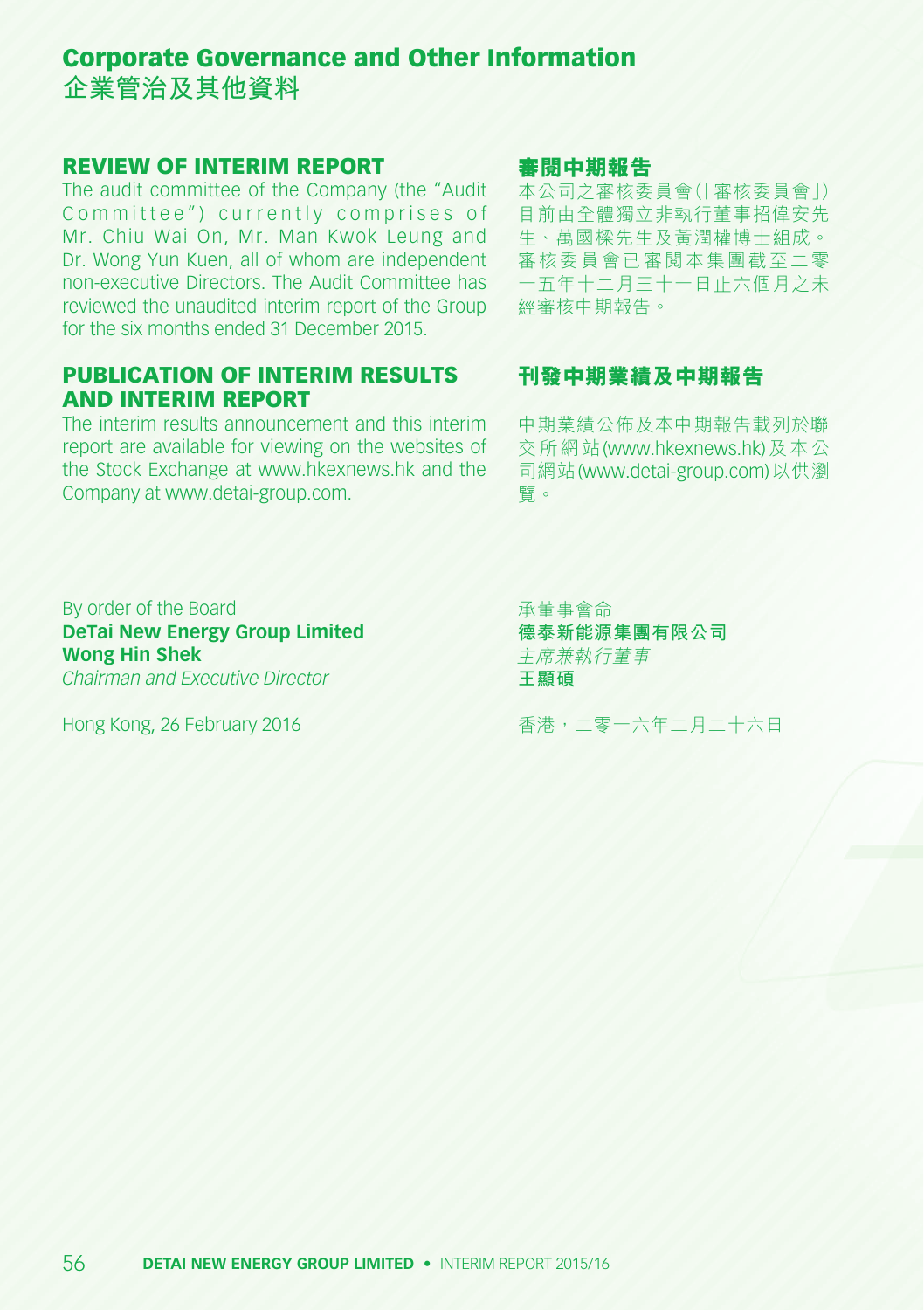# Corporate Governance and Other Information
# 企業管治及其他資料

## REVIEW OF INTERIM REPORT

The audit committee of the Company (the "Audit Committee") currently comprises of Mr. Chiu Wai On, Mr. Man Kwok Leung and Dr. Wong Yun Kuen, all of whom are independent non-executive Directors. The Audit Committee has reviewed the unaudited interim report of the Group for the six months ended 31 December 2015.

## 審閱中期報告

本公司之審核委員會(「審核委員會」)目前由全體獨立非執行董事招偉安先生、萬國樑先生及黃潤權博士組成。審核委員會已審閱本集團截至二零一五年十二月三十一日止六個月之未經審核中期報告。

## PUBLICATION OF INTERIM RESULTS AND INTERIM REPORT

The interim results announcement and this interim report are available for viewing on the websites of the Stock Exchange at www.hkexnews.hk and the Company at www.detai-group.com.

## 刊發中期業績及中期報告

中期業績公佈及本中期報告載列於聯交所網站(www.hkexnews.hk)及本公司網站(www.detai-group.com)以供瀏覽。

By order of the Board
**DeTai New Energy Group Limited**
**Wong Hin Shek**
*Chairman and Executive Director*

Hong Kong, 26 February 2016

承董事會命
**德泰新能源集團有限公司**
*主席兼執行董事*
**王顯碩**

香港，二零一六年二月二十六日